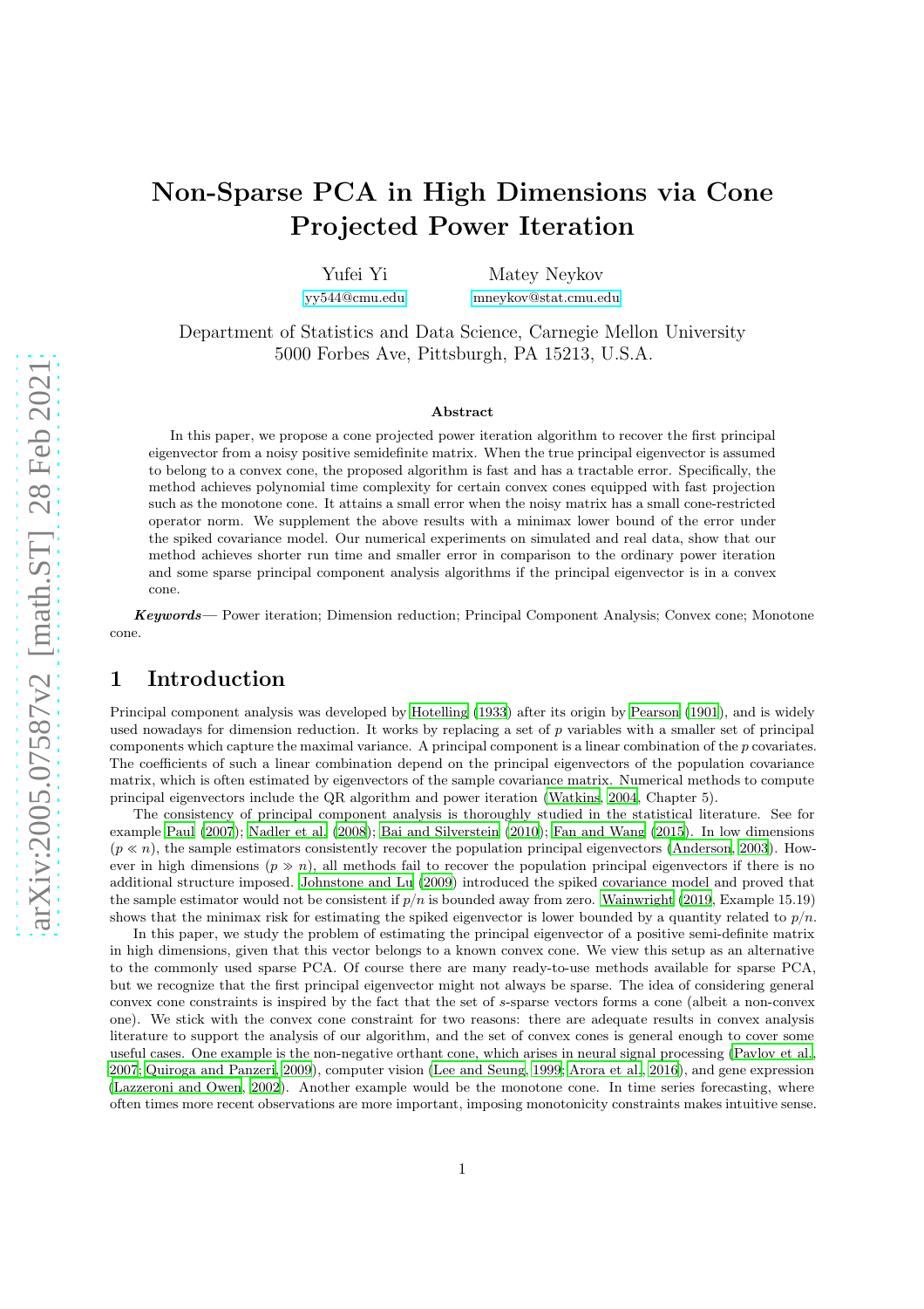# Non-Sparse PCA in High Dimensions via Cone Projected Power Iteration

Yufei Yi
yy544@cmu.edu

Matey Neykov
mneykov@stat.cmu.edu

Department of Statistics and Data Science, Carnegie Mellon University
5000 Forbes Ave, Pittsburgh, PA 15213, U.S.A.

### Abstract

In this paper, we propose a cone projected power iteration algorithm to recover the first principal eigenvector from a noisy positive semidefinite matrix. When the true principal eigenvector is assumed to belong to a convex cone, the proposed algorithm is fast and has a tractable error. Specifically, the method achieves polynomial time complexity for certain convex cones equipped with fast projection such as the monotone cone. It attains a small error when the noisy matrix has a small cone-restricted operator norm. We supplement the above results with a minimax lower bound of the error under the spiked covariance model. Our numerical experiments on simulated and real data, show that our method achieves shorter run time and smaller error in comparison to the ordinary power iteration and some sparse principal component analysis algorithms if the principal eigenvector is in a convex cone.

***Keywords***— Power iteration; Dimension reduction; Principal Component Analysis; Convex cone; Monotone cone.

## 1 Introduction

Principal component analysis was developed by Hotelling (1933) after its origin by Pearson (1901), and is widely used nowadays for dimension reduction. It works by replacing a set of $p$ variables with a smaller set of principal components which capture the maximal variance. A principal component is a linear combination of the $p$ covariates. The coefficients of such a linear combination depend on the principal eigenvectors of the population covariance matrix, which is often estimated by eigenvectors of the sample covariance matrix. Numerical methods to compute principal eigenvectors include the QR algorithm and power iteration (Watkins, 2004, Chapter 5).

The consistency of principal component analysis is thoroughly studied in the statistical literature. See for example Paul (2007); Nadler et al. (2008); Bai and Silverstein (2010); Fan and Wang (2015). In low dimensions ($p \ll n$), the sample estimators consistently recover the population principal eigenvectors (Anderson, 2003). However in high dimensions ($p \gg n$), all methods fail to recover the population principal eigenvectors if there is no additional structure imposed. Johnstone and Lu (2009) introduced the spiked covariance model and proved that the sample estimator would not be consistent if $p/n$ is bounded away from zero. Wainwright (2019, Example 15.19) shows that the minimax risk for estimating the spiked eigenvector is lower bounded by a quantity related to $p/n$.

In this paper, we study the problem of estimating the principal eigenvector of a positive semi-definite matrix in high dimensions, given that this vector belongs to a known convex cone. We view this setup as an alternative to the commonly used sparse PCA. Of course there are many ready-to-use methods available for sparse PCA, but we recognize that the first principal eigenvector might not always be sparse. The idea of considering general convex cone constraints is inspired by the fact that the set of $s$-sparse vectors forms a cone (albeit a non-convex one). We stick with the convex cone constraint for two reasons: there are adequate results in convex analysis literature to support the analysis of our algorithm, and the set of convex cones is general enough to cover some useful cases. One example is the non-negative orthant cone, which arises in neural signal processing (Pavlov et al., 2007; Quiroga and Panzeri, 2009), computer vision (Lee and Seung, 1999; Arora et al., 2016), and gene expression (Lazzeroni and Owen, 2002). Another example would be the monotone cone. In time series forecasting, where often times more recent observations are more important, imposing monotonicity constraints makes intuitive sense.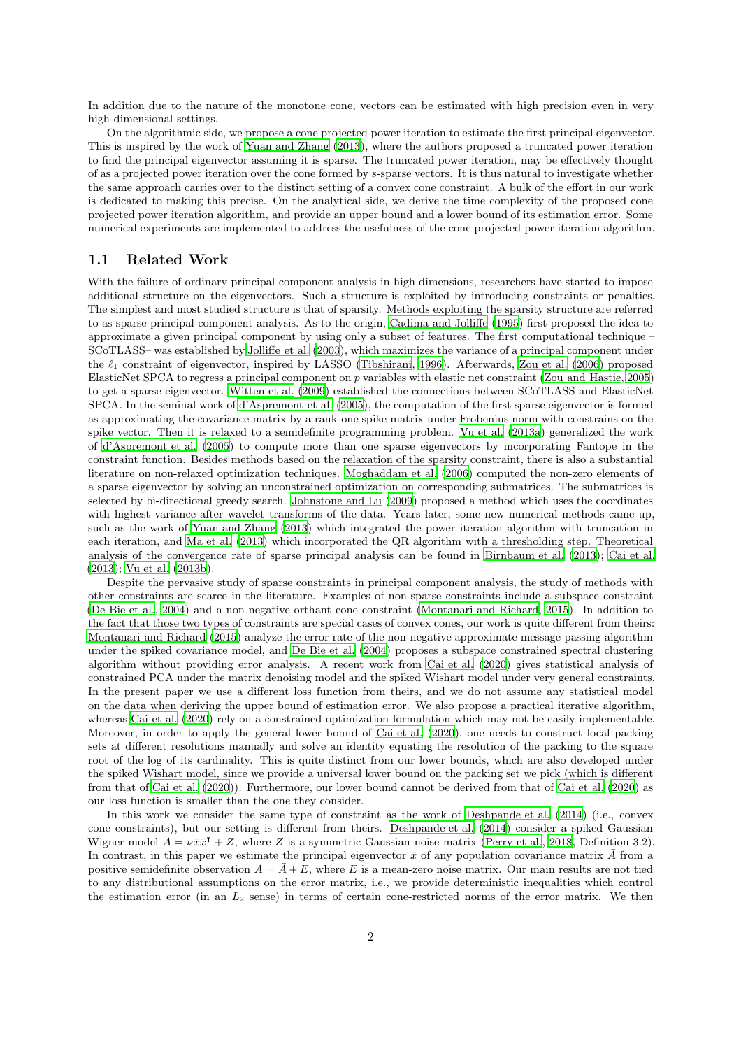In addition due to the nature of the monotone cone, vectors can be estimated with high precision even in very high-dimensional settings.

On the algorithmic side, we propose a cone projected power iteration to estimate the first principal eigenvector. This is inspired by the work of Yuan and Zhang (2013), where the authors proposed a truncated power iteration to find the principal eigenvector assuming it is sparse. The truncated power iteration, may be effectively thought of as a projected power iteration over the cone formed by $s$-sparse vectors. It is thus natural to investigate whether the same approach carries over to the distinct setting of a convex cone constraint. A bulk of the effort in our work is dedicated to making this precise. On the analytical side, we derive the time complexity of the proposed cone projected power iteration algorithm, and provide an upper bound and a lower bound of its estimation error. Some numerical experiments are implemented to address the usefulness of the cone projected power iteration algorithm.

## 1.1 Related Work

With the failure of ordinary principal component analysis in high dimensions, researchers have started to impose additional structure on the eigenvectors. Such a structure is exploited by introducing constraints or penalties. The simplest and most studied structure is that of sparsity. Methods exploiting the sparsity structure are referred to as sparse principal component analysis. As to the origin, Cadima and Jolliffe (1995) first proposed the idea to approximate a given principal component by using only a subset of features. The first computational technique – SCoTLASS– was established by Jolliffe et al. (2003), which maximizes the variance of a principal component under the $\ell_1$ constraint of eigenvector, inspired by LASSO (Tibshirani, 1996). Afterwards, Zou et al. (2006) proposed ElasticNet SPCA to regress a principal component on $p$ variables with elastic net constraint (Zou and Hastie, 2005) to get a sparse eigenvector. Witten et al. (2009) established the connections between SCoTLASS and ElasticNet SPCA. In the seminal work of d'Aspremont et al. (2005), the computation of the first sparse eigenvector is formed as approximating the covariance matrix by a rank-one spike matrix under Frobenius norm with constrains on the spike vector. Then it is relaxed to a semidefinite programming problem. Vu et al. (2013a) generalized the work of d'Aspremont et al. (2005) to compute more than one sparse eigenvectors by incorporating Fantope in the constraint function. Besides methods based on the relaxation of the sparsity constraint, there is also a substantial literature on non-relaxed optimization techniques. Moghaddam et al. (2006) computed the non-zero elements of a sparse eigenvector by solving an unconstrained optimization on corresponding submatrices. The submatrices is selected by bi-directional greedy search. Johnstone and Lu (2009) proposed a method which uses the coordinates with highest variance after wavelet transforms of the data. Years later, some new numerical methods came up, such as the work of Yuan and Zhang (2013) which integrated the power iteration algorithm with truncation in each iteration, and Ma et al. (2013) which incorporated the QR algorithm with a thresholding step. Theoretical analysis of the convergence rate of sparse principal analysis can be found in Birnbaum et al. (2013); Cai et al. (2013); Vu et al. (2013b).

Despite the pervasive study of sparse constraints in principal component analysis, the study of methods with other constraints are scarce in the literature. Examples of non-sparse constraints include a subspace constraint (De Bie et al., 2004) and a non-negative orthant cone constraint (Montanari and Richard, 2015). In addition to the fact that those two types of constraints are special cases of convex cones, our work is quite different from theirs: Montanari and Richard (2015) analyze the error rate of the non-negative approximate message-passing algorithm under the spiked covariance model, and De Bie et al. (2004) proposes a subspace constrained spectral clustering algorithm without providing error analysis. A recent work from Cai et al. (2020) gives statistical analysis of constrained PCA under the matrix denoising model and the spiked Wishart model under very general constraints. In the present paper we use a different loss function from theirs, and we do not assume any statistical model on the data when deriving the upper bound of estimation error. We also propose a practical iterative algorithm, whereas Cai et al. (2020) rely on a constrained optimization formulation which may not be easily implementable. Moreover, in order to apply the general lower bound of Cai et al. (2020), one needs to construct local packing sets at different resolutions manually and solve an identity equating the resolution of the packing to the square root of the log of its cardinality. This is quite distinct from our lower bounds, which are also developed under the spiked Wishart model, since we provide a universal lower bound on the packing set we pick (which is different from that of Cai et al. (2020)). Furthermore, our lower bound cannot be derived from that of Cai et al. (2020) as our loss function is smaller than the one they consider.

In this work we consider the same type of constraint as the work of Deshpande et al. (2014) (i.e., convex cone constraints), but our setting is different from theirs. Deshpande et al. (2014) consider a spiked Gaussian Wigner model $A = \nu\bar{x}\bar{x}^\intercal + Z$, where $Z$ is a symmetric Gaussian noise matrix (Perry et al., 2018, Definition 3.2). In contrast, in this paper we estimate the principal eigenvector $\bar{x}$ of any population covariance matrix $\bar{A}$ from a positive semidefinite observation $A = \bar{A} + E$, where $E$ is a mean-zero noise matrix. Our main results are not tied to any distributional assumptions on the error matrix, i.e., we provide deterministic inequalities which control the estimation error (in an $L_2$ sense) in terms of certain cone-restricted norms of the error matrix. We then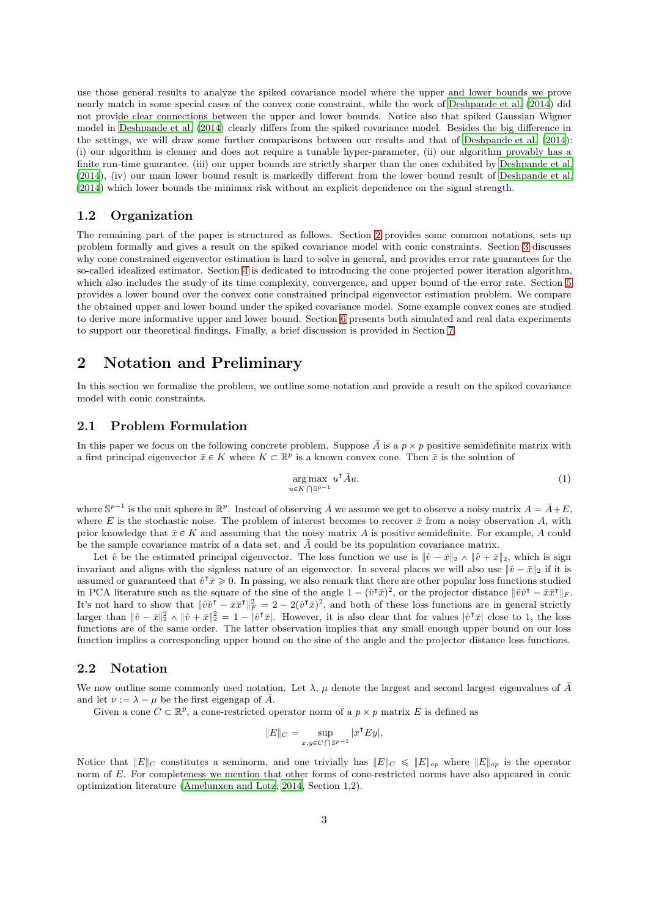use those general results to analyze the spiked covariance model where the upper and lower bounds we prove nearly match in some special cases of the convex cone constraint, while the work of Deshpande et al. (2014) did not provide clear connections between the upper and lower bounds. Notice also that spiked Gaussian Wigner model in Deshpande et al. (2014) clearly differs from the spiked covariance model. Besides the big difference in the settings, we will draw some further comparisons between our results and that of Deshpande et al. (2014): (i) our algorithm is cleaner and does not require a tunable hyper-parameter, (ii) our algorithm provably has a finite run-time guarantee, (iii) our upper bounds are strictly sharper than the ones exhibited by Deshpande et al. (2014), (iv) our main lower bound result is markedly different from the lower bound result of Deshpande et al. (2014) which lower bounds the minimax risk without an explicit dependence on the signal strength.

### 1.2 Organization

The remaining part of the paper is structured as follows. Section 2 provides some common notations, sets up problem formally and gives a result on the spiked covariance model with conic constraints. Section 3 discusses why cone constrained eigenvector estimation is hard to solve in general, and provides error rate guarantees for the so-called idealized estimator. Section 4 is dedicated to introducing the cone projected power iteration algorithm, which also includes the study of its time complexity, convergence, and upper bound of the error rate. Section 5 provides a lower bound over the convex cone constrained principal eigenvector estimation problem. We compare the obtained upper and lower bound under the spiked covariance model. Some example convex cones are studied to derive more informative upper and lower bound. Section 6 presents both simulated and real data experiments to support our theoretical findings. Finally, a brief discussion is provided in Section 7.

## 2 Notation and Preliminary

In this section we formalize the problem, we outline some notation and provide a result on the spiked covariance model with conic constraints.

### 2.1 Problem Formulation

In this paper we focus on the following concrete problem. Suppose $\bar{A}$ is a $p \times p$ positive semidefinite matrix with a first principal eigenvector $\bar{x} \in K$ where $K \subset \mathbb{R}^p$ is a known convex cone. Then $\bar{x}$ is the solution of

$$\underset{u \in K \bigcap \mathbb{S}^{p-1}}{\arg\max} \ u^\intercal \bar{A} u. \tag{1}$$

where $\mathbb{S}^{p-1}$ is the unit sphere in $\mathbb{R}^p$. Instead of observing $\bar{A}$ we assume we get to observe a noisy matrix $A = \bar{A} + E$, where $E$ is the stochastic noise. The problem of interest becomes to recover $\bar{x}$ from a noisy observation $A$, with prior knowledge that $\bar{x} \in K$ and assuming that the noisy matrix $A$ is positive semidefinite. For example, $A$ could be the sample covariance matrix of a data set, and $\bar{A}$ could be its population covariance matrix.

Let $\hat{v}$ be the estimated principal eigenvector. The loss function we use is $\|\hat{v} - \bar{x}\|_2 \wedge \|\hat{v} + \bar{x}\|_2$, which is sign invariant and aligns with the signless nature of an eigenvector. In several places we will also use $\|\hat{v} - \bar{x}\|_2$ if it is assumed or guaranteed that $\hat{v}^\intercal \bar{x} \geqslant 0$. In passing, we also remark that there are other popular loss functions studied in PCA literature such as the square of the sine of the angle $1 - (\hat{v}^\intercal \bar{x})^2$, or the projector distance $\|\hat{v}\hat{v}^\intercal - \bar{x}\bar{x}^\intercal\|_F$. It's not hard to show that $\|\hat{v}\hat{v}^\intercal - \bar{x}\bar{x}^\intercal\|_F^2 = 2 - 2(\hat{v}^\intercal \bar{x})^2$, and both of these loss functions are in general strictly larger than $\|\hat{v} - \bar{x}\|_2^2 \wedge \|\hat{v} + \bar{x}\|_2^2 = 1 - |\hat{v}^\intercal \bar{x}|$. However, it is also clear that for values $|\hat{v}^\intercal \bar{x}|$ close to 1, the loss functions are of the same order. The latter observation implies that any small enough upper bound on our loss function implies a corresponding upper bound on the sine of the angle and the projector distance loss functions.

### 2.2 Notation

We now outline some commonly used notation. Let $\lambda$, $\mu$ denote the largest and second largest eigenvalues of $\bar{A}$ and let $\nu := \lambda - \mu$ be the first eigengap of $\bar{A}$.

Given a cone $C \subset \mathbb{R}^p$, a cone-restricted operator norm of a $p \times p$ matrix $E$ is defined as

$$\|E\|_C = \sup_{x, y \in C \bigcap \mathbb{S}^{p-1}} |x^\intercal E y|,$$

Notice that $\|E\|_C$ constitutes a seminorm, and one trivially has $\|E\|_C \leqslant \|E\|_{op}$ where $\|E\|_{op}$ is the operator norm of $E$. For completeness we mention that other forms of cone-restricted norms have also appeared in conic optimization literature (Amelunxen and Lotz, 2014, Section 1.2).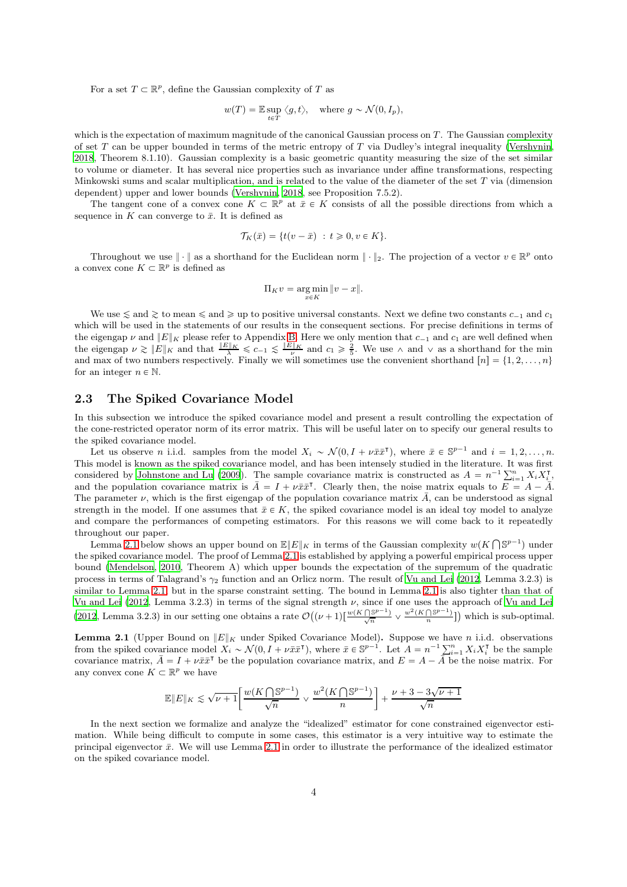For a set $T \subset \mathbb{R}^p$, define the Gaussian complexity of $T$ as

$$w(T) = \mathbb{E} \sup_{t \in T} \langle g, t \rangle, \quad \text{where } g \sim \mathcal{N}(0, I_p),$$

which is the expectation of maximum magnitude of the canonical Gaussian process on $T$. The Gaussian complexity of set $T$ can be upper bounded in terms of the metric entropy of $T$ via Dudley's integral inequality (Vershynin, 2018, Theorem 8.1.10). Gaussian complexity is a basic geometric quantity measuring the size of the set similar to volume or diameter. It has several nice properties such as invariance under affine transformations, respecting Minkowski sums and scalar multiplication, and is related to the value of the diameter of the set $T$ via (dimension dependent) upper and lower bounds (Vershynin, 2018, see Proposition 7.5.2).

The tangent cone of a convex cone $K \subset \mathbb{R}^p$ at $\bar{x} \in K$ consists of all the possible directions from which a sequence in $K$ can converge to $\bar{x}$. It is defined as

$$\mathcal{T}_K(\bar{x}) = \{t(v - \bar{x}) \ : \ t \geqslant 0, v \in K\}.$$

Throughout we use $\|\cdot\|$ as a shorthand for the Euclidean norm $\|\cdot\|_2$. The projection of a vector $v \in \mathbb{R}^p$ onto a convex cone $K \subset \mathbb{R}^p$ is defined as

$$\Pi_K v = \arg\min_{x \in K} \|v - x\|.$$

We use $\lesssim$ and $\gtrsim$ to mean $\leqslant$ and $\geqslant$ up to positive universal constants. Next we define two constants $c_{-1}$ and $c_1$ which will be used in the statements of our results in the consequent sections. For precise definitions in terms of the eigengap $\nu$ and $\|E\|_K$ please refer to Appendix B. Here we only mention that $c_{-1}$ and $c_1$ are well defined when the eigengap $\nu \gtrsim \|E\|_K$ and that $\frac{\|E\|_K}{\lambda} \leqslant c_{-1} \lesssim \frac{\|E\|_K}{\nu}$ and $c_1 \geqslant \frac{2}{5}$. We use $\wedge$ and $\vee$ as a shorthand for the min and max of two numbers respectively. Finally we will sometimes use the convenient shorthand $[n] = \{1, 2, \ldots, n\}$ for an integer $n \in \mathbb{N}$.

## 2.3 The Spiked Covariance Model

In this subsection we introduce the spiked covariance model and present a result controlling the expectation of the cone-restricted operator norm of its error matrix. This will be useful later on to specify our general results to the spiked covariance model.

Let us observe $n$ i.i.d. samples from the model $X_i \sim \mathcal{N}(0, I + \nu\bar{x}\bar{x}^\intercal)$, where $\bar{x} \in \mathbb{S}^{p-1}$ and $i = 1, 2, \ldots, n$. This model is known as the spiked covariance model, and has been intensely studied in the literature. It was first considered by Johnstone and Lu (2009). The sample covariance matrix is constructed as $A = n^{-1}\sum_{i=1}^n X_i X_i^\intercal$, and the population covariance matrix is $\bar{A} = I + \nu\bar{x}\bar{x}^\intercal$. Clearly then, the noise matrix equals to $E = A - \bar{A}$. The parameter $\nu$, which is the first eigengap of the population covariance matrix $\bar{A}$, can be understood as signal strength in the model. If one assumes that $\bar{x} \in K$, the spiked covariance model is an ideal toy model to analyze and compare the performances of competing estimators. For this reasons we will come back to it repeatedly throughout our paper.

Lemma 2.1 below shows an upper bound on $\mathbb{E}\|E\|_K$ in terms of the Gaussian complexity $w(K \bigcap \mathbb{S}^{p-1})$ under the spiked covariance model. The proof of Lemma 2.1 is established by applying a powerful empirical process upper bound (Mendelson, 2010, Theorem A) which upper bounds the expectation of the supremum of the quadratic process in terms of Talagrand's $\gamma_2$ function and an Orlicz norm. The result of Vu and Lei (2012, Lemma 3.2.3) is similar to Lemma 2.1, but in the sparse constraint setting. The bound in Lemma 2.1 is also tighter than that of Vu and Lei (2012, Lemma 3.2.3) in terms of the signal strength $\nu$, since if one uses the approach of Vu and Lei (2012, Lemma 3.2.3) in our setting one obtains a rate $\mathcal{O}\big((\nu+1)[\frac{w(K \bigcap \mathbb{S}^{p-1})}{\sqrt{n}} \vee \frac{w^2(K \bigcap \mathbb{S}^{p-1})}{n}]\big)$ which is sub-optimal.

**Lemma 2.1** (Upper Bound on $\|E\|_K$ under Spiked Covariance Model)**.** Suppose we have $n$ i.i.d. observations from the spiked covariance model $X_i \sim \mathcal{N}(0, I + \nu\bar{x}\bar{x}^\intercal)$, where $\bar{x} \in \mathbb{S}^{p-1}$. Let $A = n^{-1}\sum_{i=1}^n X_i X_i^\intercal$ be the sample covariance matrix, $\bar{A} = I + \nu\bar{x}\bar{x}^\intercal$ be the population covariance matrix, and $E = A - \bar{A}$ be the noise matrix. For any convex cone $K \subset \mathbb{R}^p$ we have

$$\mathbb{E}\|E\|_K \lesssim \sqrt{\nu+1}\left[\frac{w(K \bigcap \mathbb{S}^{p-1})}{\sqrt{n}} \vee \frac{w^2(K \bigcap \mathbb{S}^{p-1})}{n}\right] + \frac{\nu + 3 - 3\sqrt{\nu+1}}{\sqrt{n}}$$

In the next section we formalize and analyze the "idealized" estimator for cone constrained eigenvector estimation. While being difficult to compute in some cases, this estimator is a very intuitive way to estimate the principal eigenvector $\bar{x}$. We will use Lemma 2.1 in order to illustrate the performance of the idealized estimator on the spiked covariance model.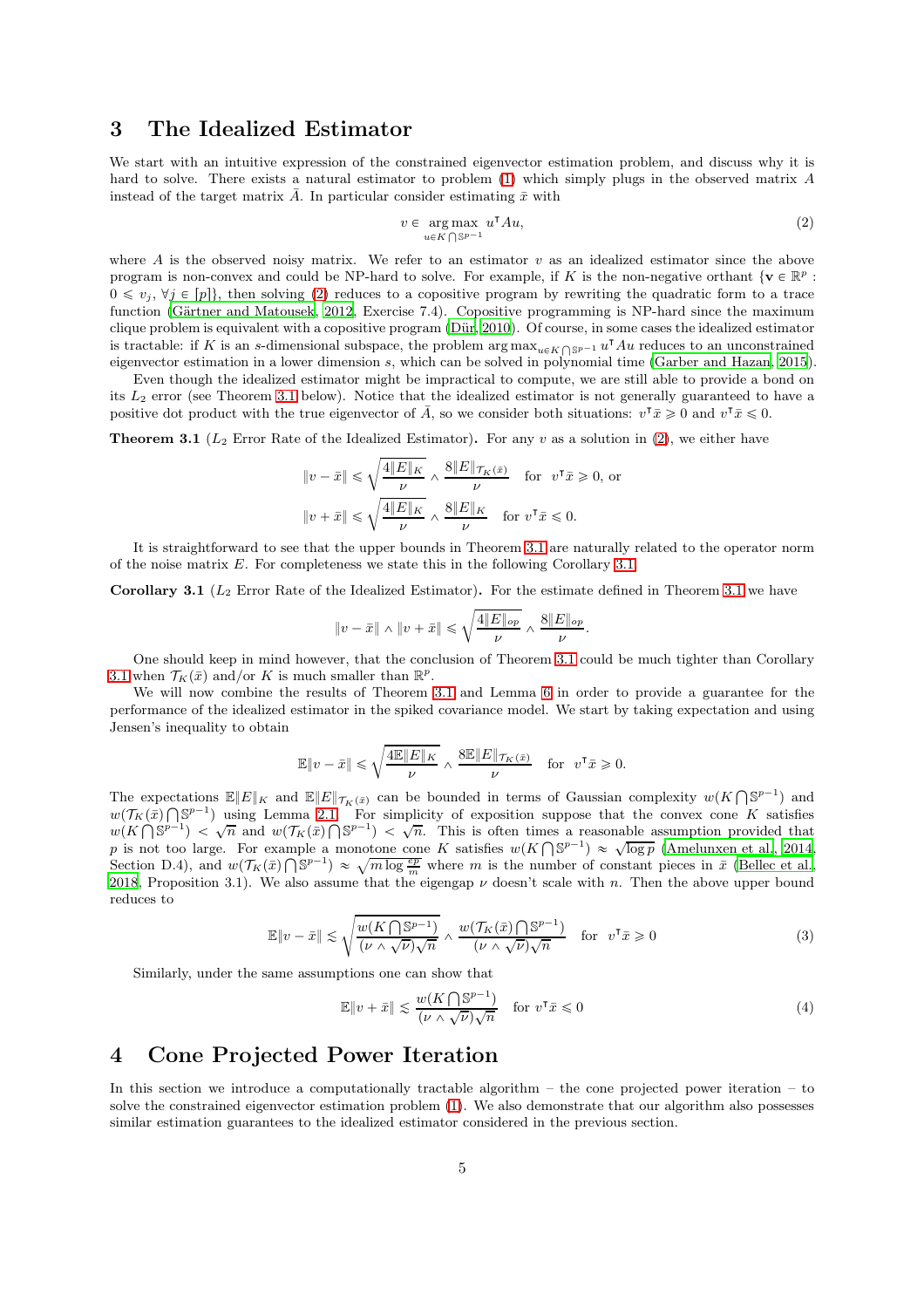## 3 The Idealized Estimator

We start with an intuitive expression of the constrained eigenvector estimation problem, and discuss why it is hard to solve. There exists a natural estimator to problem (1) which simply plugs in the observed matrix $A$ instead of the target matrix $\bar{A}$. In particular consider estimating $\bar{x}$ with

$$v \in \underset{u \in K \bigcap \mathbb{S}^{p-1}}{\arg\max}\ u^\intercal A u, \tag{2}$$

where $A$ is the observed noisy matrix. We refer to an estimator $v$ as an idealized estimator since the above program is non-convex and could be NP-hard to solve. For example, if $K$ is the non-negative orthant $\{\mathbf{v} \in \mathbb{R}^p : 0 \leqslant v_j, \forall j \in [p]\}$, then solving (2) reduces to a copositive program by rewriting the quadratic form to a trace function (Gärtner and Matousek, 2012, Exercise 7.4). Copositive programming is NP-hard since the maximum clique problem is equivalent with a copositive program (Dür, 2010). Of course, in some cases the idealized estimator is tractable: if $K$ is an $s$-dimensional subspace, the problem $\arg\max_{u \in K \bigcap \mathbb{S}^{p-1}} u^\intercal A u$ reduces to an unconstrained eigenvector estimation in a lower dimension $s$, which can be solved in polynomial time (Garber and Hazan, 2015).

Even though the idealized estimator might be impractical to compute, we are still able to provide a bond on its $L_2$ error (see Theorem 3.1 below). Notice that the idealized estimator is not generally guaranteed to have a positive dot product with the true eigenvector of $\bar{A}$, so we consider both situations: $v^\intercal \bar{x} \geqslant 0$ and $v^\intercal \bar{x} \leqslant 0$.

**Theorem 3.1** ($L_2$ Error Rate of the Idealized Estimator)**.** For any $v$ as a solution in (2), we either have

$$\|v - \bar{x}\| \leqslant \sqrt{\frac{4\|E\|_K}{\nu}} \wedge \frac{8\|E\|_{\mathcal{T}_K(\bar{x})}}{\nu} \quad \text{for} \quad v^\intercal \bar{x} \geqslant 0, \text{ or}$$

$$\|v + \bar{x}\| \leqslant \sqrt{\frac{4\|E\|_K}{\nu}} \wedge \frac{8\|E\|_K}{\nu} \quad \text{for } v^\intercal \bar{x} \leqslant 0.$$

It is straightforward to see that the upper bounds in Theorem 3.1 are naturally related to the operator norm of the noise matrix $E$. For completeness we state this in the following Corollary 3.1.

**Corollary 3.1** ($L_2$ Error Rate of the Idealized Estimator)**.** For the estimate defined in Theorem 3.1 we have

$$\|v - \bar{x}\| \wedge \|v + \bar{x}\| \leqslant \sqrt{\frac{4\|E\|_{op}}{\nu}} \wedge \frac{8\|E\|_{op}}{\nu}.$$

One should keep in mind however, that the conclusion of Theorem 3.1 could be much tighter than Corollary 3.1 when $\mathcal{T}_K(\bar{x})$ and/or $K$ is much smaller than $\mathbb{R}^p$.

We will now combine the results of Theorem 3.1 and Lemma 6 in order to provide a guarantee for the performance of the idealized estimator in the spiked covariance model. We start by taking expectation and using Jensen's inequality to obtain

$$\mathbb{E}\|v - \bar{x}\| \leqslant \sqrt{\frac{4\mathbb{E}\|E\|_K}{\nu}} \wedge \frac{8\mathbb{E}\|E\|_{\mathcal{T}_K(\bar{x})}}{\nu} \quad \text{for} \quad v^\intercal \bar{x} \geqslant 0.$$

The expectations $\mathbb{E}\|E\|_K$ and $\mathbb{E}\|E\|_{\mathcal{T}_K(\bar{x})}$ can be bounded in terms of Gaussian complexity $w(K \bigcap \mathbb{S}^{p-1})$ and $w(\mathcal{T}_K(\bar{x}) \bigcap \mathbb{S}^{p-1})$ using Lemma 2.1. For simplicity of exposition suppose that the convex cone $K$ satisfies $w(K \bigcap \mathbb{S}^{p-1}) < \sqrt{n}$ and $w(\mathcal{T}_K(\bar{x}) \bigcap \mathbb{S}^{p-1}) < \sqrt{n}$. This is often times a reasonable assumption provided that $p$ is not too large. For example a monotone cone $K$ satisfies $w(K \bigcap \mathbb{S}^{p-1}) \approx \sqrt{\log p}$ (Amelunxen et al., 2014, Section D.4), and $w(\mathcal{T}_K(\bar{x}) \bigcap \mathbb{S}^{p-1}) \approx \sqrt{m \log \frac{ep}{m}}$ where $m$ is the number of constant pieces in $\bar{x}$ (Bellec et al., 2018, Proposition 3.1). We also assume that the eigengap $\nu$ doesn't scale with $n$. Then the above upper bound reduces to

$$\mathbb{E}\|v - \bar{x}\| \lesssim \sqrt{\frac{w(K \bigcap \mathbb{S}^{p-1})}{(\nu \wedge \sqrt{\nu})\sqrt{n}}} \wedge \frac{w(\mathcal{T}_K(\bar{x}) \bigcap \mathbb{S}^{p-1})}{(\nu \wedge \sqrt{\nu})\sqrt{n}} \quad \text{for} \quad v^\intercal \bar{x} \geqslant 0 \tag{3}$$

Similarly, under the same assumptions one can show that

$$\mathbb{E}\|v + \bar{x}\| \lesssim \frac{w(K \bigcap \mathbb{S}^{p-1})}{(\nu \wedge \sqrt{\nu})\sqrt{n}} \quad \text{for } v^\intercal \bar{x} \leqslant 0 \tag{4}$$

## 4 Cone Projected Power Iteration

In this section we introduce a computationally tractable algorithm – the cone projected power iteration – to solve the constrained eigenvector estimation problem (1). We also demonstrate that our algorithm also possesses similar estimation guarantees to the idealized estimator considered in the previous section.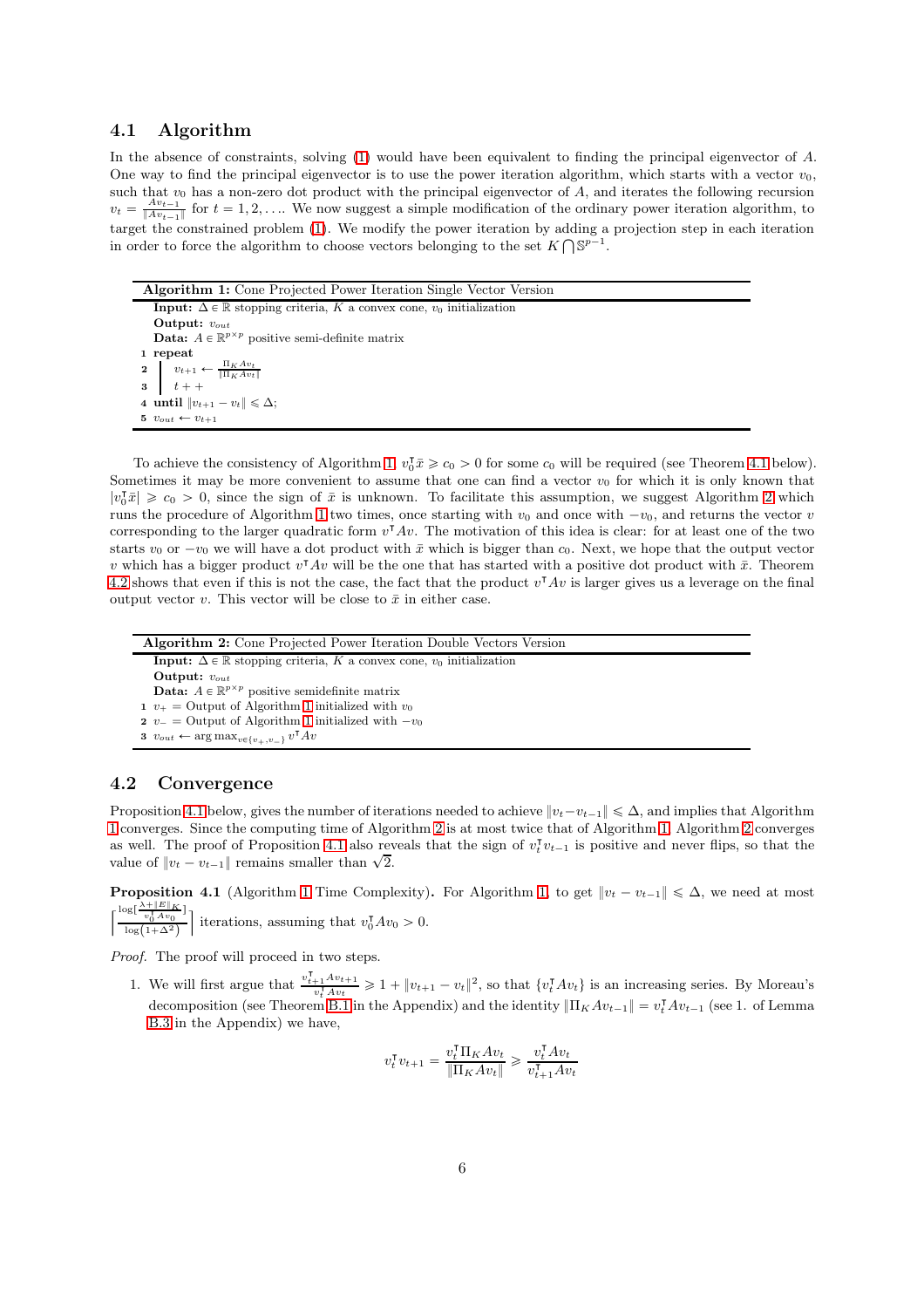### 4.1 Algorithm

In the absence of constraints, solving (1) would have been equivalent to finding the principal eigenvector of $A$. One way to find the principal eigenvector is to use the power iteration algorithm, which starts with a vector $v_0$, such that $v_0$ has a non-zero dot product with the principal eigenvector of $A$, and iterates the following recursion $v_t = \frac{Av_{t-1}}{\|Av_{t-1}\|}$ for $t = 1, 2, \ldots$. We now suggest a simple modification of the ordinary power iteration algorithm, to target the constrained problem (1). We modify the power iteration by adding a projection step in each iteration in order to force the algorithm to choose vectors belonging to the set $K \bigcap \mathbb{S}^{p-1}$.

**Algorithm 1:** Cone Projected Power Iteration Single Vector Version

**Input:** $\Delta \in \mathbb{R}$ stopping criteria, $K$ a convex cone, $v_0$ initialization
**Output:** $v_{out}$
**Data:** $A \in \mathbb{R}^{p \times p}$ positive semi-definite matrix

```
1 repeat
2   v_{t+1} ← Π_K A v_t / ‖Π_K A v_t‖
3   t + +
4 until ‖v_{t+1} − v_t‖ ⩽ Δ;
5 v_out ← v_{t+1}
```

To achieve the consistency of Algorithm 1, $v_0^\intercal \bar{x} \geqslant c_0 > 0$ for some $c_0$ will be required (see Theorem 4.1 below). Sometimes it may be more convenient to assume that one can find a vector $v_0$ for which it is only known that $|v_0^\intercal \bar{x}| \geqslant c_0 > 0$, since the sign of $\bar{x}$ is unknown. To facilitate this assumption, we suggest Algorithm 2 which runs the procedure of Algorithm 1 two times, once starting with $v_0$ and once with $-v_0$, and returns the vector $v$ corresponding to the larger quadratic form $v^\intercal Av$. The motivation of this idea is clear: for at least one of the two starts $v_0$ or $-v_0$ we will have a dot product with $\bar{x}$ which is bigger than $c_0$. Next, we hope that the output vector $v$ which has a bigger product $v^\intercal Av$ will be the one that has started with a positive dot product with $\bar{x}$. Theorem 4.2 shows that even if this is not the case, the fact that the product $v^\intercal Av$ is larger gives us a leverage on the final output vector $v$. This vector will be close to $\bar{x}$ in either case.

**Algorithm 2:** Cone Projected Power Iteration Double Vectors Version

**Input:** $\Delta \in \mathbb{R}$ stopping criteria, $K$ a convex cone, $v_0$ initialization
**Output:** $v_{out}$
**Data:** $A \in \mathbb{R}^{p \times p}$ positive semidefinite matrix

```
1 v_+ = Output of Algorithm 1 initialized with v_0
2 v_- = Output of Algorithm 1 initialized with −v_0
3 v_out ← arg max_{v ∈ {v_+, v_-}} v^T A v
```

### 4.2 Convergence

Proposition 4.1 below, gives the number of iterations needed to achieve $\|v_t - v_{t-1}\| \leqslant \Delta$, and implies that Algorithm 1 converges. Since the computing time of Algorithm 2 is at most twice that of Algorithm 1, Algorithm 2 converges as well. The proof of Proposition 4.1 also reveals that the sign of $v_t^\intercal v_{t-1}$ is positive and never flips, so that the value of $\|v_t - v_{t-1}\|$ remains smaller than $\sqrt{2}$.

**Proposition 4.1** (Algorithm 1 Time Complexity)**.** For Algorithm 1, to get $\|v_t - v_{t-1}\| \leqslant \Delta$, we need at most $\left\lceil \frac{\log[\frac{\lambda + \|E\|_K}{v_0^\intercal A v_0}]}{\log(1+\Delta^2)} \right\rceil$ iterations, assuming that $v_0^\intercal A v_0 > 0$.

*Proof.* The proof will proceed in two steps.

1. We will first argue that $\frac{v_{t+1}^\intercal A v_{t+1}}{v_t^\intercal A v_t} \geqslant 1 + \|v_{t+1} - v_t\|^2$, so that $\{v_t^\intercal A v_t\}$ is an increasing series. By Moreau's decomposition (see Theorem B.1 in the Appendix) and the identity $\|\Pi_K A v_{t-1}\| = v_t^\intercal A v_{t-1}$ (see 1. of Lemma B.3 in the Appendix) we have,

$$v_t^\intercal v_{t+1} = \frac{v_t^\intercal \Pi_K A v_t}{\|\Pi_K A v_t\|} \geqslant \frac{v_t^\intercal A v_t}{v_{t+1}^\intercal A v_t}$$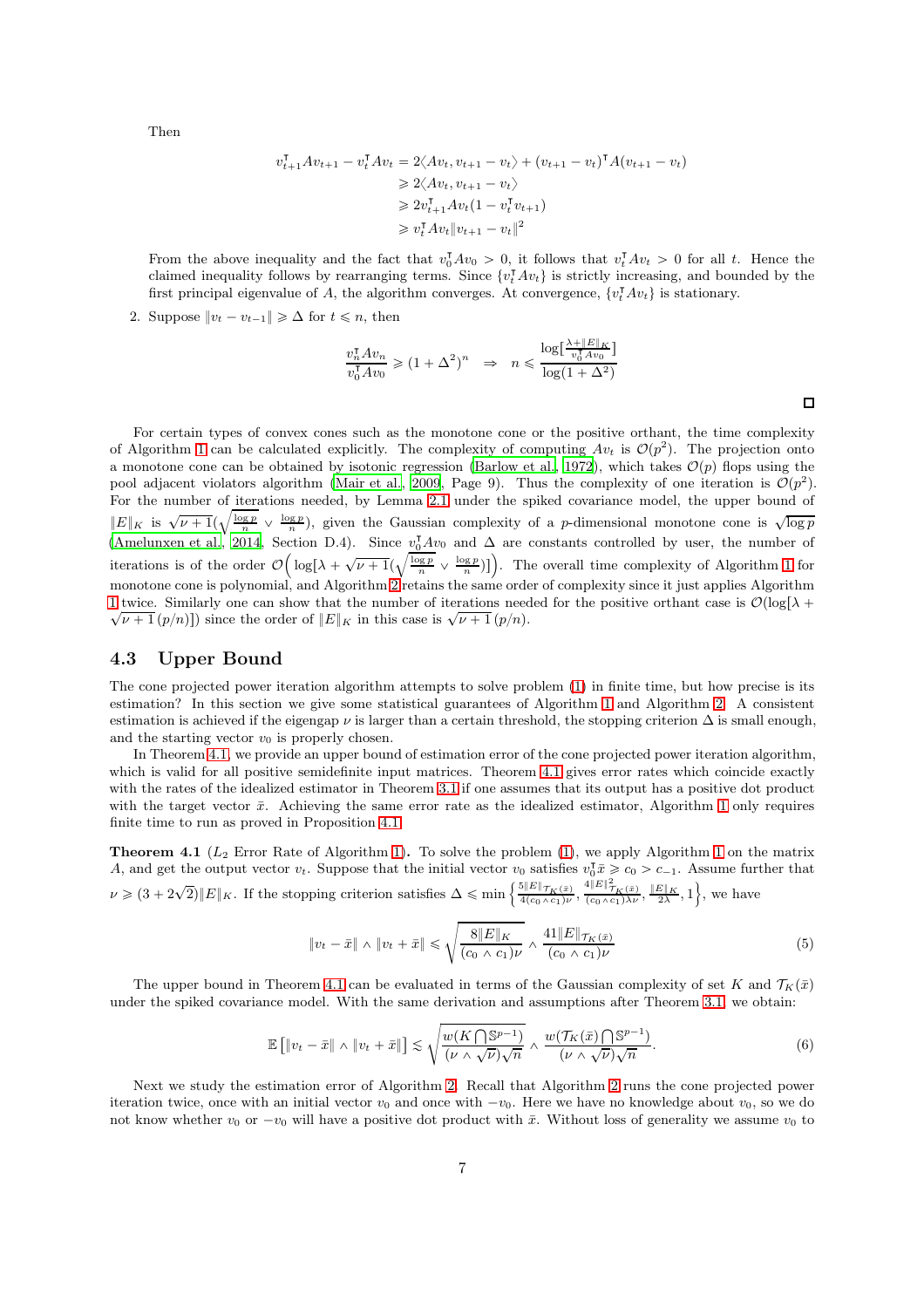Then

$$
\begin{aligned}
v_{t+1}^{\intercal} A v_{t+1} - v_t^{\intercal} A v_t &= 2\langle A v_t, v_{t+1} - v_t \rangle + (v_{t+1} - v_t)^{\intercal} A (v_{t+1} - v_t) \\
&\geqslant 2\langle A v_t, v_{t+1} - v_t \rangle \\
&\geqslant 2 v_{t+1}^{\intercal} A v_t (1 - v_t^{\intercal} v_{t+1}) \\
&\geqslant v_t^{\intercal} A v_t \|v_{t+1} - v_t\|^2
\end{aligned}
$$

From the above inequality and the fact that $v_0^{\intercal} A v_0 > 0$, it follows that $v_t^{\intercal} A v_t > 0$ for all $t$. Hence the claimed inequality follows by rearranging terms. Since $\{v_t^{\intercal} A v_t\}$ is strictly increasing, and bounded by the first principal eigenvalue of $A$, the algorithm converges. At convergence, $\{v_t^{\intercal} A v_t\}$ is stationary.

2. Suppose $\|v_t - v_{t-1}\| \geqslant \Delta$ for $t \leqslant n$, then

$$
\frac{v_n^{\intercal} A v_n}{v_0^{\intercal} A v_0} \geqslant (1 + \Delta^2)^n \quad \Rightarrow \quad n \leqslant \frac{\log[\frac{\lambda + \|E\|_K}{v_0^{\intercal} A v_0}]}{\log(1 + \Delta^2)}
$$

□

For certain types of convex cones such as the monotone cone or the positive orthant, the time complexity of Algorithm 1 can be calculated explicitly. The complexity of computing $A v_t$ is $\mathcal{O}(p^2)$. The projection onto a monotone cone can be obtained by isotonic regression (Barlow et al., 1972), which takes $\mathcal{O}(p)$ flops using the pool adjacent violators algorithm (Mair et al., 2009, Page 9). Thus the complexity of one iteration is $\mathcal{O}(p^2)$. For the number of iterations needed, by Lemma 2.1 under the spiked covariance model, the upper bound of $\|E\|_K$ is $\sqrt{\nu+1}(\sqrt{\frac{\log p}{n}} \vee \frac{\log p}{n})$, given the Gaussian complexity of a $p$-dimensional monotone cone is $\sqrt{\log p}$ (Amelunxen et al., 2014, Section D.4). Since $v_0^{\intercal} A v_0$ and $\Delta$ are constants controlled by user, the number of iterations is of the order $\mathcal{O}\Big(\log[\lambda + \sqrt{\nu+1}(\sqrt{\frac{\log p}{n}} \vee \frac{\log p}{n})]\Big)$. The overall time complexity of Algorithm 1 for monotone cone is polynomial, and Algorithm 2 retains the same order of complexity since it just applies Algorithm 1 twice. Similarly one can show that the number of iterations needed for the positive orthant case is $\mathcal{O}(\log[\lambda + \sqrt{\nu+1}\,(p/n)])$ since the order of $\|E\|_K$ in this case is $\sqrt{\nu+1}\,(p/n)$.

## 4.3 Upper Bound

The cone projected power iteration algorithm attempts to solve problem (1) in finite time, but how precise is its estimation? In this section we give some statistical guarantees of Algorithm 1 and Algorithm 2. A consistent estimation is achieved if the eigengap $\nu$ is larger than a certain threshold, the stopping criterion $\Delta$ is small enough, and the starting vector $v_0$ is properly chosen.

In Theorem 4.1, we provide an upper bound of estimation error of the cone projected power iteration algorithm, which is valid for all positive semidefinite input matrices. Theorem 4.1 gives error rates which coincide exactly with the rates of the idealized estimator in Theorem 3.1 if one assumes that its output has a positive dot product with the target vector $\bar{x}$. Achieving the same error rate as the idealized estimator, Algorithm 1 only requires finite time to run as proved in Proposition 4.1.

**Theorem 4.1** ($L_2$ Error Rate of Algorithm 1). To solve the problem (1), we apply Algorithm 1 on the matrix $A$, and get the output vector $v_t$. Suppose that the initial vector $v_0$ satisfies $v_0^{\intercal}\bar{x} \geqslant c_0 > c_{-1}$. Assume further that $\nu \geqslant (3 + 2\sqrt{2})\|E\|_K$. If the stopping criterion satisfies $\Delta \leqslant \min\Big\{\frac{5\|E\|_{\mathcal{T}_K(\bar{x})}}{4(c_0 \wedge c_1)\nu}, \frac{4\|E\|^2_{\mathcal{T}_K(\bar{x})}}{(c_0 \wedge c_1)\lambda\nu}, \frac{\|E\|_K}{2\lambda}, 1\Big\}$, we have

$$
\|v_t - \bar{x}\| \wedge \|v_t + \bar{x}\| \leqslant \sqrt{\frac{8\|E\|_K}{(c_0 \wedge c_1)\nu}} \wedge \frac{41\|E\|_{\mathcal{T}_K(\bar{x})}}{(c_0 \wedge c_1)\nu} \tag{5}
$$

The upper bound in Theorem 4.1 can be evaluated in terms of the Gaussian complexity of set $K$ and $\mathcal{T}_K(\bar{x})$ under the spiked covariance model. With the same derivation and assumptions after Theorem 3.1, we obtain:

$$
\mathbb{E}\left[\|v_t - \bar{x}\| \wedge \|v_t + \bar{x}\|\right] \lesssim \sqrt{\frac{w(K \bigcap \mathbb{S}^{p-1})}{(\nu \wedge \sqrt{\nu})\sqrt{n}}} \wedge \frac{w(\mathcal{T}_K(\bar{x}) \bigcap \mathbb{S}^{p-1})}{(\nu \wedge \sqrt{\nu})\sqrt{n}}. \tag{6}
$$

Next we study the estimation error of Algorithm 2. Recall that Algorithm 2 runs the cone projected power iteration twice, once with an initial vector $v_0$ and once with $-v_0$. Here we have no knowledge about $v_0$, so we do not know whether $v_0$ or $-v_0$ will have a positive dot product with $\bar{x}$. Without loss of generality we assume $v_0$ to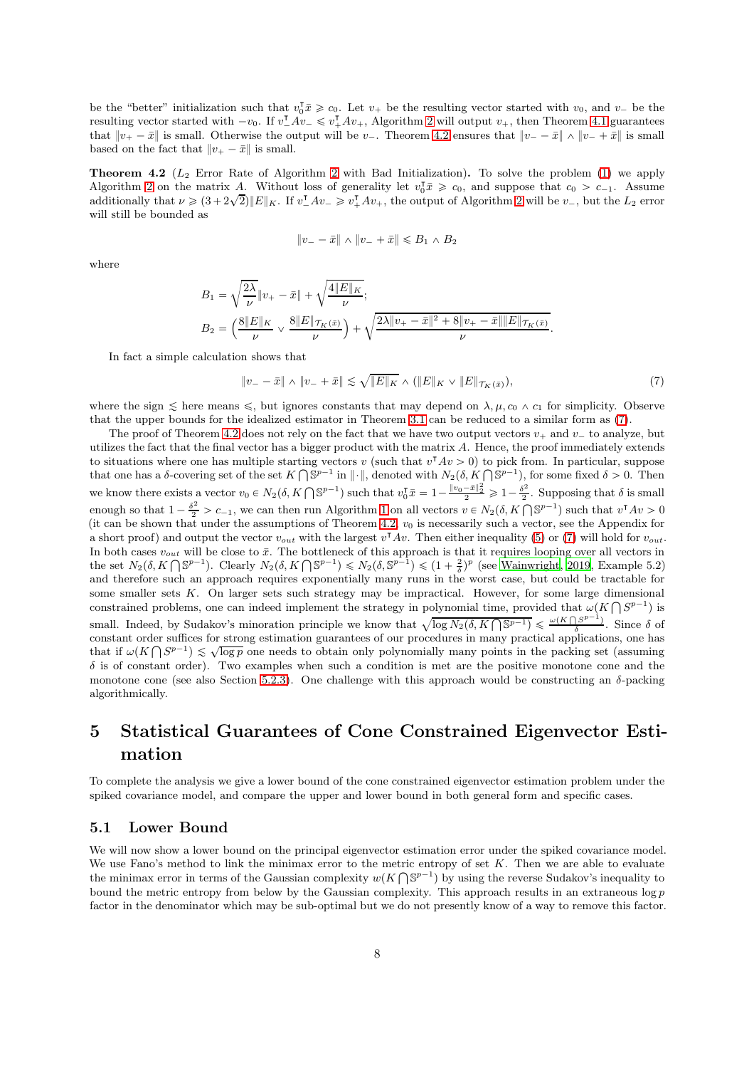be the "better" initialization such that $v_0^\intercal \bar{x} \geqslant c_0$. Let $v_+$ be the resulting vector started with $v_0$, and $v_-$ be the resulting vector started with $-v_0$. If $v_-^\intercal A v_- \leqslant v_+^\intercal A v_+$, Algorithm 2 will output $v_+$, then Theorem 4.1 guarantees that $\|v_+ - \bar{x}\|$ is small. Otherwise the output will be $v_-$. Theorem 4.2 ensures that $\|v_- - \bar{x}\| \wedge \|v_- + \bar{x}\|$ is small based on the fact that $\|v_+ - \bar{x}\|$ is small.

**Theorem 4.2** ($L_2$ Error Rate of Algorithm 2 with Bad Initialization)**.** To solve the problem (1) we apply Algorithm 2 on the matrix $A$. Without loss of generality let $v_0^\intercal \bar{x} \geqslant c_0$, and suppose that $c_0 > c_{-1}$. Assume additionally that $\nu \geqslant (3+2\sqrt{2})\|E\|_K$. If $v_-^\intercal A v_- \geqslant v_+^\intercal A v_+$, the output of Algorithm 2 will be $v_-$, but the $L_2$ error will still be bounded as

$$\|v_- - \bar{x}\| \wedge \|v_- + \bar{x}\| \leqslant B_1 \wedge B_2$$

where

$$B_1 = \sqrt{\frac{2\lambda}{\nu}}\|v_+ - \bar{x}\| + \sqrt{\frac{4\|E\|_K}{\nu}};$$

$$B_2 = \Big(\frac{8\|E\|_K}{\nu} \vee \frac{8\|E\|_{\mathcal{T}_K(\bar{x})}}{\nu}\Big) + \sqrt{\frac{2\lambda\|v_+ - \bar{x}\|^2 + 8\|v_+ - \bar{x}\|\|E\|_{\mathcal{T}_K(\bar{x})}}{\nu}}.$$

In fact a simple calculation shows that

$$\|v_- - \bar{x}\| \wedge \|v_- + \bar{x}\| \lesssim \sqrt{\|E\|_K} \wedge (\|E\|_K \vee \|E\|_{\mathcal{T}_K(\bar{x})}), \tag{7}$$

where the sign $\lesssim$ here means $\leqslant$, but ignores constants that may depend on $\lambda, \mu, c_0 \wedge c_1$ for simplicity. Observe that the upper bounds for the idealized estimator in Theorem 3.1 can be reduced to a similar form as (7).

The proof of Theorem 4.2 does not rely on the fact that we have two output vectors $v_+$ and $v_-$ to analyze, but utilizes the fact that the final vector has a bigger product with the matrix $A$. Hence, the proof immediately extends to situations where one has multiple starting vectors $v$ (such that $v^\intercal A v > 0$) to pick from. In particular, suppose that one has a $\delta$-covering set of the set $K \bigcap \mathbb{S}^{p-1}$ in $\|\cdot\|$, denoted with $N_2(\delta, K \bigcap \mathbb{S}^{p-1})$, for some fixed $\delta > 0$. Then we know there exists a vector $v_0 \in N_2(\delta, K \bigcap \mathbb{S}^{p-1})$ such that $v_0^\intercal \bar{x} = 1 - \frac{\|v_0 - \bar{x}\|_2^2}{2} \geqslant 1 - \frac{\delta^2}{2}$. Supposing that $\delta$ is small enough so that $1 - \frac{\delta^2}{2} > c_{-1}$, we can then run Algorithm 1 on all vectors $v \in N_2(\delta, K \bigcap \mathbb{S}^{p-1})$ such that $v^\intercal A v > 0$ (it can be shown that under the assumptions of Theorem 4.2, $v_0$ is necessarily such a vector, see the Appendix for a short proof) and output the vector $v_{out}$ with the largest $v^\intercal A v$. Then either inequality (5) or (7) will hold for $v_{out}$. In both cases $v_{out}$ will be close to $\bar{x}$. The bottleneck of this approach is that it requires looping over all vectors in the set $N_2(\delta, K \bigcap \mathbb{S}^{p-1})$. Clearly $N_2(\delta, K \bigcap \mathbb{S}^{p-1}) \leqslant N_2(\delta, \mathbb{S}^{p-1}) \leqslant (1 + \frac{2}{\delta})^p$ (see Wainwright, 2019, Example 5.2) and therefore such an approach requires exponentially many runs in the worst case, but could be tractable for some smaller sets $K$. On larger sets such strategy may be impractical. However, for some large dimensional constrained problems, one can indeed implement the strategy in polynomial time, provided that $\omega(K \bigcap S^{p-1})$ is small. Indeed, by Sudakov's minoration principle we know that $\sqrt{\log N_2(\delta, K \bigcap \mathbb{S}^{p-1})} \leqslant \frac{\omega(K \bigcap S^{p-1})}{\delta}$. Since $\delta$ of constant order suffices for strong estimation guarantees of our procedures in many practical applications, one has that if $\omega(K \bigcap S^{p-1}) \lesssim \sqrt{\log p}$ one needs to obtain only polynomially many points in the packing set (assuming $\delta$ is of constant order). Two examples when such a condition is met are the positive monotone cone and the monotone cone (see also Section 5.2.3). One challenge with this approach would be constructing an $\delta$-packing algorithmically.

# 5 Statistical Guarantees of Cone Constrained Eigenvector Estimation

To complete the analysis we give a lower bound of the cone constrained eigenvector estimation problem under the spiked covariance model, and compare the upper and lower bound in both general form and specific cases.

## 5.1 Lower Bound

We will now show a lower bound on the principal eigenvector estimation error under the spiked covariance model. We use Fano's method to link the minimax error to the metric entropy of set $K$. Then we are able to evaluate the minimax error in terms of the Gaussian complexity $w(K \bigcap \mathbb{S}^{p-1})$ by using the reverse Sudakov's inequality to bound the metric entropy from below by the Gaussian complexity. This approach results in an extraneous $\log p$ factor in the denominator which may be sub-optimal but we do not presently know of a way to remove this factor.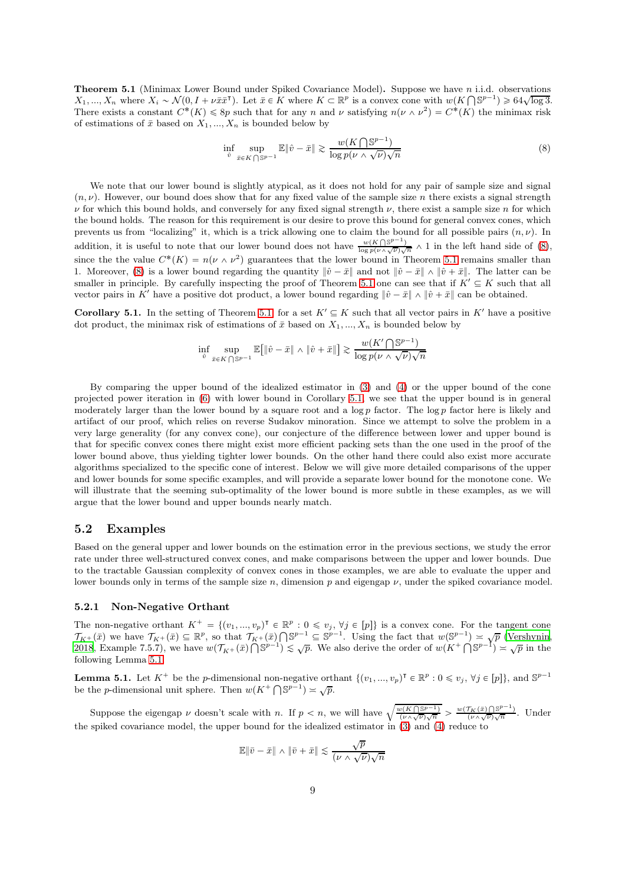**Theorem 5.1** (Minimax Lower Bound under Spiked Covariance Model)**.** Suppose we have $n$ i.i.d. observations $X_1, ..., X_n$ where $X_i \sim \mathcal{N}(0, I + \nu\bar{x}\bar{x}^\intercal)$. Let $\bar{x} \in K$ where $K \subset \mathbb{R}^p$ is a convex cone with $w(K \bigcap \mathbb{S}^{p-1}) \geqslant 64\sqrt{\log 3}$. There exists a constant $C^*(K) \leqslant 8p$ such that for any $n$ and $\nu$ satisfying $n(\nu \wedge \nu^2) = C^*(K)$ the minimax risk of estimations of $\bar{x}$ based on $X_1, ..., X_n$ is bounded below by

$$\inf_{\hat{v}} \sup_{\bar{x} \in K \bigcap \mathbb{S}^{p-1}} \mathbb{E}\|\hat{v} - \bar{x}\| \gtrsim \frac{w(K \bigcap \mathbb{S}^{p-1})}{\log p(\nu \wedge \sqrt{\nu})\sqrt{n}} \tag{8}$$

We note that our lower bound is slightly atypical, as it does not hold for any pair of sample size and signal $(n, \nu)$. However, our bound does show that for any fixed value of the sample size $n$ there exists a signal strength $\nu$ for which this bound holds, and conversely for any fixed signal strength $\nu$, there exist a sample size $n$ for which the bound holds. The reason for this requirement is our desire to prove this bound for general convex cones, which prevents us from "localizing" it, which is a trick allowing one to claim the bound for all possible pairs $(n, \nu)$. In addition, it is useful to note that our lower bound does not have $\frac{w(K \bigcap \mathbb{S}^{p-1})}{\log p(\nu \wedge \sqrt{\nu})\sqrt{n}} \wedge 1$ in the left hand side of (8), since the the value $C^*(K) = n(\nu \wedge \nu^2)$ guarantees that the lower bound in Theorem 5.1 remains smaller than 1. Moreover, (8) is a lower bound regarding the quantity $\|\hat{v} - \bar{x}\|$ and not $\|\hat{v} - \bar{x}\| \wedge \|\hat{v} + \bar{x}\|$. The latter can be smaller in principle. By carefully inspecting the proof of Theorem 5.1 one can see that if $K' \subseteq K$ such that all vector pairs in $K'$ have a positive dot product, a lower bound regarding $\|\hat{v} - \bar{x}\| \wedge \|\hat{v} + \bar{x}\|$ can be obtained.

**Corollary 5.1.** In the setting of Theorem 5.1, for a set $K' \subseteq K$ such that all vector pairs in $K'$ have a positive dot product, the minimax risk of estimations of $\bar{x}$ based on $X_1, ..., X_n$ is bounded below by

$$\inf_{\hat{v}} \sup_{\bar{x} \in K \bigcap \mathbb{S}^{p-1}} \mathbb{E}\big[\|\hat{v} - \bar{x}\| \wedge \|\hat{v} + \bar{x}\|\big] \gtrsim \frac{w(K' \bigcap \mathbb{S}^{p-1})}{\log p(\nu \wedge \sqrt{\nu})\sqrt{n}}$$

By comparing the upper bound of the idealized estimator in (3) and (4) or the upper bound of the cone projected power iteration in (6) with lower bound in Corollary 5.1, we see that the upper bound is in general moderately larger than the lower bound by a square root and a $\log p$ factor. The $\log p$ factor here is likely and artifact of our proof, which relies on reverse Sudakov minoration. Since we attempt to solve the problem in a very large generality (for any convex cone), our conjecture of the difference between lower and upper bound is that for specific convex cones there might exist more efficient packing sets than the one used in the proof of the lower bound above, thus yielding tighter lower bounds. On the other hand there could also exist more accurate algorithms specialized to the specific cone of interest. Below we will give more detailed comparisons of the upper and lower bounds for some specific examples, and will provide a separate lower bound for the monotone cone. We will illustrate that the seeming sub-optimality of the lower bound is more subtle in these examples, as we will argue that the lower bound and upper bounds nearly match.

## 5.2 Examples

Based on the general upper and lower bounds on the estimation error in the previous sections, we study the error rate under three well-structured convex cones, and make comparisons between the upper and lower bounds. Due to the tractable Gaussian complexity of convex cones in those examples, we are able to evaluate the upper and lower bounds only in terms of the sample size $n$, dimension $p$ and eigengap $\nu$, under the spiked covariance model.

### 5.2.1 Non-Negative Orthant

The non-negative orthant $K^+ = \{(v_1, ..., v_p)^\intercal \in \mathbb{R}^p : 0 \leqslant v_j, \forall j \in [p]\}$ is a convex cone. For the tangent cone $\mathcal{T}_{K^+}(\bar{x})$ we have $\mathcal{T}_{K^+}(\bar{x}) \subseteq \mathbb{R}^p$, so that $\mathcal{T}_{K^+}(\bar{x}) \bigcap \mathbb{S}^{p-1} \subseteq \mathbb{S}^{p-1}$. Using the fact that $w(\mathbb{S}^{p-1}) \asymp \sqrt{p}$ (Vershynin, 2018, Example 7.5.7), we have $w(\mathcal{T}_{K^+}(\bar{x}) \bigcap \mathbb{S}^{p-1}) \lesssim \sqrt{p}$. We also derive the order of $w(K^+ \bigcap \mathbb{S}^{p-1}) \asymp \sqrt{p}$ in the following Lemma 5.1.

**Lemma 5.1.** Let $K^+$ be the $p$-dimensional non-negative orthant $\{(v_1, ..., v_p)^\intercal \in \mathbb{R}^p : 0 \leqslant v_j, \forall j \in [p]\}$, and $\mathbb{S}^{p-1}$ be the $p$-dimensional unit sphere. Then $w(K^+ \bigcap \mathbb{S}^{p-1}) \asymp \sqrt{p}$.

Suppose the eigengap $\nu$ doesn't scale with $n$. If $p < n$, we will have $\sqrt{\frac{w(K \bigcap \mathbb{S}^{p-1})}{(\nu \wedge \sqrt{\nu})\sqrt{n}}} > \frac{w(\mathcal{T}_K(\bar{x}) \bigcap \mathbb{S}^{p-1})}{(\nu \wedge \sqrt{\nu})\sqrt{n}}$. Under the spiked covariance model, the upper bound for the idealized estimator in (3) and (4) reduce to

$$\mathbb{E}\|\bar{v} - \bar{x}\| \wedge \|\bar{v} + \bar{x}\| \lesssim \frac{\sqrt{p}}{(\nu \wedge \sqrt{\nu})\sqrt{n}}$$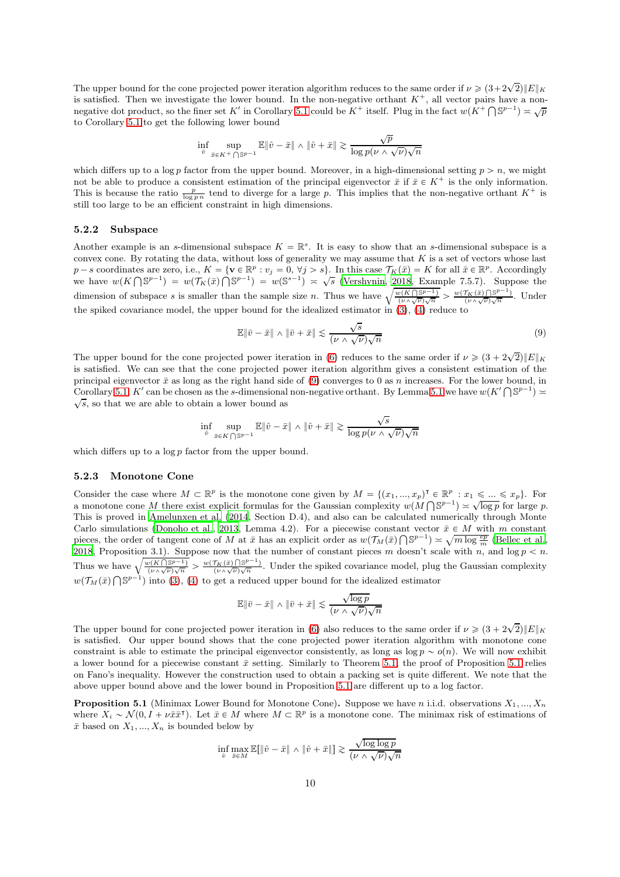The upper bound for the cone projected power iteration algorithm reduces to the same order if $\nu \geqslant (3+2\sqrt{2})\|E\|_K$ is satisfied. Then we investigate the lower bound. In the non-negative orthant $K^+$, all vector pairs have a non-negative dot product, so the finer set $K'$ in Corollary 5.1 could be $K^+$ itself. Plug in the fact $w(K^+ \bigcap \mathbb{S}^{p-1}) \asymp \sqrt{p}$ to Corollary 5.1 to get the following lower bound

$$\inf_{\hat{v}} \sup_{\bar{x} \in K^+ \bigcap \mathbb{S}^{p-1}} \mathbb{E}\|\hat{v} - \bar{x}\| \wedge \|\hat{v} + \bar{x}\| \gtrsim \frac{\sqrt{p}}{\log p(\nu \wedge \sqrt{\nu})\sqrt{n}}$$

which differs up to a $\log p$ factor from the upper bound. Moreover, in a high-dimensional setting $p > n$, we might not be able to produce a consistent estimation of the principal eigenvector $\bar{x}$ if $\bar{x} \in K^+$ is the only information. This is because the ratio $\frac{p}{\log p\, n}$ tend to diverge for a large $p$. This implies that the non-negative orthant $K^+$ is still too large to be an efficient constraint in high dimensions.

### 5.2.2 Subspace

Another example is an $s$-dimensional subspace $K = \mathbb{R}^s$. It is easy to show that an $s$-dimensional subspace is a convex cone. By rotating the data, without loss of generality we may assume that $K$ is a set of vectors whose last $p-s$ coordinates are zero, i.e., $K = \{\mathbf{v} \in \mathbb{R}^p : v_j = 0, \forall j > s\}$. In this case $\mathcal{T}_K(\bar{x}) = K$ for all $\bar{x} \in \mathbb{R}^p$. Accordingly we have $w(K \bigcap \mathbb{S}^{p-1}) = w(\mathcal{T}_K(\bar{x}) \bigcap \mathbb{S}^{p-1}) = w(\mathbb{S}^{s-1}) \asymp \sqrt{s}$ (Vershynin, 2018, Example 7.5.7). Suppose the dimension of subspace $s$ is smaller than the sample size $n$. Thus we have $\sqrt{\frac{w(K \bigcap \mathbb{S}^{p-1})}{(\nu \wedge \sqrt{\nu})\sqrt{n}}} > \frac{w(\mathcal{T}_K(\bar{x}) \bigcap \mathbb{S}^{p-1})}{(\nu \wedge \sqrt{\nu})\sqrt{n}}$. Under the spiked covariance model, the upper bound for the idealized estimator in (3), (4) reduce to

$$\mathbb{E}\|\bar{v} - \bar{x}\| \wedge \|\bar{v} + \bar{x}\| \lesssim \frac{\sqrt{s}}{(\nu \wedge \sqrt{\nu})\sqrt{n}} \tag{9}$$

The upper bound for the cone projected power iteration in (6) reduces to the same order if $\nu \geqslant (3 + 2\sqrt{2})\|E\|_K$ is satisfied. We can see that the cone projected power iteration algorithm gives a consistent estimation of the principal eigenvector $\bar{x}$ as long as the right hand side of (9) converges to 0 as $n$ increases. For the lower bound, in Corollary 5.1, $K'$ can be chosen as the $s$-dimensional non-negative orthant. By Lemma 5.1 we have $w(K' \bigcap \mathbb{S}^{p-1}) \asymp \sqrt{s}$, so that we are able to obtain a lower bound as

$$\inf_{\hat{v}} \sup_{\bar{x} \in K \bigcap \mathbb{S}^{p-1}} \mathbb{E}\|\hat{v} - \bar{x}\| \wedge \|\hat{v} + \bar{x}\| \gtrsim \frac{\sqrt{s}}{\log p(\nu \wedge \sqrt{\nu})\sqrt{n}}$$

which differs up to a $\log p$ factor from the upper bound.

### 5.2.3 Monotone Cone

Consider the case where $M \subset \mathbb{R}^p$ is the monotone cone given by $M = \{(x_1, ..., x_p)^\intercal \in \mathbb{R}^p : x_1 \leqslant ... \leqslant x_p\}$. For a monotone cone $M$ there exist explicit formulas for the Gaussian complexity $w(M \bigcap \mathbb{S}^{p-1}) \asymp \sqrt{\log p}$ for large $p$. This is proved in Amelunxen et al. (2014, Section D.4), and also can be calculated numerically through Monte Carlo simulations (Donoho et al., 2013, Lemma 4.2). For a piecewise constant vector $\bar{x} \in M$ with $m$ constant pieces, the order of tangent cone of $M$ at $\bar{x}$ has an explicit order as $w(\mathcal{T}_M(\bar{x}) \bigcap \mathbb{S}^{p-1}) \asymp \sqrt{m \log \frac{ep}{m}}$ (Bellec et al., 2018, Proposition 3.1). Suppose now that the number of constant pieces $m$ doesn't scale with $n$, and $\log p < n$. Thus we have $\sqrt{\frac{w(K \bigcap \mathbb{S}^{p-1})}{(\nu \wedge \sqrt{\nu})\sqrt{n}}} > \frac{w(\mathcal{T}_K(\bar{x}) \bigcap \mathbb{S}^{p-1})}{(\nu \wedge \sqrt{\nu})\sqrt{n}}$. Under the spiked covariance model, plug the Gaussian complexity $w(\mathcal{T}_M(\bar{x}) \bigcap \mathbb{S}^{p-1})$ into (3), (4) to get a reduced upper bound for the idealized estimator

$$\mathbb{E}\|\bar{v} - \bar{x}\| \wedge \|\bar{v} + \bar{x}\| \lesssim \frac{\sqrt{\log p}}{(\nu \wedge \sqrt{\nu})\sqrt{n}}$$

The upper bound for cone projected power iteration in (6) also reduces to the same order if $\nu \geqslant (3 + 2\sqrt{2})\|E\|_K$ is satisfied. Our upper bound shows that the cone projected power iteration algorithm with monotone cone constraint is able to estimate the principal eigenvector consistently, as long as $\log p \sim o(n)$. We will now exhibit a lower bound for a piecewise constant $\bar{x}$ setting. Similarly to Theorem 5.1, the proof of Proposition 5.1 relies on Fano's inequality. However the construction used to obtain a packing set is quite different. We note that the above upper bound above and the lower bound in Proposition 5.1 are different up to a log factor.

**Proposition 5.1** (Minimax Lower Bound for Monotone Cone)**.** Suppose we have $n$ i.i.d. observations $X_1, ..., X_n$ where $X_i \sim \mathcal{N}(0, I + \nu\bar{x}\bar{x}^\intercal)$. Let $\bar{x} \in M$ where $M \subset \mathbb{R}^p$ is a monotone cone. The minimax risk of estimations of $\bar{x}$ based on $X_1, ..., X_n$ is bounded below by

$$\inf_{\hat{v}} \max_{\bar{x} \in M} \mathbb{E}[\|\hat{v} - \bar{x}\| \wedge \|\hat{v} + \bar{x}\|] \gtrsim \frac{\sqrt{\log \log p}}{(\nu \wedge \sqrt{\nu})\sqrt{n}}$$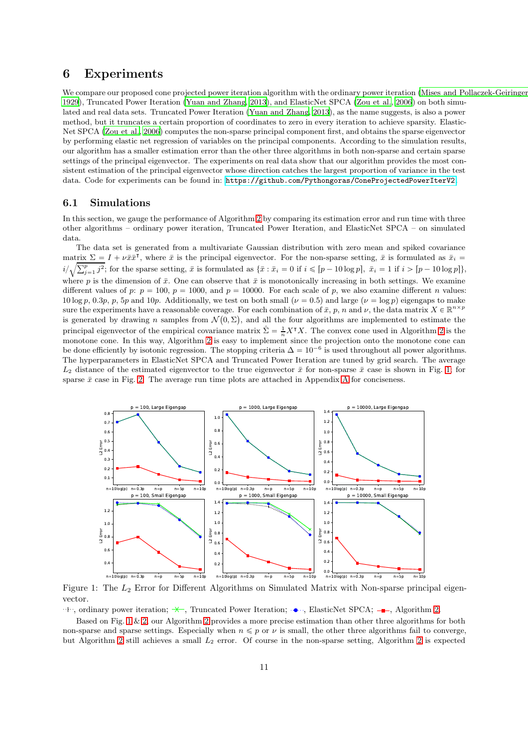## 6 Experiments

We compare our proposed cone projected power iteration algorithm with the ordinary power iteration (Mises and Pollaczek-Geiringer, 1929), Truncated Power Iteration (Yuan and Zhang, 2013), and ElasticNet SPCA (Zou et al., 2006) on both simulated and real data sets. Truncated Power Iteration (Yuan and Zhang, 2013), as the name suggests, is also a power method, but it truncates a certain proportion of coordinates to zero in every iteration to achieve sparsity. ElasticNet SPCA (Zou et al., 2006) computes the non-sparse principal component first, and obtains the sparse eigenvector by performing elastic net regression of variables on the principal components. According to the simulation results, our algorithm has a smaller estimation error than the other three algorithms in both non-sparse and certain sparse settings of the principal eigenvector. The experiments on real data show that our algorithm provides the most consistent estimation of the principal eigenvector whose direction catches the largest proportion of variance in the test data. Code for experiments can be found in: https://github.com/Pythongoras/ConeProjectedPowerIterV2

### 6.1 Simulations

In this section, we gauge the performance of Algorithm 2 by comparing its estimation error and run time with three other algorithms – ordinary power iteration, Truncated Power Iteration, and ElasticNet SPCA – on simulated data.

The data set is generated from a multivariate Gaussian distribution with zero mean and spiked covariance matrix $\Sigma = I + \nu \bar{x}\bar{x}^\intercal$, where $\bar{x}$ is the principal eigenvector. For the non-sparse setting, $\bar{x}$ is formulated as $\bar{x}_i = i/\sqrt{\sum_{j=1}^{p} j^2}$; for the sparse setting, $\bar{x}$ is formulated as $\{\bar{x} : \bar{x}_i = 0 \text{ if } i \leqslant [p - 10\log p],\ \bar{x}_i = 1 \text{ if } i > [p - 10\log p]\}$, where $p$ is the dimension of $\bar{x}$. One can observe that $\bar{x}$ is monotonically increasing in both settings. We examine three different values of $p$: $p = 100$, $p = 1000$, and $p = 10000$. For each scale of $p$, we also examine different $n$ values: $10\log p$, $0.3p$, $p$, $5p$ and $10p$. Additionally, we test on both small ($\nu = 0.5$) and large ($\nu = \log p$) eigengaps to make sure the experiments have a reasonable coverage. For each combination of $\bar{x}$, $p$, $n$ and $\nu$, the data matrix $X \in \mathbb{R}^{n \times p}$ is generated by drawing $n$ samples from $\mathcal{N}(0, \Sigma)$, and all the four algorithms are implemented to estimate the principal eigenvector of the empirical covariance matrix $\hat{\Sigma} = \frac{1}{n}X^\intercal X$. The convex cone used in Algorithm 2 is the monotone cone. In this way, Algorithm 2 is easy to implement since the projection onto the monotone cone can be done efficiently by isotonic regression. The stopping criteria $\Delta = 10^{-6}$ is used throughout all power algorithms. The hyperparameters in ElasticNet SPCA and Truncated Power Iteration are tuned by grid search. The average $L_2$ distance of the estimated eigenvector to the true eigenvector $\bar{x}$ for non-sparse $\bar{x}$ case is shown in Fig. 1; for sparse $\bar{x}$ case in Fig. 2. The average run time plots are attached in Appendix A for conciseness.

Figure 1: The $L_2$ Error for Different Algorithms on Simulated Matrix with Non-sparse principal eigenvector.

⋯|⋯, ordinary power iteration; —×—, Truncated Power Iteration; ⋯●⋯, ElasticNet SPCA; —■—, Algorithm 2.

Based on Fig. 1 & 2, our Algorithm 2 provides a more precise estimation than other three algorithms for both non-sparse and sparse settings. Especially when $n \leqslant p$ or $\nu$ is small, the other three algorithms fail to converge, but Algorithm 2 still achieves a small $L_2$ error. Of course in the non-sparse setting, Algorithm 2 is expected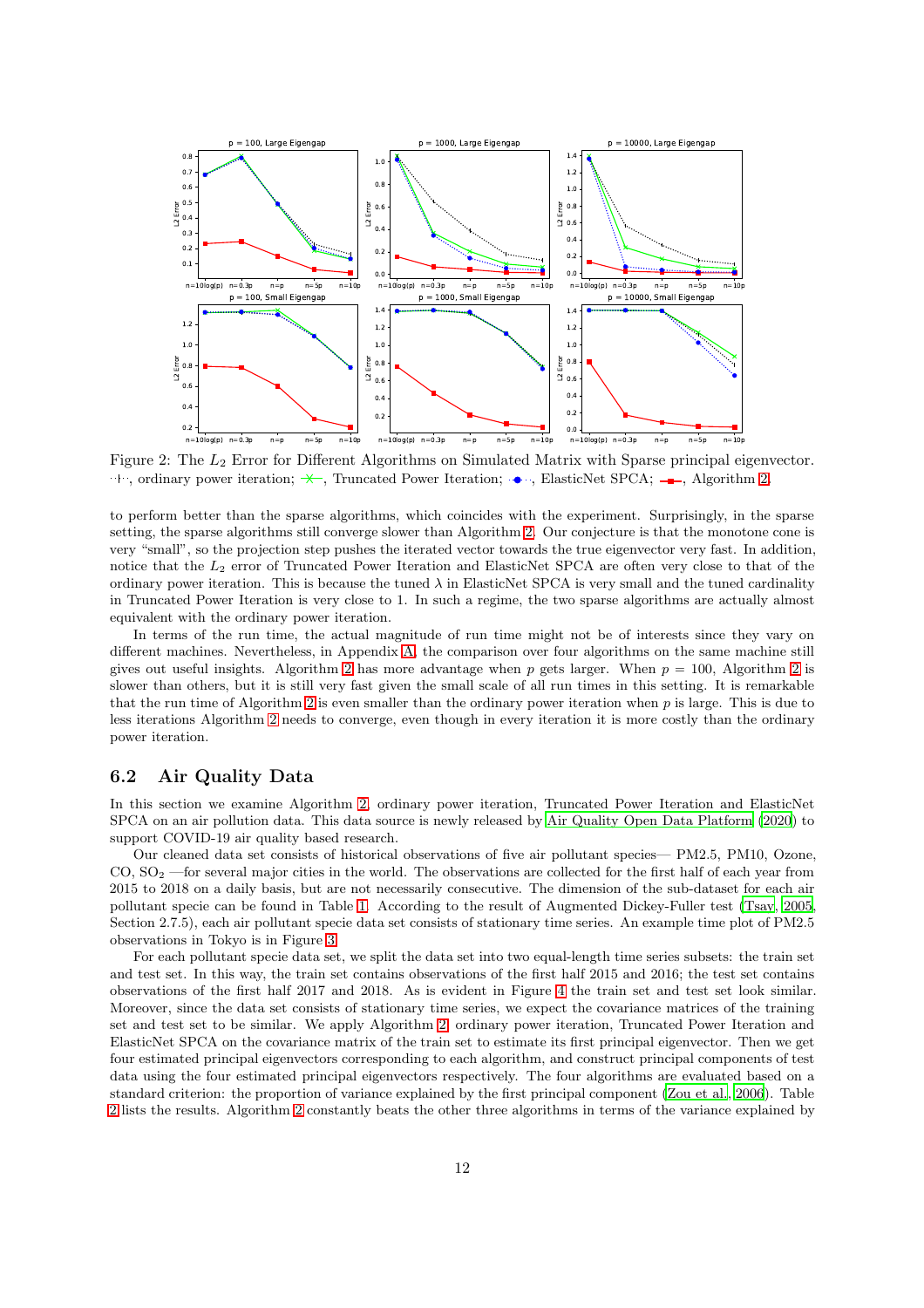Figure 2: The $L_2$ Error for Different Algorithms on Simulated Matrix with Sparse principal eigenvector. ··+··, ordinary power iteration; —×—, Truncated Power Iteration; ··•··, ElasticNet SPCA; —■—, Algorithm 2.

to perform better than the sparse algorithms, which coincides with the experiment. Surprisingly, in the sparse setting, the sparse algorithms still converge slower than Algorithm 2. Our conjecture is that the monotone cone is very "small", so the projection step pushes the iterated vector towards the true eigenvector very fast. In addition, notice that the $L_2$ error of Truncated Power Iteration and ElasticNet SPCA are often very close to that of the ordinary power iteration. This is because the tuned $\lambda$ in ElasticNet SPCA is very small and the tuned cardinality in Truncated Power Iteration is very close to 1. In such a regime, the two sparse algorithms are actually almost equivalent with the ordinary power iteration.

In terms of the run time, the actual magnitude of run time might not be of interests since they vary on different machines. Nevertheless, in Appendix A, the comparison over four algorithms on the same machine still gives out useful insights. Algorithm 2 has more advantage when $p$ gets larger. When $p = 100$, Algorithm 2 is slower than others, but it is still very fast given the small scale of all run times in this setting. It is remarkable that the run time of Algorithm 2 is even smaller than the ordinary power iteration when $p$ is large. This is due to less iterations Algorithm 2 needs to converge, even though in every iteration it is more costly than the ordinary power iteration.

## 6.2 Air Quality Data

In this section we examine Algorithm 2, ordinary power iteration, Truncated Power Iteration and ElasticNet SPCA on an air pollution data. This data source is newly released by Air Quality Open Data Platform (2020) to support COVID-19 air quality based research.

Our cleaned data set consists of historical observations of five air pollutant species— PM2.5, PM10, Ozone, CO, $SO_2$ —for several major cities in the world. The observations are collected for the first half of each year from 2015 to 2018 on a daily basis, but are not necessarily consecutive. The dimension of the sub-dataset for each air pollutant specie can be found in Table 1. According to the result of Augmented Dickey-Fuller test (Tsay, 2005, Section 2.7.5), each air pollutant specie data set consists of stationary time series. An example time plot of PM2.5 observations in Tokyo is in Figure 3.

For each pollutant specie data set, we split the data set into two equal-length time series subsets: the train set and test set. In this way, the train set contains observations of the first half 2015 and 2016; the test set contains observations of the first half 2017 and 2018. As is evident in Figure 4 the train set and test set look similar. Moreover, since the data set consists of stationary time series, we expect the covariance matrices of the training set and test set to be similar. We apply Algorithm 2, ordinary power iteration, Truncated Power Iteration and ElasticNet SPCA on the covariance matrix of the train set to estimate its first principal eigenvector. Then we get four estimated principal eigenvectors corresponding to each algorithm, and construct principal components of test data using the four estimated principal eigenvectors respectively. The four algorithms are evaluated based on a standard criterion: the proportion of variance explained by the first principal component (Zou et al., 2006). Table 2 lists the results. Algorithm 2 constantly beats the other three algorithms in terms of the variance explained by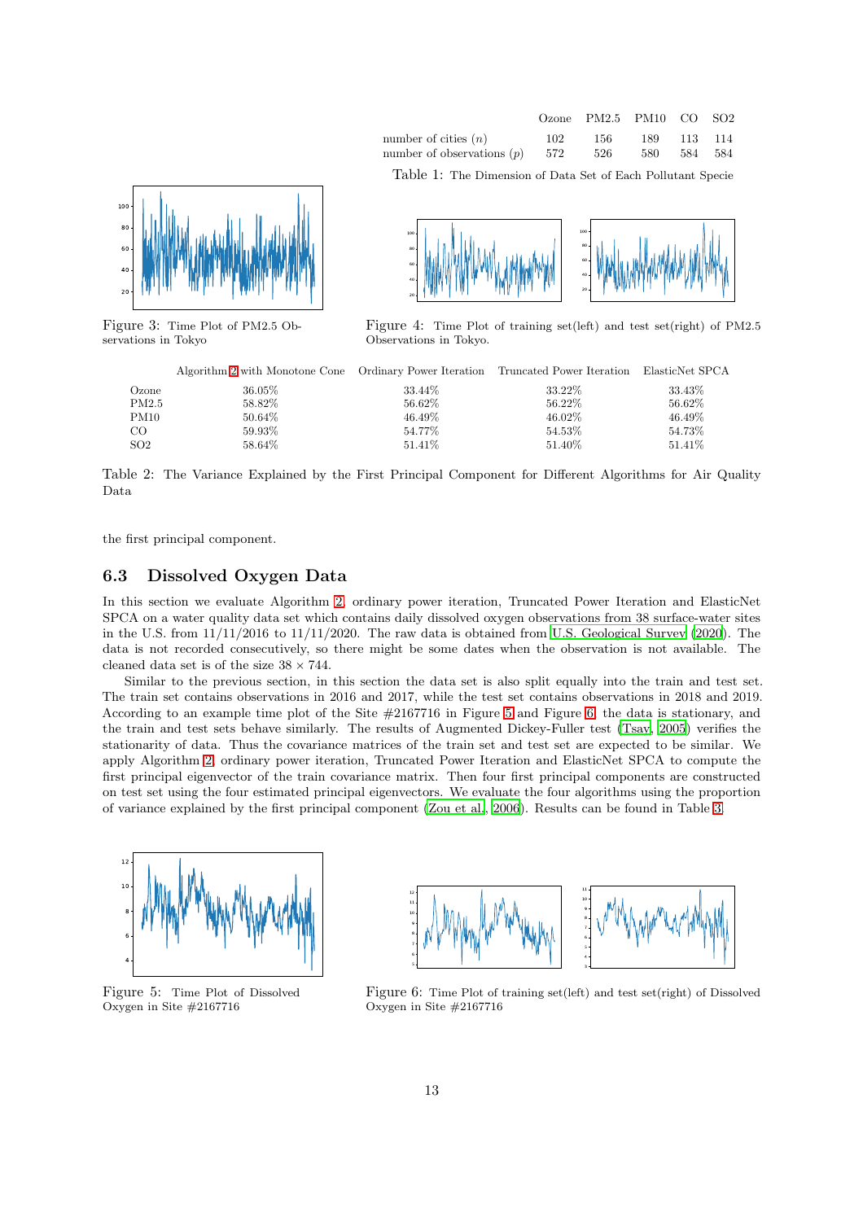| | Ozone | PM2.5 | PM10 | CO | SO2 |
|---|---|---|---|---|---|
| number of cities ($n$) | 102 | 156 | 189 | 113 | 114 |
| number of observations ($p$) | 572 | 526 | 580 | 584 | 584 |

Table 1: The Dimension of Data Set of Each Pollutant Specie

Figure 3: Time Plot of PM2.5 Observations in Tokyo

Figure 4: Time Plot of training set(left) and test set(right) of PM2.5 Observations in Tokyo.

| | Algorithm 2 with Monotone Cone | Ordinary Power Iteration | Truncated Power Iteration | ElasticNet SPCA |
|---|---|---|---|---|
| Ozone | 36.05% | 33.44% | 33.22% | 33.43% |
| PM2.5 | 58.82% | 56.62% | 56.22% | 56.62% |
| PM10 | 50.64% | 46.49% | 46.02% | 46.49% |
| CO | 59.93% | 54.77% | 54.53% | 54.73% |
| SO2 | 58.64% | 51.41% | 51.40% | 51.41% |

Table 2: The Variance Explained by the First Principal Component for Different Algorithms for Air Quality Data

the first principal component.

### 6.3 Dissolved Oxygen Data

In this section we evaluate Algorithm 2, ordinary power iteration, Truncated Power Iteration and ElasticNet SPCA on a water quality data set which contains daily dissolved oxygen observations from 38 surface-water sites in the U.S. from 11/11/2016 to 11/11/2020. The raw data is obtained from U.S. Geological Survey (2020). The data is not recorded consecutively, so there might be some dates when the observation is not available. The cleaned data set is of the size $38 \times 744$.

Similar to the previous section, in this section the data set is also split equally into the train and test set. The train set contains observations in 2016 and 2017, while the test set contains observations in 2018 and 2019. According to an example time plot of the Site #2167716 in Figure 5 and Figure 6, the data is stationary, and the train and test sets behave similarly. The results of Augmented Dickey-Fuller test (Tsay, 2005) verifies the stationarity of data. Thus the covariance matrices of the train set and test set are expected to be similar. We apply Algorithm 2, ordinary power iteration, Truncated Power Iteration and ElasticNet SPCA to compute the first principal eigenvector of the train covariance matrix. Then four first principal components are constructed on test set using the four estimated principal eigenvectors. We evaluate the four algorithms using the proportion of variance explained by the first principal component (Zou et al., 2006). Results can be found in Table 3.

Figure 5: Time Plot of Dissolved Oxygen in Site #2167716

Figure 6: Time Plot of training set(left) and test set(right) of Dissolved Oxygen in Site #2167716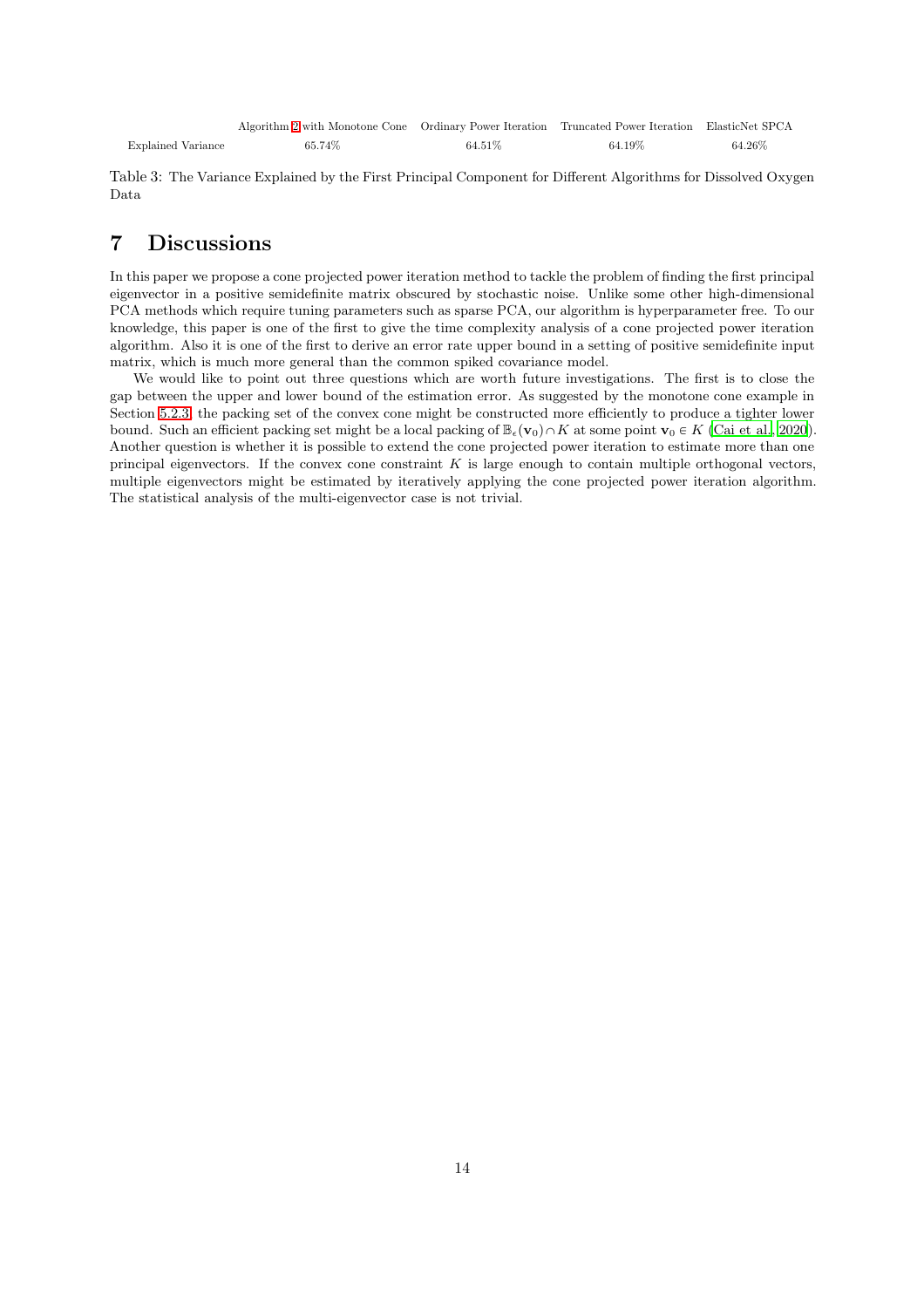| | Algorithm 2 with Monotone Cone | Ordinary Power Iteration | Truncated Power Iteration | ElasticNet SPCA |
|---|---|---|---|---|
| Explained Variance | 65.74% | 64.51% | 64.19% | 64.26% |

Table 3: The Variance Explained by the First Principal Component for Different Algorithms for Dissolved Oxygen Data

# 7 Discussions

In this paper we propose a cone projected power iteration method to tackle the problem of finding the first principal eigenvector in a positive semidefinite matrix obscured by stochastic noise. Unlike some other high-dimensional PCA methods which require tuning parameters such as sparse PCA, our algorithm is hyperparameter free. To our knowledge, this paper is one of the first to give the time complexity analysis of a cone projected power iteration algorithm. Also it is one of the first to derive an error rate upper bound in a setting of positive semidefinite input matrix, which is much more general than the common spiked covariance model.

We would like to point out three questions which are worth future investigations. The first is to close the gap between the upper and lower bound of the estimation error. As suggested by the monotone cone example in Section 5.2.3, the packing set of the convex cone might be constructed more efficiently to produce a tighter lower bound. Such an efficient packing set might be a local packing of $\mathbb{B}_{\epsilon}(\mathbf{v}_0) \cap K$ at some point $\mathbf{v}_0 \in K$ (Cai et al., 2020). Another question is whether it is possible to extend the cone projected power iteration to estimate more than one principal eigenvectors. If the convex cone constraint $K$ is large enough to contain multiple orthogonal vectors, multiple eigenvectors might be estimated by iteratively applying the cone projected power iteration algorithm. The statistical analysis of the multi-eigenvector case is not trivial.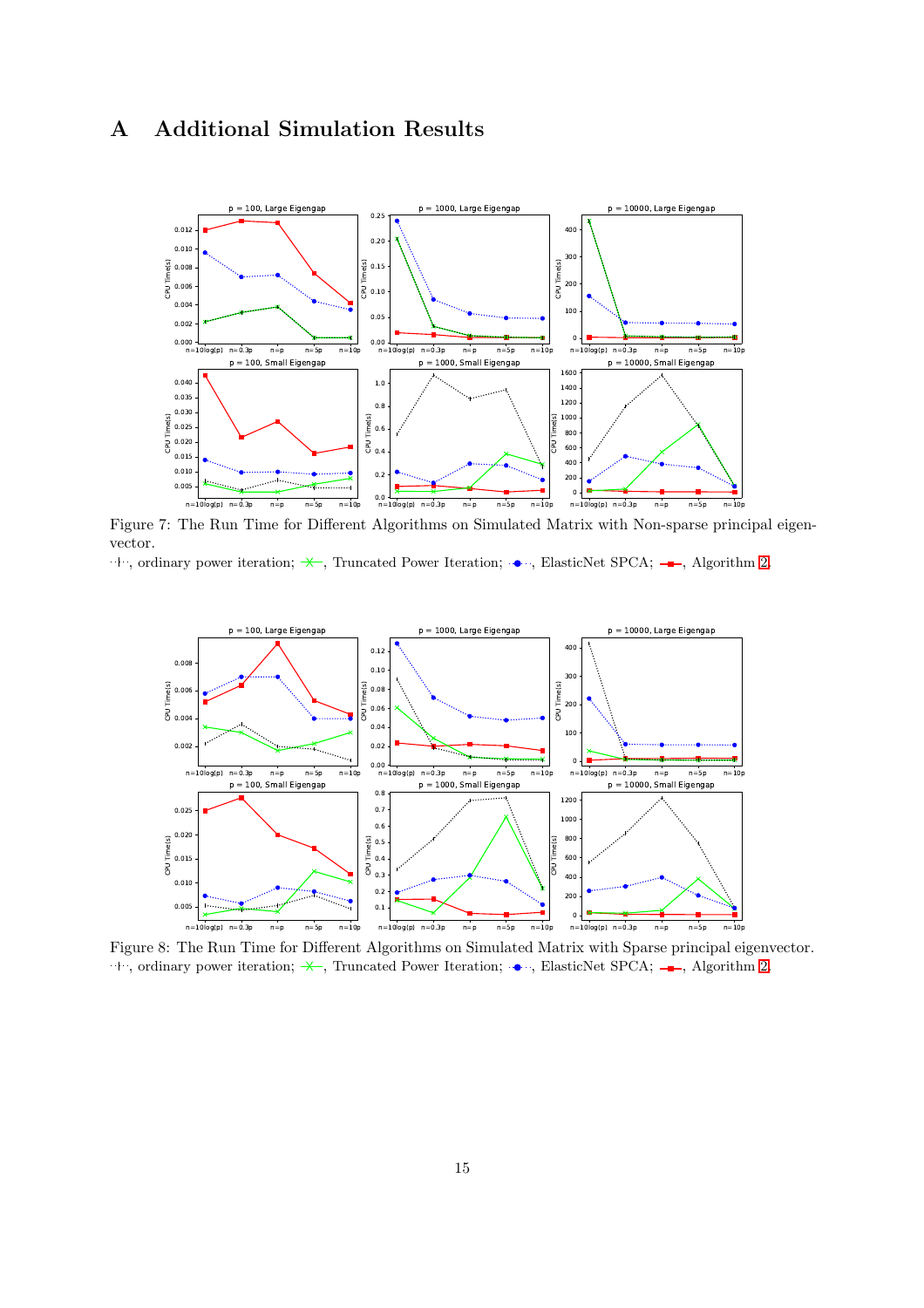# A Additional Simulation Results

Figure 7: The Run Time for Different Algorithms on Simulated Matrix with Non-sparse principal eigenvector.
··+··, ordinary power iteration; —×—, Truncated Power Iteration; ··●··, ElasticNet SPCA; —■—, Algorithm 2.

Figure 8: The Run Time for Different Algorithms on Simulated Matrix with Sparse principal eigenvector.
··+··, ordinary power iteration; —×—, Truncated Power Iteration; ··●··, ElasticNet SPCA; —■—, Algorithm 2.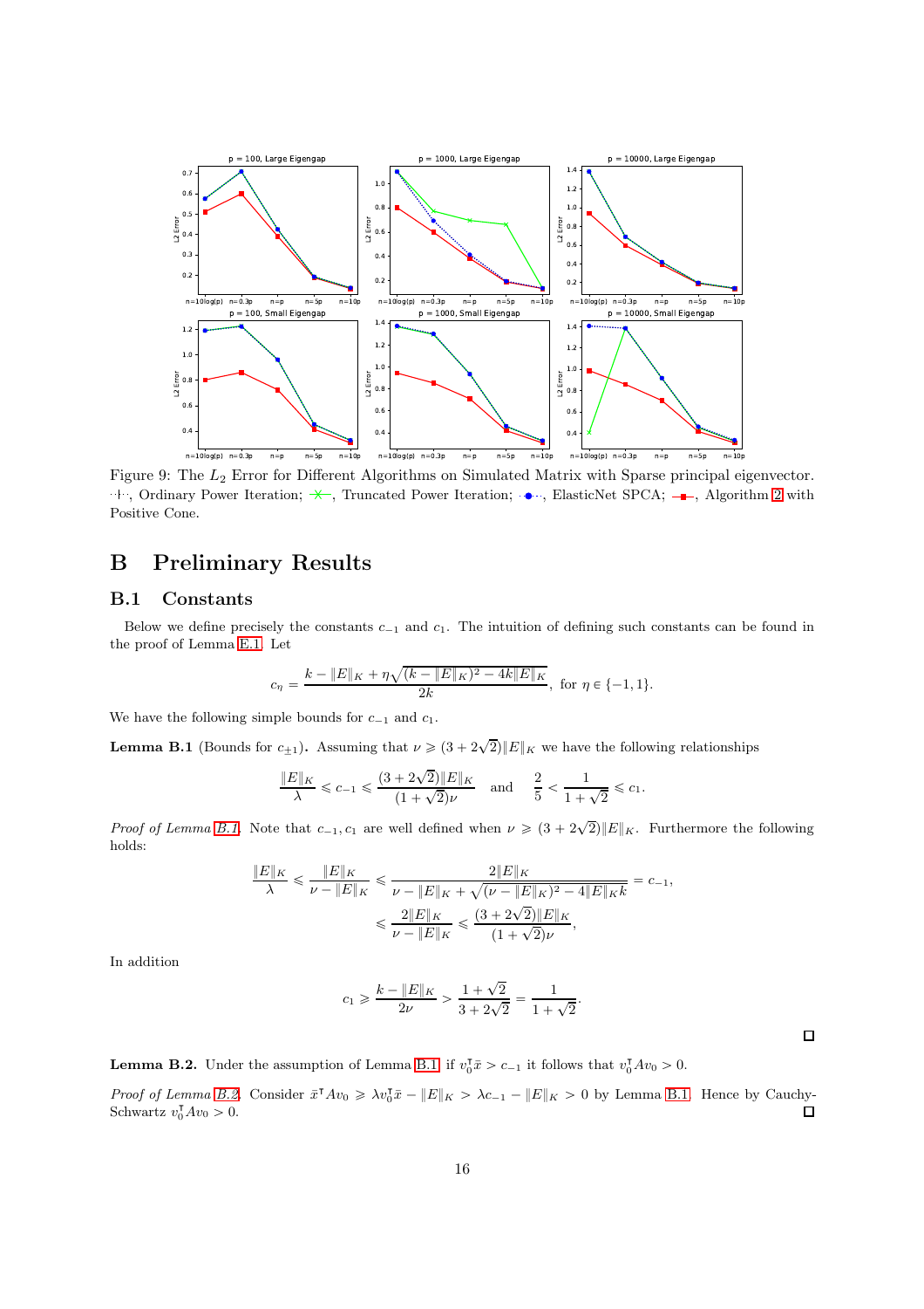Figure 9: The $L_2$ Error for Different Algorithms on Simulated Matrix with Sparse principal eigenvector. ·+·, Ordinary Power Iteration; —×—, Truncated Power Iteration; ··●··, ElasticNet SPCA; —■—, Algorithm 2 with Positive Cone.

# B Preliminary Results

## B.1 Constants

Below we define precisely the constants $c_{-1}$ and $c_1$. The intuition of defining such constants can be found in the proof of Lemma E.1. Let

$$c_\eta = \frac{k - \|E\|_K + \eta\sqrt{(k - \|E\|_K)^2 - 4k\|E\|_K}}{2k}, \text{ for } \eta \in \{-1, 1\}.$$

We have the following simple bounds for $c_{-1}$ and $c_1$.

**Lemma B.1** (Bounds for $c_{\pm 1}$)**.** Assuming that $\nu \geqslant (3 + 2\sqrt{2})\|E\|_K$ we have the following relationships

$$\frac{\|E\|_K}{\lambda} \leqslant c_{-1} \leqslant \frac{(3 + 2\sqrt{2})\|E\|_K}{(1 + \sqrt{2})\nu} \quad \text{and} \quad \frac{2}{5} < \frac{1}{1 + \sqrt{2}} \leqslant c_1.$$

*Proof of Lemma B.1.* Note that $c_{-1}, c_1$ are well defined when $\nu \geqslant (3 + 2\sqrt{2})\|E\|_K$. Furthermore the following holds:

$$\frac{\|E\|_K}{\lambda} \leqslant \frac{\|E\|_K}{\nu - \|E\|_K} \leqslant \frac{2\|E\|_K}{\nu - \|E\|_K + \sqrt{(\nu - \|E\|_K)^2 - 4\|E\|_K k}} = c_{-1},$$

$$\leqslant \frac{2\|E\|_K}{\nu - \|E\|_K} \leqslant \frac{(3 + 2\sqrt{2})\|E\|_K}{(1 + \sqrt{2})\nu},$$

In addition

$$c_1 \geqslant \frac{k - \|E\|_K}{2\nu} > \frac{1 + \sqrt{2}}{3 + 2\sqrt{2}} = \frac{1}{1 + \sqrt{2}}.$$

□

**Lemma B.2.** Under the assumption of Lemma B.1 if $v_0^\intercal \bar{x} > c_{-1}$ it follows that $v_0^\intercal A v_0 > 0$.

*Proof of Lemma B.2.* Consider $\bar{x}^\intercal A v_0 \geqslant \lambda v_0^\intercal \bar{x} - \|E\|_K > \lambda c_{-1} - \|E\|_K > 0$ by Lemma B.1. Hence by Cauchy-Schwartz $v_0^\intercal A v_0 > 0$. □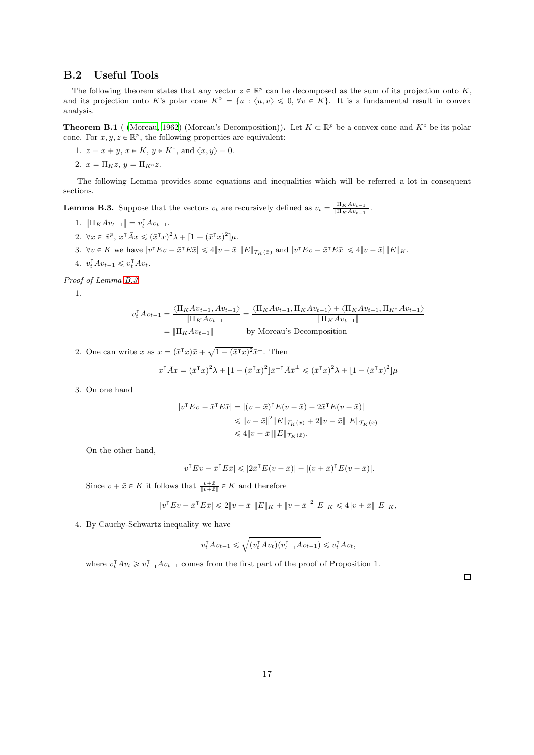## B.2 Useful Tools

The following theorem states that any vector $z \in \mathbb{R}^p$ can be decomposed as the sum of its projection onto $K$, and its projection onto $K$'s polar cone $K^\circ = \{u : \langle u, v\rangle \leqslant 0, \forall v \in K\}$. It is a fundamental result in convex analysis.

**Theorem B.1** ( (Moreau, 1962) (Moreau's Decomposition))**.** Let $K \subset \mathbb{R}^p$ be a convex cone and $K^o$ be its polar cone. For $x, y, z \in \mathbb{R}^p$, the following properties are equivalent:

1. $z = x + y$, $x \in K$, $y \in K^\circ$, and $\langle x, y\rangle = 0$.
2. $x = \Pi_K z$, $y = \Pi_{K^\circ} z$.

The following Lemma provides some equations and inequalities which will be referred a lot in consequent sections.

**Lemma B.3.** Suppose that the vectors $v_t$ are recursively defined as $v_t = \frac{\Pi_K A v_{t-1}}{\|\Pi_K A v_{t-1}\|}$.

1. $\|\Pi_K A v_{t-1}\| = v_t^\intercal A v_{t-1}$.
2. $\forall x \in \mathbb{R}^p$, $x^\intercal \bar{A} x \leqslant (\bar{x}^\intercal x)^2 \lambda + [1 - (\bar{x}^\intercal x)^2]\mu$.
3. $\forall v \in K$ we have $|v^\intercal E v - \bar{x}^\intercal E \bar{x}| \leqslant 4\|v - \bar{x}\|\|E\|_{\mathcal{T}_K(\bar{x})}$ and $|v^\intercal E v - \bar{x}^\intercal E \bar{x}| \leqslant 4\|v + \bar{x}\|\|E\|_K$.
4. $v_t^\intercal A v_{t-1} \leqslant v_t^\intercal A v_t$.

*Proof of Lemma B.3.*

1.
$$
\begin{aligned}
v_t^\intercal A v_{t-1} &= \frac{\langle \Pi_K A v_{t-1}, A v_{t-1}\rangle}{\|\Pi_K A v_{t-1}\|} = \frac{\langle \Pi_K A v_{t-1}, \Pi_K A v_{t-1}\rangle + \langle \Pi_K A v_{t-1}, \Pi_{K^\circ} A v_{t-1}\rangle}{\|\Pi_K A v_{t-1}\|} \\
&= \|\Pi_K A v_{t-1}\| \qquad \text{by Moreau's Decomposition}
\end{aligned}
$$

2. One can write $x$ as $x = (\bar{x}^\intercal x)\bar{x} + \sqrt{1 - (\bar{x}^\intercal x)^2}\bar{x}^\perp$. Then
$$
x^\intercal \bar{A} x = (\bar{x}^\intercal x)^2 \lambda + [1 - (\bar{x}^\intercal x)^2]\bar{x}^{\perp\intercal} \bar{A} \bar{x}^\perp \leqslant (\bar{x}^\intercal x)^2 \lambda + [1 - (\bar{x}^\intercal x)^2]\mu
$$

3. On one hand
$$
\begin{aligned}
|v^\intercal E v - \bar{x}^\intercal E \bar{x}| &= |(v - \bar{x})^\intercal E (v - \bar{x}) + 2\bar{x}^\intercal E (v - \bar{x})| \\
&\leqslant \|v - \bar{x}\|^2 \|E\|_{\mathcal{T}_K(\bar{x})} + 2\|v - \bar{x}\|\|E\|_{\mathcal{T}_K(\bar{x})} \\
&\leqslant 4\|v - \bar{x}\|\|E\|_{\mathcal{T}_K(\bar{x})}.
\end{aligned}
$$
On the other hand,
$$
|v^\intercal E v - \bar{x}^\intercal E \bar{x}| \leqslant |2\bar{x}^\intercal E (v + \bar{x})| + |(v + \bar{x})^\intercal E (v + \bar{x})|.
$$
Since $v + \bar{x} \in K$ it follows that $\frac{v + \bar{x}}{\|v + \bar{x}\|} \in K$ and therefore
$$
|v^\intercal E v - \bar{x}^\intercal E \bar{x}| \leqslant 2\|v + \bar{x}\|\|E\|_K + \|v + \bar{x}\|^2 \|E\|_K \leqslant 4\|v + \bar{x}\|\|E\|_K,
$$

4. By Cauchy-Schwartz inequality we have
$$
v_t^\intercal A v_{t-1} \leqslant \sqrt{(v_t^\intercal A v_t)(v_{t-1}^\intercal A v_{t-1})} \leqslant v_t^\intercal A v_t,
$$
where $v_t^\intercal A v_t \geqslant v_{t-1}^\intercal A v_{t-1}$ comes from the first part of the proof of Proposition 1.

$\square$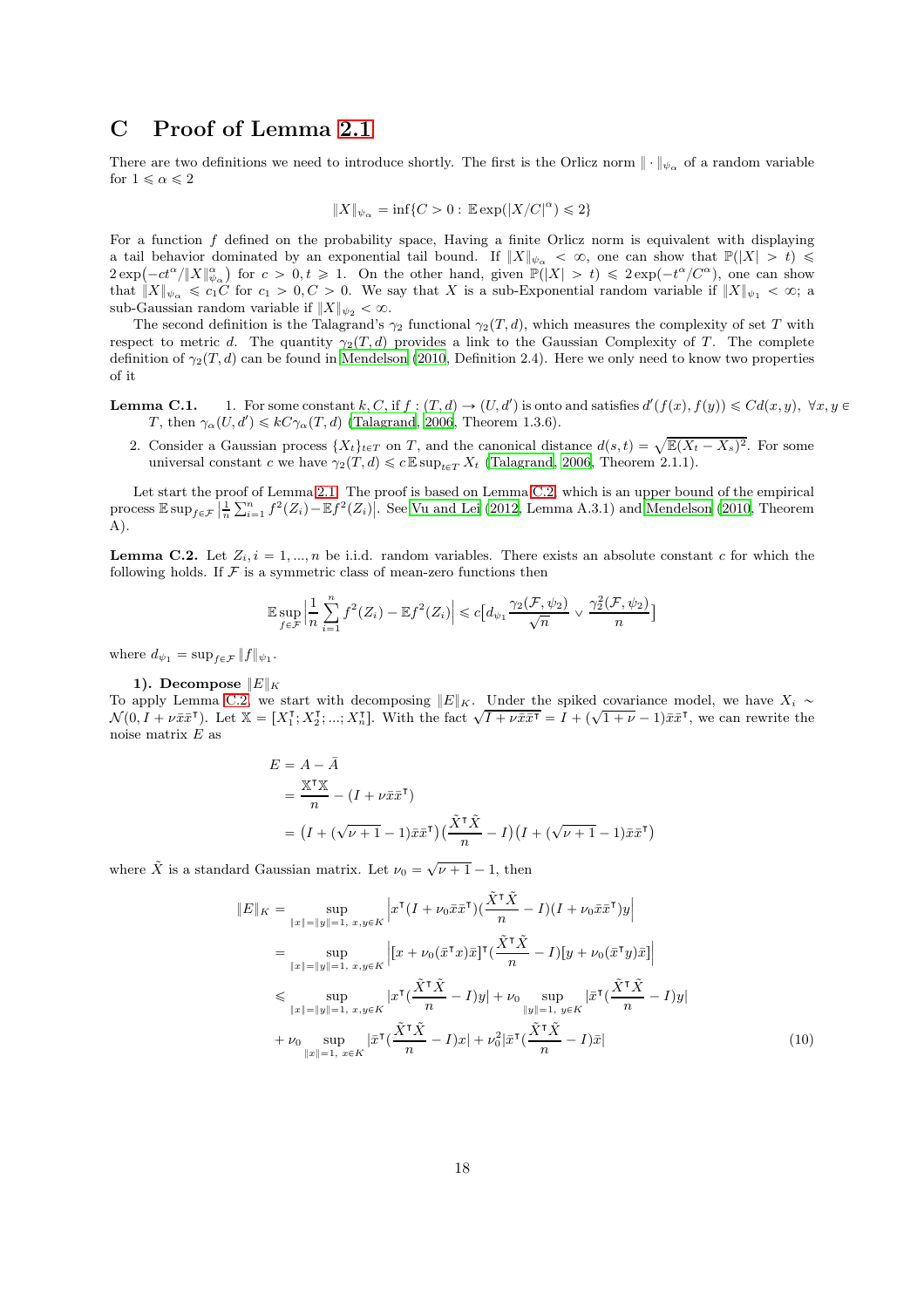# C Proof of Lemma 2.1

There are two definitions we need to introduce shortly. The first is the Orlicz norm $\|\cdot\|_{\psi_\alpha}$ of a random variable for $1 \leqslant \alpha \leqslant 2$

$$\|X\|_{\psi_\alpha} = \inf\{C > 0 : \mathbb{E}\exp(|X/C|^\alpha) \leqslant 2\}$$

For a function $f$ defined on the probability space, Having a finite Orlicz norm is equivalent with displaying a tail behavior dominated by an exponential tail bound. If $\|X\|_{\psi_\alpha} < \infty$, one can show that $\mathbb{P}(|X| > t) \leqslant 2\exp\left(-ct^\alpha/\|X\|_{\psi_\alpha}^\alpha\right)$ for $c > 0, t \geqslant 1$. On the other hand, given $\mathbb{P}(|X| > t) \leqslant 2\exp(-t^\alpha/C^\alpha)$, one can show that $\|X\|_{\psi_\alpha} \leqslant c_1 C$ for $c_1 > 0, C > 0$. We say that $X$ is a sub-Exponential random variable if $\|X\|_{\psi_1} < \infty$; a sub-Gaussian random variable if $\|X\|_{\psi_2} < \infty$.

The second definition is the Talagrand's $\gamma_2$ functional $\gamma_2(T, d)$, which measures the complexity of set $T$ with respect to metric $d$. The quantity $\gamma_2(T, d)$ provides a link to the Gaussian Complexity of $T$. The complete definition of $\gamma_2(T, d)$ can be found in Mendelson (2010, Definition 2.4). Here we only need to know two properties of it

**Lemma C.1.**

1. For some constant $k, C$, if $f : (T, d) \to (U, d')$ is onto and satisfies $d'(f(x), f(y)) \leqslant Cd(x, y),\ \forall x, y \in T$, then $\gamma_\alpha(U, d') \leqslant kC\gamma_\alpha(T, d)$ (Talagrand, 2006, Theorem 1.3.6).
2. Consider a Gaussian process $\{X_t\}_{t\in T}$ on $T$, and the canonical distance $d(s, t) = \sqrt{\mathbb{E}(X_t - X_s)^2}$. For some universal constant $c$ we have $\gamma_2(T, d) \leqslant c\,\mathbb{E}\sup_{t\in T} X_t$ (Talagrand, 2006, Theorem 2.1.1).

Let start the proof of Lemma 2.1. The proof is based on Lemma C.2, which is an upper bound of the empirical process $\mathbb{E}\sup_{f\in\mathcal{F}}\left|\frac{1}{n}\sum_{i=1}^n f^2(Z_i) - \mathbb{E}f^2(Z_i)\right|$. See Vu and Lei (2012, Lemma A.3.1) and Mendelson (2010, Theorem A).

**Lemma C.2.** Let $Z_i, i = 1, ..., n$ be i.i.d. random variables. There exists an absolute constant $c$ for which the following holds. If $\mathcal{F}$ is a symmetric class of mean-zero functions then

$$\mathbb{E}\sup_{f\in\mathcal{F}}\left|\frac{1}{n}\sum_{i=1}^n f^2(Z_i) - \mathbb{E}f^2(Z_i)\right| \leqslant c\left[d_{\psi_1}\frac{\gamma_2(\mathcal{F}, \psi_2)}{\sqrt{n}} \vee \frac{\gamma_2^2(\mathcal{F}, \psi_2)}{n}\right]$$

where $d_{\psi_1} = \sup_{f\in\mathcal{F}}\|f\|_{\psi_1}$.

**1). Decompose $\|E\|_K$**

To apply Lemma C.2, we start with decomposing $\|E\|_K$. Under the spiked covariance model, we have $X_i \sim \mathcal{N}(0, I + \nu\bar{x}\bar{x}^\intercal)$. Let $\mathbb{X} = [X_1^\intercal; X_2^\intercal; ...; X_n^\intercal]$. With the fact $\sqrt{I + \nu\bar{x}\bar{x}^\intercal} = I + (\sqrt{1+\nu} - 1)\bar{x}\bar{x}^\intercal$, we can rewrite the noise matrix $E$ as

$$\begin{aligned}
E &= A - \bar{A} \\
&= \frac{\mathbb{X}^\intercal\mathbb{X}}{n} - (I + \nu\bar{x}\bar{x}^\intercal) \\
&= \left(I + (\sqrt{\nu+1} - 1)\bar{x}\bar{x}^\intercal\right)\left(\frac{\tilde{X}^\intercal\tilde{X}}{n} - I\right)\left(I + (\sqrt{\nu+1} - 1)\bar{x}\bar{x}^\intercal\right)
\end{aligned}$$

where $\tilde{X}$ is a standard Gaussian matrix. Let $\nu_0 = \sqrt{\nu+1} - 1$, then

$$\begin{aligned}
\|E\|_K &= \sup_{\|x\|=\|y\|=1,\ x,y\in K}\left|x^\intercal(I + \nu_0\bar{x}\bar{x}^\intercal)\left(\frac{\tilde{X}^\intercal\tilde{X}}{n} - I\right)(I + \nu_0\bar{x}\bar{x}^\intercal)y\right| \\
&= \sup_{\|x\|=\|y\|=1,\ x,y\in K}\left|[x + \nu_0(\bar{x}^\intercal x)\bar{x}]^\intercal\left(\frac{\tilde{X}^\intercal\tilde{X}}{n} - I\right)[y + \nu_0(\bar{x}^\intercal y)\bar{x}]\right| \\
&\leqslant \sup_{\|x\|=\|y\|=1,\ x,y\in K}\left|x^\intercal\left(\frac{\tilde{X}^\intercal\tilde{X}}{n} - I\right)y\right| + \nu_0\sup_{\|y\|=1,\ y\in K}\left|\bar{x}^\intercal\left(\frac{\tilde{X}^\intercal\tilde{X}}{n} - I\right)y\right| \\
&\quad + \nu_0\sup_{\|x\|=1,\ x\in K}\left|\bar{x}^\intercal\left(\frac{\tilde{X}^\intercal\tilde{X}}{n} - I\right)x\right| + \nu_0^2\left|\bar{x}^\intercal\left(\frac{\tilde{X}^\intercal\tilde{X}}{n} - I\right)\bar{x}\right| \qquad (10)
\end{aligned}$$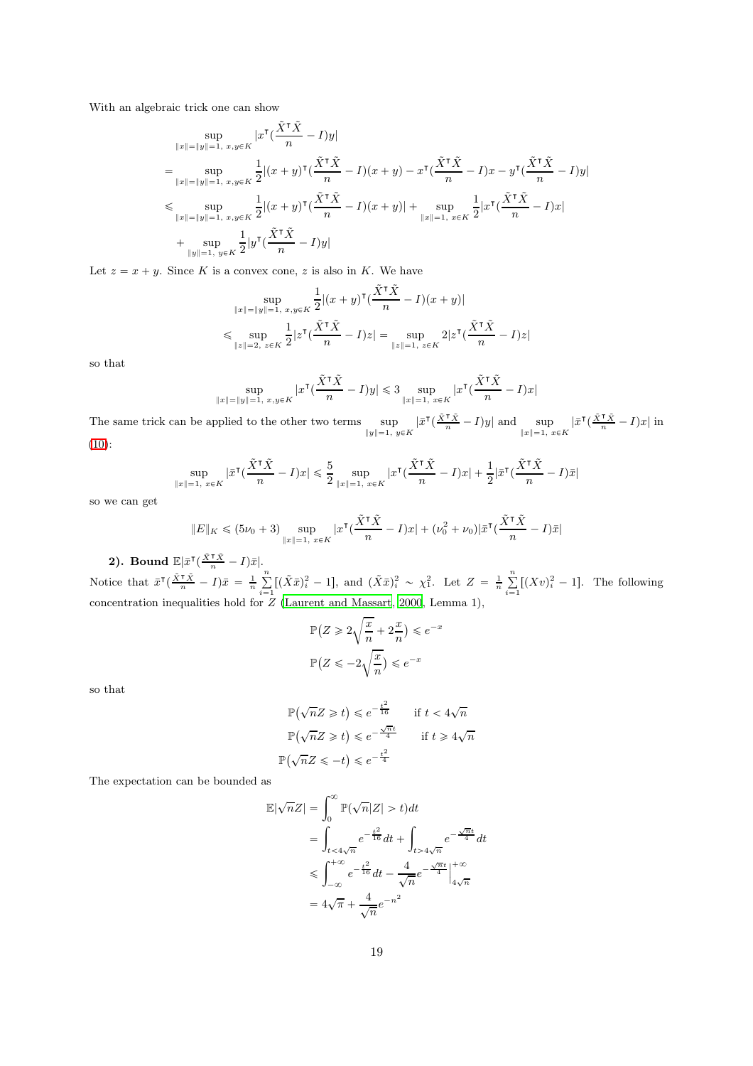With an algebraic trick one can show

$$
\begin{aligned}
&\sup_{\|x\|=\|y\|=1,\ x,y\in K} |x^\intercal(\frac{\tilde{X}^\intercal\tilde{X}}{n} - I)y| \\
=& \sup_{\|x\|=\|y\|=1,\ x,y\in K} \frac{1}{2}|(x+y)^\intercal(\frac{\tilde{X}^\intercal\tilde{X}}{n} - I)(x+y) - x^\intercal(\frac{\tilde{X}^\intercal\tilde{X}}{n} - I)x - y^\intercal(\frac{\tilde{X}^\intercal\tilde{X}}{n} - I)y| \\
\leqslant& \sup_{\|x\|=\|y\|=1,\ x,y\in K} \frac{1}{2}|(x+y)^\intercal(\frac{\tilde{X}^\intercal\tilde{X}}{n} - I)(x+y)| + \sup_{\|x\|=1,\ x\in K} \frac{1}{2}|x^\intercal(\frac{\tilde{X}^\intercal\tilde{X}}{n} - I)x| \\
&+ \sup_{\|y\|=1,\ y\in K} \frac{1}{2}|y^\intercal(\frac{\tilde{X}^\intercal\tilde{X}}{n} - I)y|
\end{aligned}
$$

Let $z = x + y$. Since $K$ is a convex cone, $z$ is also in $K$. We have

$$
\begin{aligned}
&\sup_{\|x\|=\|y\|=1,\ x,y\in K} \frac{1}{2}|(x+y)^\intercal(\frac{\tilde{X}^\intercal\tilde{X}}{n} - I)(x+y)| \\
\leqslant& \sup_{\|z\|=2,\ z\in K} \frac{1}{2}|z^\intercal(\frac{\tilde{X}^\intercal\tilde{X}}{n} - I)z| = \sup_{\|z\|=1,\ z\in K} 2|z^\intercal(\frac{\tilde{X}^\intercal\tilde{X}}{n} - I)z|
\end{aligned}
$$

so that

$$
\sup_{\|x\|=\|y\|=1,\ x,y\in K} |x^\intercal(\frac{\tilde{X}^\intercal\tilde{X}}{n} - I)y| \leqslant 3 \sup_{\|x\|=1,\ x\in K} |x^\intercal(\frac{\tilde{X}^\intercal\tilde{X}}{n} - I)x|
$$

The same trick can be applied to the other two terms $\sup_{\|y\|=1,\ y\in K} |\bar{x}^\intercal(\frac{\tilde{X}^\intercal\tilde{X}}{n} - I)y|$ and $\sup_{\|x\|=1,\ x\in K} |\bar{x}^\intercal(\frac{\tilde{X}^\intercal\tilde{X}}{n} - I)x|$ in (10):

$$
\sup_{\|x\|=1,\ x\in K} |\bar{x}^\intercal(\frac{\tilde{X}^\intercal\tilde{X}}{n} - I)x| \leqslant \frac{5}{2} \sup_{\|x\|=1,\ x\in K} |x^\intercal(\frac{\tilde{X}^\intercal\tilde{X}}{n} - I)x| + \frac{1}{2}|\bar{x}^\intercal(\frac{\tilde{X}^\intercal\tilde{X}}{n} - I)\bar{x}|
$$

so we can get

$$
\|E\|_K \leqslant (5\nu_0 + 3) \sup_{\|x\|=1,\ x\in K} |x^\intercal(\frac{\tilde{X}^\intercal\tilde{X}}{n} - I)x| + (\nu_0^2 + \nu_0)|\bar{x}^\intercal(\frac{\tilde{X}^\intercal\tilde{X}}{n} - I)\bar{x}|
$$

**2). Bound $\mathbb{E}|\bar{x}^\intercal(\frac{\tilde{X}^\intercal\tilde{X}}{n} - I)\bar{x}|$.**

Notice that $\bar{x}^\intercal(\frac{\tilde{X}^\intercal\tilde{X}}{n} - I)\bar{x} = \frac{1}{n}\sum_{i=1}^{n}[(\tilde{X}\bar{x})_i^2 - 1]$, and $(\tilde{X}\bar{x})_i^2 \sim \chi_1^2$. Let $Z = \frac{1}{n}\sum_{i=1}^{n}[(Xv)_i^2 - 1]$. The following concentration inequalities hold for $Z$ (Laurent and Massart, 2000, Lemma 1),

$$
\mathbb{P}\big(Z \geqslant 2\sqrt{\frac{x}{n}} + 2\frac{x}{n}\big) \leqslant e^{-x}
$$
$$
\mathbb{P}\big(Z \leqslant -2\sqrt{\frac{x}{n}}\big) \leqslant e^{-x}
$$

so that

$$
\begin{aligned}
\mathbb{P}\big(\sqrt{n}Z \geqslant t\big) &\leqslant e^{-\frac{t^2}{16}} \qquad \text{if } t < 4\sqrt{n} \\
\mathbb{P}\big(\sqrt{n}Z \geqslant t\big) &\leqslant e^{-\frac{\sqrt{n}t}{4}} \qquad \text{if } t \geqslant 4\sqrt{n} \\
\mathbb{P}\big(\sqrt{n}Z \leqslant -t\big) &\leqslant e^{-\frac{t^2}{4}}
\end{aligned}
$$

The expectation can be bounded as

$$
\begin{aligned}
\mathbb{E}|\sqrt{n}Z| &= \int_0^\infty \mathbb{P}(\sqrt{n}|Z| > t)dt \\
&= \int_{t<4\sqrt{n}} e^{-\frac{t^2}{16}}dt + \int_{t>4\sqrt{n}} e^{-\frac{\sqrt{n}t}{4}}dt \\
&\leqslant \int_{-\infty}^{+\infty} e^{-\frac{t^2}{16}}dt - \frac{4}{\sqrt{n}}e^{-\frac{\sqrt{n}t}{4}}\Big|_{4\sqrt{n}}^{+\infty} \\
&= 4\sqrt{\pi} + \frac{4}{\sqrt{n}}e^{-n^2}
\end{aligned}
$$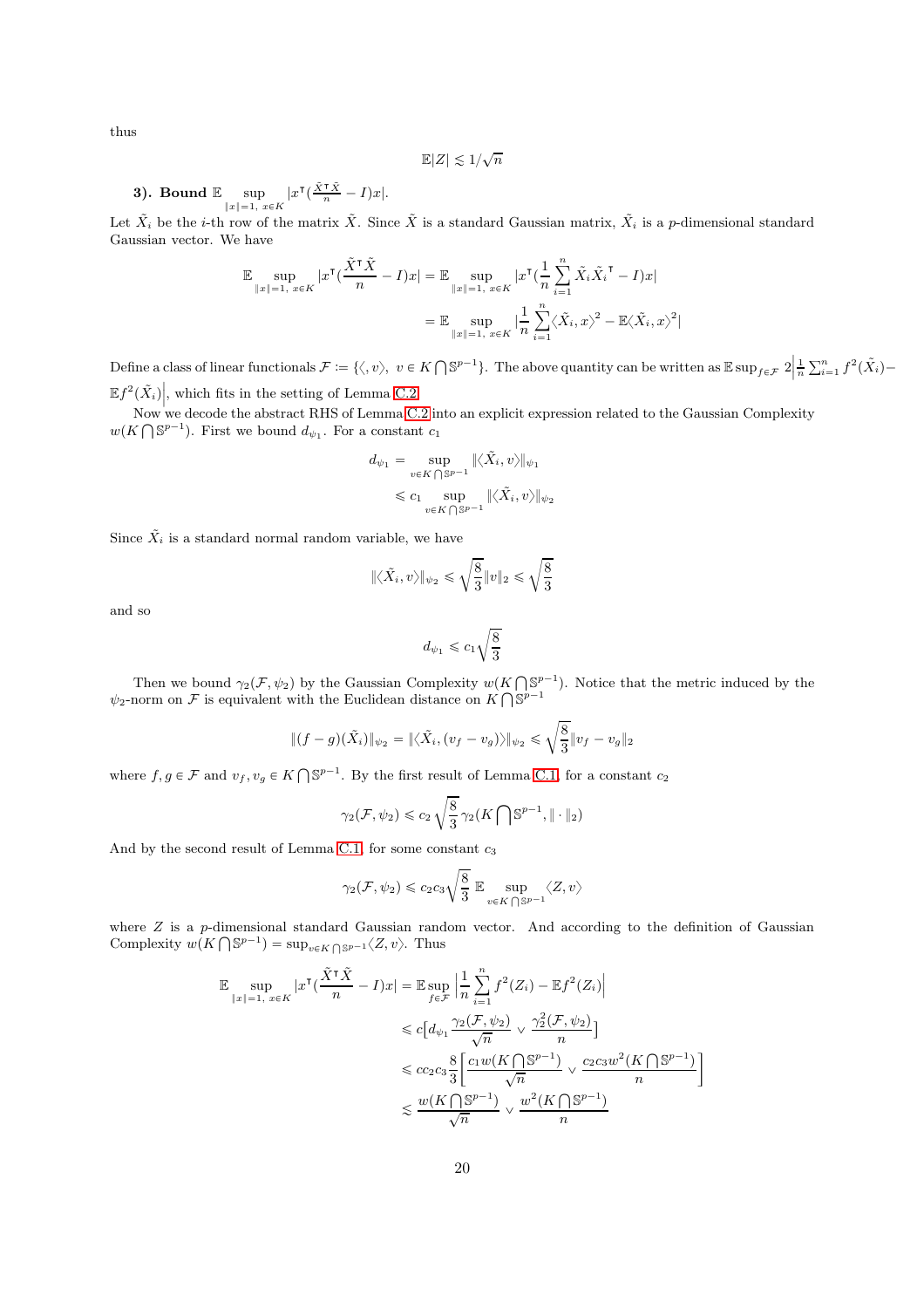thus

$$\mathbb{E}|Z| \lesssim 1/\sqrt{n}$$

**3). Bound** $\mathbb{E} \sup_{\|x\|=1,\ x\in K} |x^{\intercal}(\frac{\tilde{X}^{\intercal}\tilde{X}}{n} - I)x|$.

Let $\tilde{X}_i$ be the $i$-th row of the matrix $\tilde{X}$. Since $\tilde{X}$ is a standard Gaussian matrix, $\tilde{X}_i$ is a $p$-dimensional standard Gaussian vector. We have

$$\begin{aligned}
\mathbb{E} \sup_{\|x\|=1,\ x\in K} |x^{\intercal}(\frac{\tilde{X}^{\intercal}\tilde{X}}{n} - I)x| &= \mathbb{E} \sup_{\|x\|=1,\ x\in K} |x^{\intercal}(\frac{1}{n}\sum_{i=1}^{n}\tilde{X}_i\tilde{X}_i^{\intercal} - I)x| \\
&= \mathbb{E} \sup_{\|x\|=1,\ x\in K} |\frac{1}{n}\sum_{i=1}^{n}\langle\tilde{X}_i, x\rangle^2 - \mathbb{E}\langle\tilde{X}_i, x\rangle^2|
\end{aligned}$$

Define a class of linear functionals $\mathcal{F} := \{\langle, v\rangle,\ v \in K\bigcap\mathbb{S}^{p-1}\}$. The above quantity can be written as $\mathbb{E}\sup_{f\in\mathcal{F}} 2\Big|\frac{1}{n}\sum_{i=1}^{n} f^2(\tilde{X}_i) - \mathbb{E}f^2(\tilde{X}_i)\Big|$, which fits in the setting of Lemma C.2.

Now we decode the abstract RHS of Lemma C.2 into an explicit expression related to the Gaussian Complexity $w(K\bigcap\mathbb{S}^{p-1})$. First we bound $d_{\psi_1}$. For a constant $c_1$

$$\begin{aligned}
d_{\psi_1} &= \sup_{v\in K\bigcap\mathbb{S}^{p-1}} \|\langle\tilde{X}_i, v\rangle\|_{\psi_1} \\
&\leqslant c_1 \sup_{v\in K\bigcap\mathbb{S}^{p-1}} \|\langle\tilde{X}_i, v\rangle\|_{\psi_2}
\end{aligned}$$

Since $\tilde{X}_i$ is a standard normal random variable, we have

$$\|\langle\tilde{X}_i, v\rangle\|_{\psi_2} \leqslant \sqrt{\frac{8}{3}}\|v\|_2 \leqslant \sqrt{\frac{8}{3}}$$

and so

$$d_{\psi_1} \leqslant c_1\sqrt{\frac{8}{3}}$$

Then we bound $\gamma_2(\mathcal{F}, \psi_2)$ by the Gaussian Complexity $w(K\bigcap\mathbb{S}^{p-1})$. Notice that the metric induced by the $\psi_2$-norm on $\mathcal{F}$ is equivalent with the Euclidean distance on $K\bigcap\mathbb{S}^{p-1}$

$$\|(f-g)(\tilde{X}_i)\|_{\psi_2} = \|\langle\tilde{X}_i, (v_f - v_g)\rangle\|_{\psi_2} \leqslant \sqrt{\frac{8}{3}}\|v_f - v_g\|_2$$

where $f, g \in \mathcal{F}$ and $v_f, v_g \in K\bigcap\mathbb{S}^{p-1}$. By the first result of Lemma C.1, for a constant $c_2$

$$\gamma_2(\mathcal{F}, \psi_2) \leqslant c_2\sqrt{\frac{8}{3}}\gamma_2(K\bigcap\mathbb{S}^{p-1}, \|\cdot\|_2)$$

And by the second result of Lemma C.1, for some constant $c_3$

$$\gamma_2(\mathcal{F}, \psi_2) \leqslant c_2c_3\sqrt{\frac{8}{3}}\ \mathbb{E}\sup_{v\in K\bigcap\mathbb{S}^{p-1}}\langle Z, v\rangle$$

where $Z$ is a $p$-dimensional standard Gaussian random vector. And according to the definition of Gaussian Complexity $w(K\bigcap\mathbb{S}^{p-1}) = \sup_{v\in K\bigcap\mathbb{S}^{p-1}}\langle Z, v\rangle$. Thus

$$\begin{aligned}
\mathbb{E} \sup_{\|x\|=1,\ x\in K} |x^{\intercal}(\frac{\tilde{X}^{\intercal}\tilde{X}}{n} - I)x| &= \mathbb{E}\sup_{f\in\mathcal{F}}\Big|\frac{1}{n}\sum_{i=1}^{n} f^2(Z_i) - \mathbb{E}f^2(Z_i)\Big| \\
&\leqslant c\big[d_{\psi_1}\frac{\gamma_2(\mathcal{F}, \psi_2)}{\sqrt{n}} \vee \frac{\gamma_2^2(\mathcal{F}, \psi_2)}{n}\big] \\
&\leqslant cc_2c_3\frac{8}{3}\left[\frac{c_1 w(K\bigcap\mathbb{S}^{p-1})}{\sqrt{n}} \vee \frac{c_2c_3 w^2(K\bigcap\mathbb{S}^{p-1})}{n}\right] \\
&\lesssim \frac{w(K\bigcap\mathbb{S}^{p-1})}{\sqrt{n}} \vee \frac{w^2(K\bigcap\mathbb{S}^{p-1})}{n}
\end{aligned}$$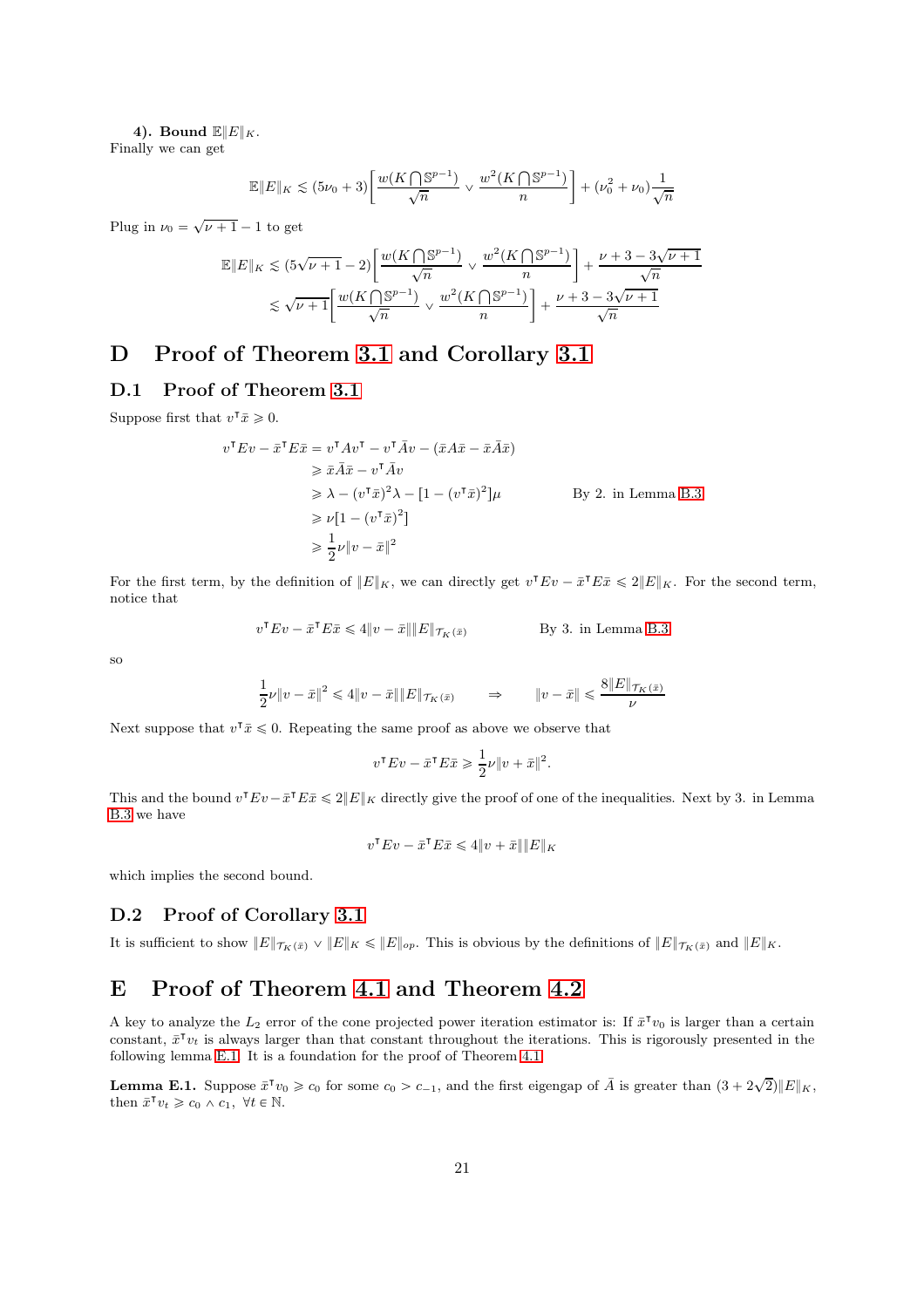**4). Bound $\mathbb{E}\|E\|_K$.**
Finally we can get

$$\mathbb{E}\|E\|_K \lesssim (5\nu_0 + 3)\left[\frac{w(K\bigcap \mathbb{S}^{p-1})}{\sqrt{n}} \vee \frac{w^2(K\bigcap \mathbb{S}^{p-1})}{n}\right] + (\nu_0^2 + \nu_0)\frac{1}{\sqrt{n}}$$

Plug in $\nu_0 = \sqrt{\nu+1} - 1$ to get

$$\begin{aligned}
\mathbb{E}\|E\|_K &\lesssim (5\sqrt{\nu+1} - 2)\left[\frac{w(K\bigcap \mathbb{S}^{p-1})}{\sqrt{n}} \vee \frac{w^2(K\bigcap \mathbb{S}^{p-1})}{n}\right] + \frac{\nu + 3 - 3\sqrt{\nu+1}}{\sqrt{n}} \\
&\lesssim \sqrt{\nu+1}\left[\frac{w(K\bigcap \mathbb{S}^{p-1})}{\sqrt{n}} \vee \frac{w^2(K\bigcap \mathbb{S}^{p-1})}{n}\right] + \frac{\nu + 3 - 3\sqrt{\nu+1}}{\sqrt{n}}
\end{aligned}$$

# D Proof of Theorem 3.1 and Corollary 3.1

## D.1 Proof of Theorem 3.1

Suppose first that $v^\intercal \bar{x} \geqslant 0$.

$$\begin{aligned}
v^\intercal E v - \bar{x}^\intercal E \bar{x} &= v^\intercal A v^\intercal - v^\intercal \bar{A} v - (\bar{x} A \bar{x} - \bar{x} \bar{A} \bar{x}) \\
&\geqslant \bar{x}\bar{A}\bar{x} - v^\intercal \bar{A} v \\
&\geqslant \lambda - (v^\intercal \bar{x})^2 \lambda - [1 - (v^\intercal \bar{x})^2]\mu \qquad \text{By 2. in Lemma B.3} \\
&\geqslant \nu[1 - (v^\intercal \bar{x})^2] \\
&\geqslant \frac{1}{2}\nu\|v - \bar{x}\|^2
\end{aligned}$$

For the first term, by the definition of $\|E\|_K$, we can directly get $v^\intercal E v - \bar{x}^\intercal E \bar{x} \leqslant 2\|E\|_K$. For the second term, notice that

$$v^\intercal E v - \bar{x}^\intercal E \bar{x} \leqslant 4\|v - \bar{x}\|\|E\|_{\mathcal{T}_K(\bar{x})} \qquad \text{By 3. in Lemma B.3}$$

so

$$\frac{1}{2}\nu\|v - \bar{x}\|^2 \leqslant 4\|v - \bar{x}\|\|E\|_{\mathcal{T}_K(\bar{x})} \qquad \Rightarrow \qquad \|v - \bar{x}\| \leqslant \frac{8\|E\|_{\mathcal{T}_K(\bar{x})}}{\nu}$$

Next suppose that $v^\intercal \bar{x} \leqslant 0$. Repeating the same proof as above we observe that

$$v^\intercal E v - \bar{x}^\intercal E \bar{x} \geqslant \frac{1}{2}\nu\|v + \bar{x}\|^2.$$

This and the bound $v^\intercal E v - \bar{x}^\intercal E \bar{x} \leqslant 2\|E\|_K$ directly give the proof of one of the inequalities. Next by 3. in Lemma B.3 we have

$$v^\intercal E v - \bar{x}^\intercal E \bar{x} \leqslant 4\|v + \bar{x}\|\|E\|_K$$

which implies the second bound.

## D.2 Proof of Corollary 3.1

It is sufficient to show $\|E\|_{\mathcal{T}_K(\bar{x})} \vee \|E\|_K \leqslant \|E\|_{op}$. This is obvious by the definitions of $\|E\|_{\mathcal{T}_K(\bar{x})}$ and $\|E\|_K$.

# E Proof of Theorem 4.1 and Theorem 4.2

A key to analyze the $L_2$ error of the cone projected power iteration estimator is: If $\bar{x}^\intercal v_0$ is larger than a certain constant, $\bar{x}^\intercal v_t$ is always larger than that constant throughout the iterations. This is rigorously presented in the following lemma E.1. It is a foundation for the proof of Theorem 4.1.

**Lemma E.1.** Suppose $\bar{x}^\intercal v_0 \geqslant c_0$ for some $c_0 > c_{-1}$, and the first eigengap of $\bar{A}$ is greater than $(3 + 2\sqrt{2})\|E\|_K$, then $\bar{x}^\intercal v_t \geqslant c_0 \wedge c_1$, $\forall t \in \mathbb{N}$.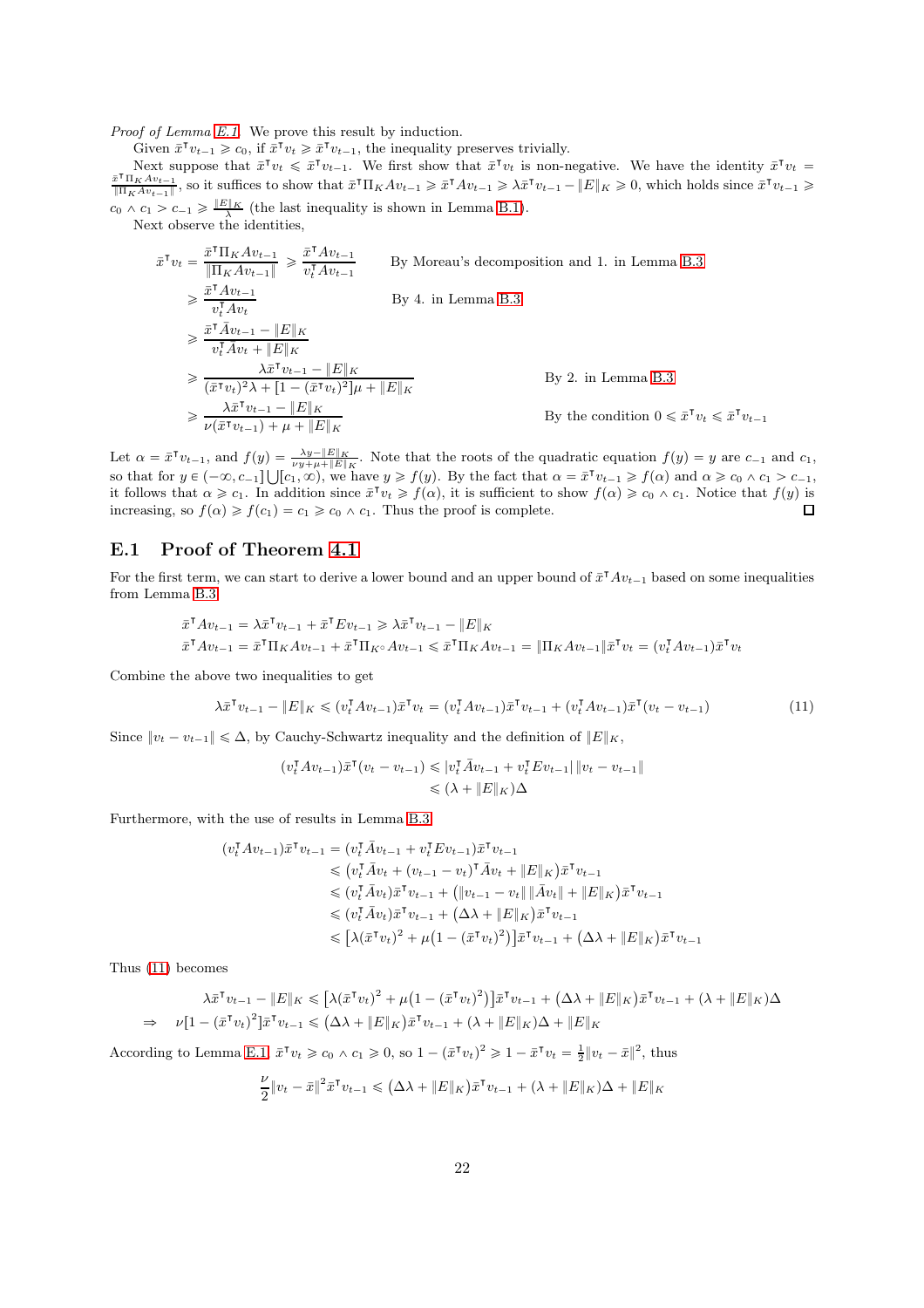*Proof of Lemma E.1.* We prove this result by induction.

Given $\bar{x}^\intercal v_{t-1} \geqslant c_0$, if $\bar{x}^\intercal v_t \geqslant \bar{x}^\intercal v_{t-1}$, the inequality preserves trivially.

Next suppose that $\bar{x}^\intercal v_t \leqslant \bar{x}^\intercal v_{t-1}$. We first show that $\bar{x}^\intercal v_t$ is non-negative. We have the identity $\bar{x}^\intercal v_t = \frac{\bar{x}^\intercal \Pi_K A v_{t-1}}{\|\Pi_K A v_{t-1}\|}$, so it suffices to show that $\bar{x}^\intercal \Pi_K A v_{t-1} \geqslant \bar{x}^\intercal A v_{t-1} \geqslant \lambda \bar{x}^\intercal v_{t-1} - \|E\|_K \geqslant 0$, which holds since $\bar{x}^\intercal v_{t-1} \geqslant c_0 \wedge c_1 > c_{-1} \geqslant \frac{\|E\|_K}{\lambda}$ (the last inequality is shown in Lemma B.1).

Next observe the identities,

$$
\begin{aligned}
\bar{x}^\intercal v_t = \frac{\bar{x}^\intercal \Pi_K A v_{t-1}}{\|\Pi_K A v_{t-1}\|} &\geqslant \frac{\bar{x}^\intercal A v_{t-1}}{v_t^\intercal A v_{t-1}} && \text{By Moreau's decomposition and 1. in Lemma B.3} \\
&\geqslant \frac{\bar{x}^\intercal A v_{t-1}}{v_t^\intercal A v_t} && \text{By 4. in Lemma B.3} \\
&\geqslant \frac{\bar{x}^\intercal \bar{A} v_{t-1} - \|E\|_K}{v_t^\intercal \bar{A} v_t + \|E\|_K} \\
&\geqslant \frac{\lambda \bar{x}^\intercal v_{t-1} - \|E\|_K}{(\bar{x}^\intercal v_t)^2 \lambda + [1 - (\bar{x}^\intercal v_t)^2]\mu + \|E\|_K} && \text{By 2. in Lemma B.3} \\
&\geqslant \frac{\lambda \bar{x}^\intercal v_{t-1} - \|E\|_K}{\nu(\bar{x}^\intercal v_{t-1}) + \mu + \|E\|_K} && \text{By the condition } 0 \leqslant \bar{x}^\intercal v_t \leqslant \bar{x}^\intercal v_{t-1}
\end{aligned}
$$

Let $\alpha = \bar{x}^\intercal v_{t-1}$, and $f(y) = \frac{\lambda y - \|E\|_K}{\nu y + \mu + \|E\|_K}$. Note that the roots of the quadratic equation $f(y) = y$ are $c_{-1}$ and $c_1$, so that for $y \in (-\infty, c_{-1}] \bigcup [c_1, \infty)$, we have $y \geqslant f(y)$. By the fact that $\alpha = \bar{x}^\intercal v_{t-1} \geqslant f(\alpha)$ and $\alpha \geqslant c_0 \wedge c_1 > c_{-1}$, it follows that $\alpha \geqslant c_1$. In addition since $\bar{x}^\intercal v_t \geqslant f(\alpha)$, it is sufficient to show $f(\alpha) \geqslant c_0 \wedge c_1$. Notice that $f(y)$ is increasing, so $f(\alpha) \geqslant f(c_1) = c_1 \geqslant c_0 \wedge c_1$. Thus the proof is complete. ∎

## E.1 Proof of Theorem 4.1

For the first term, we can start to derive a lower bound and an upper bound of $\bar{x}^\intercal A v_{t-1}$ based on some inequalities from Lemma B.3

$$
\begin{aligned}
&\bar{x}^\intercal A v_{t-1} = \lambda \bar{x}^\intercal v_{t-1} + \bar{x}^\intercal E v_{t-1} \geqslant \lambda \bar{x}^\intercal v_{t-1} - \|E\|_K \\
&\bar{x}^\intercal A v_{t-1} = \bar{x}^\intercal \Pi_K A v_{t-1} + \bar{x}^\intercal \Pi_{K^\circ} A v_{t-1} \leqslant \bar{x}^\intercal \Pi_K A v_{t-1} = \|\Pi_K A v_{t-1}\| \bar{x}^\intercal v_t = (v_t^\intercal A v_{t-1}) \bar{x}^\intercal v_t
\end{aligned}
$$

Combine the above two inequalities to get

$$
\lambda \bar{x}^\intercal v_{t-1} - \|E\|_K \leqslant (v_t^\intercal A v_{t-1}) \bar{x}^\intercal v_t = (v_t^\intercal A v_{t-1}) \bar{x}^\intercal v_{t-1} + (v_t^\intercal A v_{t-1}) \bar{x}^\intercal (v_t - v_{t-1}) \tag{11}
$$

Since $\|v_t - v_{t-1}\| \leqslant \Delta$, by Cauchy-Schwartz inequality and the definition of $\|E\|_K$,

$$
\begin{aligned}
(v_t^\intercal A v_{t-1}) \bar{x}^\intercal (v_t - v_{t-1}) &\leqslant |v_t^\intercal \bar{A} v_{t-1} + v_t^\intercal E v_{t-1}| \, \|v_t - v_{t-1}\| \\
&\leqslant (\lambda + \|E\|_K)\Delta
\end{aligned}
$$

Furthermore, with the use of results in Lemma B.3

$$
\begin{aligned}
(v_t^\intercal A v_{t-1}) \bar{x}^\intercal v_{t-1} &= (v_t^\intercal \bar{A} v_{t-1} + v_t^\intercal E v_{t-1}) \bar{x}^\intercal v_{t-1} \\
&\leqslant \big(v_t^\intercal \bar{A} v_t + (v_{t-1} - v_t)^\intercal \bar{A} v_t + \|E\|_K\big) \bar{x}^\intercal v_{t-1} \\
&\leqslant (v_t^\intercal \bar{A} v_t) \bar{x}^\intercal v_{t-1} + \big(\|v_{t-1} - v_t\| \, \|\bar{A} v_t\| + \|E\|_K\big) \bar{x}^\intercal v_{t-1} \\
&\leqslant (v_t^\intercal \bar{A} v_t) \bar{x}^\intercal v_{t-1} + \big(\Delta\lambda + \|E\|_K\big) \bar{x}^\intercal v_{t-1} \\
&\leqslant \big[\lambda (\bar{x}^\intercal v_t)^2 + \mu\big(1 - (\bar{x}^\intercal v_t)^2\big)\big] \bar{x}^\intercal v_{t-1} + \big(\Delta\lambda + \|E\|_K\big) \bar{x}^\intercal v_{t-1}
\end{aligned}
$$

Thus (11) becomes

$$
\begin{aligned}
&\lambda \bar{x}^\intercal v_{t-1} - \|E\|_K \leqslant \big[\lambda (\bar{x}^\intercal v_t)^2 + \mu\big(1 - (\bar{x}^\intercal v_t)^2\big)\big] \bar{x}^\intercal v_{t-1} + \big(\Delta\lambda + \|E\|_K\big) \bar{x}^\intercal v_{t-1} + (\lambda + \|E\|_K)\Delta \\
\Rightarrow \quad &\nu[1 - (\bar{x}^\intercal v_t)^2] \bar{x}^\intercal v_{t-1} \leqslant \big(\Delta\lambda + \|E\|_K\big) \bar{x}^\intercal v_{t-1} + (\lambda + \|E\|_K)\Delta + \|E\|_K
\end{aligned}
$$

According to Lemma E.1 $\bar{x}^\intercal v_t \geqslant c_0 \wedge c_1 \geqslant 0$, so $1 - (\bar{x}^\intercal v_t)^2 \geqslant 1 - \bar{x}^\intercal v_t = \frac{1}{2}\|v_t - \bar{x}\|^2$, thus

$$
\frac{\nu}{2} \|v_t - \bar{x}\|^2 \bar{x}^\intercal v_{t-1} \leqslant \big(\Delta\lambda + \|E\|_K\big) \bar{x}^\intercal v_{t-1} + (\lambda + \|E\|_K)\Delta + \|E\|_K
$$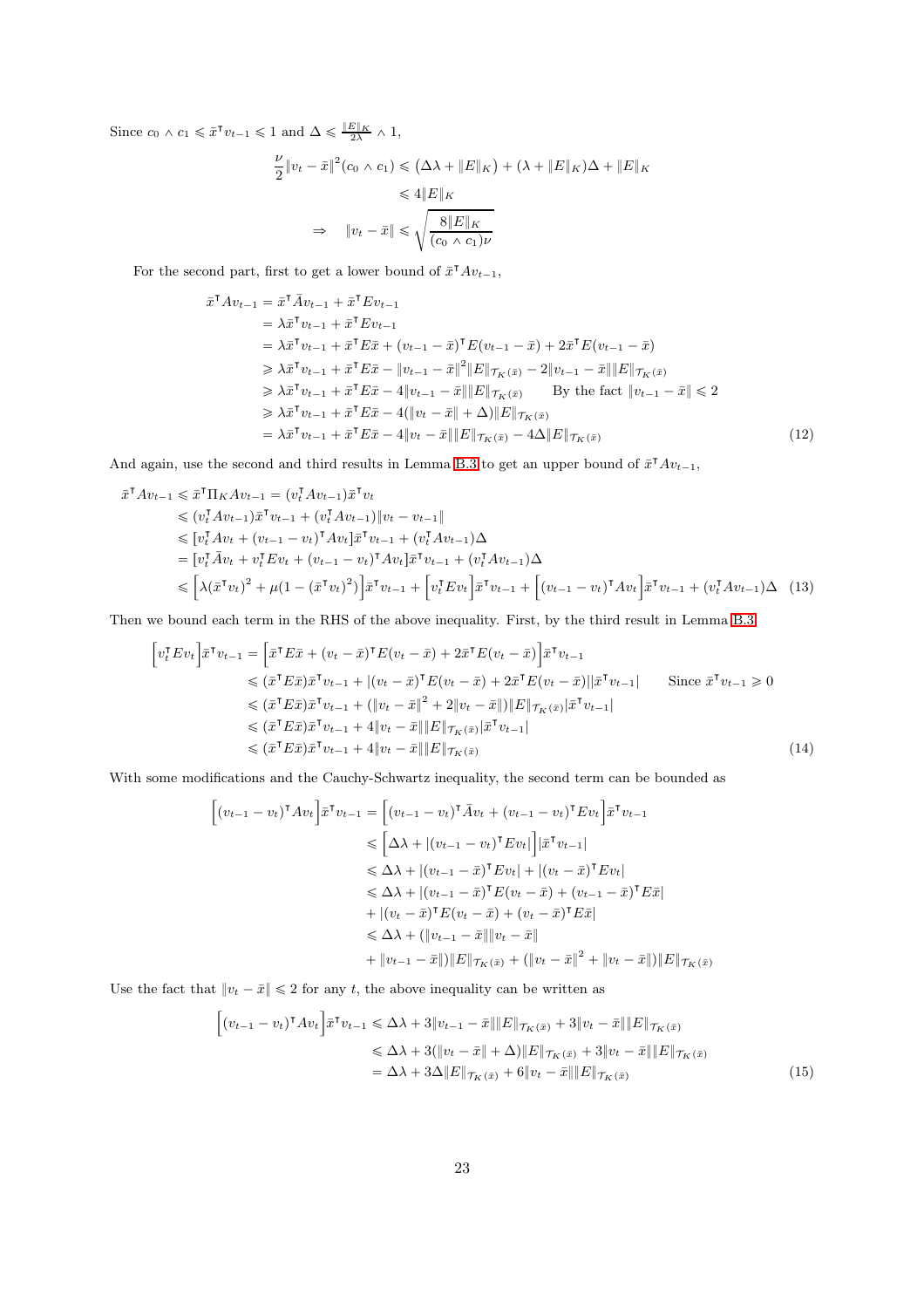Since $c_0 \wedge c_1 \leqslant \bar{x}^\intercal v_{t-1} \leqslant 1$ and $\Delta \leqslant \frac{\|E\|_K}{2\lambda} \wedge 1$,

$$
\begin{aligned}
\frac{\nu}{2}\|v_t - \bar{x}\|^2 (c_0 \wedge c_1) &\leqslant \left(\Delta\lambda + \|E\|_K\right) + (\lambda + \|E\|_K)\Delta + \|E\|_K \\
&\leqslant 4\|E\|_K \\
\Rightarrow \quad \|v_t - \bar{x}\| &\leqslant \sqrt{\frac{8\|E\|_K}{(c_0 \wedge c_1)\nu}}
\end{aligned}
$$

For the second part, first to get a lower bound of $\bar{x}^\intercal A v_{t-1}$,

$$
\begin{aligned}
\bar{x}^\intercal A v_{t-1} &= \bar{x}^\intercal \bar{A} v_{t-1} + \bar{x}^\intercal E v_{t-1} \\
&= \lambda \bar{x}^\intercal v_{t-1} + \bar{x}^\intercal E v_{t-1} \\
&= \lambda \bar{x}^\intercal v_{t-1} + \bar{x}^\intercal E \bar{x} + (v_{t-1} - \bar{x})^\intercal E (v_{t-1} - \bar{x}) + 2\bar{x}^\intercal E (v_{t-1} - \bar{x}) \\
&\geqslant \lambda \bar{x}^\intercal v_{t-1} + \bar{x}^\intercal E \bar{x} - \|v_{t-1} - \bar{x}\|^2 \|E\|_{\mathcal{T}_K(\bar{x})} - 2\|v_{t-1} - \bar{x}\|\|E\|_{\mathcal{T}_K(\bar{x})} \\
&\geqslant \lambda \bar{x}^\intercal v_{t-1} + \bar{x}^\intercal E \bar{x} - 4\|v_{t-1} - \bar{x}\|\|E\|_{\mathcal{T}_K(\bar{x})} \qquad \text{By the fact } \|v_{t-1} - \bar{x}\| \leqslant 2 \\
&\geqslant \lambda \bar{x}^\intercal v_{t-1} + \bar{x}^\intercal E \bar{x} - 4(\|v_t - \bar{x}\| + \Delta)\|E\|_{\mathcal{T}_K(\bar{x})} \\
&= \lambda \bar{x}^\intercal v_{t-1} + \bar{x}^\intercal E \bar{x} - 4\|v_t - \bar{x}\|\|E\|_{\mathcal{T}_K(\bar{x})} - 4\Delta\|E\|_{\mathcal{T}_K(\bar{x})}
\end{aligned} \tag{12}
$$

And again, use the second and third results in Lemma B.3 to get an upper bound of $\bar{x}^\intercal A v_{t-1}$,

$$
\begin{aligned}
\bar{x}^\intercal A v_{t-1} &\leqslant \bar{x}^\intercal \Pi_K A v_{t-1} = (v_t^\intercal A v_{t-1})\bar{x}^\intercal v_t \\
&\leqslant (v_t^\intercal A v_{t-1})\bar{x}^\intercal v_{t-1} + (v_t^\intercal A v_{t-1})\|v_t - v_{t-1}\| \\
&\leqslant [v_t^\intercal A v_t + (v_{t-1} - v_t)^\intercal A v_t]\bar{x}^\intercal v_{t-1} + (v_t^\intercal A v_{t-1})\Delta \\
&= [v_t^\intercal \bar{A} v_t + v_t^\intercal E v_t + (v_{t-1} - v_t)^\intercal A v_t]\bar{x}^\intercal v_{t-1} + (v_t^\intercal A v_{t-1})\Delta \\
&\leqslant \Big[\lambda(\bar{x}^\intercal v_t)^2 + \mu(1 - (\bar{x}^\intercal v_t)^2)\Big]\bar{x}^\intercal v_{t-1} + \Big[v_t^\intercal E v_t\Big]\bar{x}^\intercal v_{t-1} + \Big[(v_{t-1} - v_t)^\intercal A v_t\Big]\bar{x}^\intercal v_{t-1} + (v_t^\intercal A v_{t-1})\Delta
\end{aligned} \tag{13}
$$

Then we bound each term in the RHS of the above inequality. First, by the third result in Lemma B.3

$$
\begin{aligned}
\Big[v_t^\intercal E v_t\Big]\bar{x}^\intercal v_{t-1} &= \Big[\bar{x}^\intercal E \bar{x} + (v_t - \bar{x})^\intercal E (v_t - \bar{x}) + 2\bar{x}^\intercal E (v_t - \bar{x})\Big]\bar{x}^\intercal v_{t-1} \\
&\leqslant (\bar{x}^\intercal E \bar{x})\bar{x}^\intercal v_{t-1} + |(v_t - \bar{x})^\intercal E (v_t - \bar{x}) + 2\bar{x}^\intercal E (v_t - \bar{x})||\bar{x}^\intercal v_{t-1}| \qquad \text{Since } \bar{x}^\intercal v_{t-1} \geqslant 0 \\
&\leqslant (\bar{x}^\intercal E \bar{x})\bar{x}^\intercal v_{t-1} + (\|v_t - \bar{x}\|^2 + 2\|v_t - \bar{x}\|)\|E\|_{\mathcal{T}_K(\bar{x})}|\bar{x}^\intercal v_{t-1}| \\
&\leqslant (\bar{x}^\intercal E \bar{x})\bar{x}^\intercal v_{t-1} + 4\|v_t - \bar{x}\|\|E\|_{\mathcal{T}_K(\bar{x})}|\bar{x}^\intercal v_{t-1}| \\
&\leqslant (\bar{x}^\intercal E \bar{x})\bar{x}^\intercal v_{t-1} + 4\|v_t - \bar{x}\|\|E\|_{\mathcal{T}_K(\bar{x})}
\end{aligned} \tag{14}
$$

With some modifications and the Cauchy-Schwartz inequality, the second term can be bounded as

$$
\begin{aligned}
\Big[(v_{t-1} - v_t)^\intercal A v_t\Big]\bar{x}^\intercal v_{t-1} &= \Big[(v_{t-1} - v_t)^\intercal \bar{A} v_t + (v_{t-1} - v_t)^\intercal E v_t\Big]\bar{x}^\intercal v_{t-1} \\
&\leqslant \Big[\Delta\lambda + |(v_{t-1} - v_t)^\intercal E v_t|\Big]|\bar{x}^\intercal v_{t-1}| \\
&\leqslant \Delta\lambda + |(v_{t-1} - \bar{x})^\intercal E v_t| + |(v_t - \bar{x})^\intercal E v_t| \\
&\leqslant \Delta\lambda + |(v_{t-1} - \bar{x})^\intercal E (v_t - \bar{x}) + (v_{t-1} - \bar{x})^\intercal E \bar{x}| \\
&\quad + |(v_t - \bar{x})^\intercal E (v_t - \bar{x}) + (v_t - \bar{x})^\intercal E \bar{x}| \\
&\leqslant \Delta\lambda + (\|v_{t-1} - \bar{x}\|\|v_t - \bar{x}\| \\
&\quad + \|v_{t-1} - \bar{x}\|)\|E\|_{\mathcal{T}_K(\bar{x})} + (\|v_t - \bar{x}\|^2 + \|v_t - \bar{x}\|)\|E\|_{\mathcal{T}_K(\bar{x})}
\end{aligned}
$$

Use the fact that $\|v_t - \bar{x}\| \leqslant 2$ for any $t$, the above inequality can be written as

$$
\begin{aligned}
\Big[(v_{t-1} - v_t)^\intercal A v_t\Big]\bar{x}^\intercal v_{t-1} &\leqslant \Delta\lambda + 3\|v_{t-1} - \bar{x}\|\|E\|_{\mathcal{T}_K(\bar{x})} + 3\|v_t - \bar{x}\|\|E\|_{\mathcal{T}_K(\bar{x})} \\
&\leqslant \Delta\lambda + 3(\|v_t - \bar{x}\| + \Delta)\|E\|_{\mathcal{T}_K(\bar{x})} + 3\|v_t - \bar{x}\|\|E\|_{\mathcal{T}_K(\bar{x})} \\
&= \Delta\lambda + 3\Delta\|E\|_{\mathcal{T}_K(\bar{x})} + 6\|v_t - \bar{x}\|\|E\|_{\mathcal{T}_K(\bar{x})}
\end{aligned} \tag{15}
$$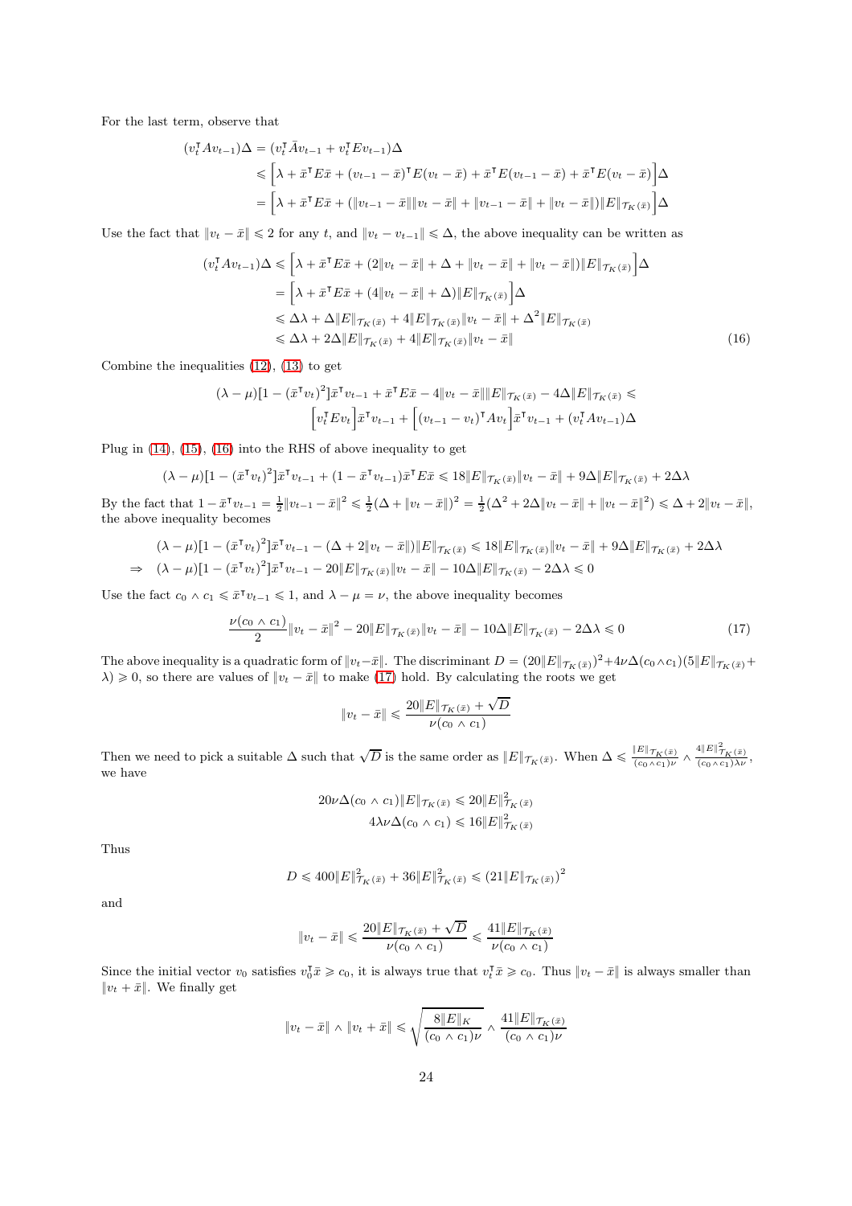For the last term, observe that

$$
\begin{aligned}
(v_t^\intercal A v_{t-1})\Delta &= (v_t^\intercal \bar{A} v_{t-1} + v_t^\intercal E v_{t-1})\Delta \\
&\leqslant \Big[\lambda + \bar{x}^\intercal E \bar{x} + (v_{t-1} - \bar{x})^\intercal E (v_t - \bar{x}) + \bar{x}^\intercal E (v_{t-1} - \bar{x}) + \bar{x}^\intercal E (v_t - \bar{x})\Big]\Delta \\
&= \Big[\lambda + \bar{x}^\intercal E \bar{x} + (\|v_{t-1} - \bar{x}\|\|v_t - \bar{x}\| + \|v_{t-1} - \bar{x}\| + \|v_t - \bar{x}\|)\|E\|_{\mathcal{T}_K(\bar{x})}\Big]\Delta
\end{aligned}
$$

Use the fact that $\|v_t - \bar{x}\| \leqslant 2$ for any $t$, and $\|v_t - v_{t-1}\| \leqslant \Delta$, the above inequality can be written as

$$
\begin{aligned}
(v_t^\intercal A v_{t-1})\Delta &\leqslant \Big[\lambda + \bar{x}^\intercal E \bar{x} + (2\|v_t - \bar{x}\| + \Delta + \|v_t - \bar{x}\| + \|v_t - \bar{x}\|)\|E\|_{\mathcal{T}_K(\bar{x})}\Big]\Delta \\
&= \Big[\lambda + \bar{x}^\intercal E \bar{x} + (4\|v_t - \bar{x}\| + \Delta)\|E\|_{\mathcal{T}_K(\bar{x})}\Big]\Delta \\
&\leqslant \Delta\lambda + \Delta\|E\|_{\mathcal{T}_K(\bar{x})} + 4\|E\|_{\mathcal{T}_K(\bar{x})}\|v_t - \bar{x}\| + \Delta^2\|E\|_{\mathcal{T}_K(\bar{x})} \\
&\leqslant \Delta\lambda + 2\Delta\|E\|_{\mathcal{T}_K(\bar{x})} + 4\|E\|_{\mathcal{T}_K(\bar{x})}\|v_t - \bar{x}\| \qquad (16)
\end{aligned}
$$

Combine the inequalities (12), (13) to get

$$
\begin{aligned}
(\lambda - \mu)[1 - (\bar{x}^\intercal v_t)^2]\bar{x}^\intercal v_{t-1} + \bar{x}^\intercal E \bar{x} - 4\|v_t - \bar{x}\|\|E\|_{\mathcal{T}_K(\bar{x})} - 4\Delta\|E\|_{\mathcal{T}_K(\bar{x})} \leqslant \\
\Big[v_t^\intercal E v_t\Big]\bar{x}^\intercal v_{t-1} + \Big[(v_{t-1} - v_t)^\intercal A v_t\Big]\bar{x}^\intercal v_{t-1} + (v_t^\intercal A v_{t-1})\Delta
\end{aligned}
$$

Plug in (14), (15), (16) into the RHS of above inequality to get

$$
(\lambda - \mu)[1 - (\bar{x}^\intercal v_t)^2]\bar{x}^\intercal v_{t-1} + (1 - \bar{x}^\intercal v_{t-1})\bar{x}^\intercal E \bar{x} \leqslant 18\|E\|_{\mathcal{T}_K(\bar{x})}\|v_t - \bar{x}\| + 9\Delta\|E\|_{\mathcal{T}_K(\bar{x})} + 2\Delta\lambda
$$

By the fact that $1 - \bar{x}^\intercal v_{t-1} = \frac{1}{2}\|v_{t-1} - \bar{x}\|^2 \leqslant \frac{1}{2}(\Delta + \|v_t - \bar{x}\|)^2 = \frac{1}{2}(\Delta^2 + 2\Delta\|v_t - \bar{x}\| + \|v_t - \bar{x}\|^2) \leqslant \Delta + 2\|v_t - \bar{x}\|$, the above inequality becomes

$$
\begin{aligned}
&(\lambda - \mu)[1 - (\bar{x}^\intercal v_t)^2]\bar{x}^\intercal v_{t-1} - (\Delta + 2\|v_t - \bar{x}\|)\|E\|_{\mathcal{T}_K(\bar{x})} \leqslant 18\|E\|_{\mathcal{T}_K(\bar{x})}\|v_t - \bar{x}\| + 9\Delta\|E\|_{\mathcal{T}_K(\bar{x})} + 2\Delta\lambda \\
\Rightarrow\quad &(\lambda - \mu)[1 - (\bar{x}^\intercal v_t)^2]\bar{x}^\intercal v_{t-1} - 20\|E\|_{\mathcal{T}_K(\bar{x})}\|v_t - \bar{x}\| - 10\Delta\|E\|_{\mathcal{T}_K(\bar{x})} - 2\Delta\lambda \leqslant 0
\end{aligned}
$$

Use the fact $c_0 \wedge c_1 \leqslant \bar{x}^\intercal v_{t-1} \leqslant 1$, and $\lambda - \mu = \nu$, the above inequality becomes

$$
\frac{\nu(c_0 \wedge c_1)}{2}\|v_t - \bar{x}\|^2 - 20\|E\|_{\mathcal{T}_K(\bar{x})}\|v_t - \bar{x}\| - 10\Delta\|E\|_{\mathcal{T}_K(\bar{x})} - 2\Delta\lambda \leqslant 0 \qquad (17)
$$

The above inequality is a quadratic form of $\|v_t - \bar{x}\|$. The discriminant $D = (20\|E\|_{\mathcal{T}_K(\bar{x})})^2 + 4\nu\Delta(c_0 \wedge c_1)(5\|E\|_{\mathcal{T}_K(\bar{x})} + \lambda) \geqslant 0$, so there are values of $\|v_t - \bar{x}\|$ to make (17) hold. By calculating the roots we get

$$
\|v_t - \bar{x}\| \leqslant \frac{20\|E\|_{\mathcal{T}_K(\bar{x})} + \sqrt{D}}{\nu(c_0 \wedge c_1)}
$$

Then we need to pick a suitable $\Delta$ such that $\sqrt{D}$ is the same order as $\|E\|_{\mathcal{T}_K(\bar{x})}$. When $\Delta \leqslant \frac{\|E\|_{\mathcal{T}_K(\bar{x})}}{(c_0 \wedge c_1)\nu} \wedge \frac{4\|E\|^2_{\mathcal{T}_K(\bar{x})}}{(c_0 \wedge c_1)\lambda\nu}$, we have

$$
\begin{aligned}
20\nu\Delta(c_0 \wedge c_1)\|E\|_{\mathcal{T}_K(\bar{x})} &\leqslant 20\|E\|^2_{\mathcal{T}_K(\bar{x})} \\
4\lambda\nu\Delta(c_0 \wedge c_1) &\leqslant 16\|E\|^2_{\mathcal{T}_K(\bar{x})}
\end{aligned}
$$

Thus

$$
D \leqslant 400\|E\|^2_{\mathcal{T}_K(\bar{x})} + 36\|E\|^2_{\mathcal{T}_K(\bar{x})} \leqslant (21\|E\|_{\mathcal{T}_K(\bar{x})})^2
$$

and

$$
\|v_t - \bar{x}\| \leqslant \frac{20\|E\|_{\mathcal{T}_K(\bar{x})} + \sqrt{D}}{\nu(c_0 \wedge c_1)} \leqslant \frac{41\|E\|_{\mathcal{T}_K(\bar{x})}}{\nu(c_0 \wedge c_1)}
$$

Since the initial vector $v_0$ satisfies $v_0^\intercal \bar{x} \geqslant c_0$, it is always true that $v_t^\intercal \bar{x} \geqslant c_0$. Thus $\|v_t - \bar{x}\|$ is always smaller than $\|v_t + \bar{x}\|$. We finally get

$$
\|v_t - \bar{x}\| \wedge \|v_t + \bar{x}\| \leqslant \sqrt{\frac{8\|E\|_K}{(c_0 \wedge c_1)\nu}} \wedge \frac{41\|E\|_{\mathcal{T}_K(\bar{x})}}{(c_0 \wedge c_1)\nu}
$$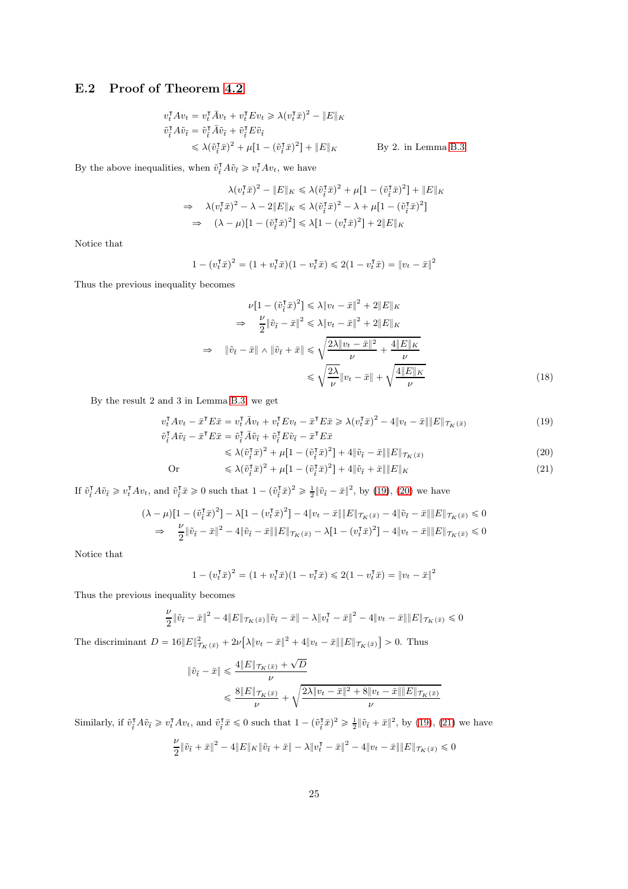## E.2 Proof of Theorem 4.2

$$
\begin{aligned}
v_t^\intercal A v_t &= v_t^\intercal \bar{A} v_t + v_t^\intercal E v_t \geqslant \lambda (v_t^\intercal \bar{x})^2 - \|E\|_K \\
\tilde{v}_{\tilde{t}}^\intercal A \tilde{v}_{\tilde{t}} &= \tilde{v}_{\tilde{t}}^\intercal \bar{A} \tilde{v}_{\tilde{t}} + \tilde{v}_{\tilde{t}}^\intercal E \tilde{v}_{\tilde{t}} \\
&\leqslant \lambda (\tilde{v}_{\tilde{t}}^\intercal \bar{x})^2 + \mu[1 - (\tilde{v}_{\tilde{t}}^\intercal \bar{x})^2] + \|E\|_K \qquad \text{By 2. in Lemma B.3}
\end{aligned}
$$

By the above inequalities, when $\tilde{v}_{\tilde{t}}^\intercal A \tilde{v}_{\tilde{t}} \geqslant v_t^\intercal A v_t$, we have

$$
\begin{aligned}
& \lambda (v_t^\intercal \bar{x})^2 - \|E\|_K \leqslant \lambda (\tilde{v}_{\tilde{t}}^\intercal \bar{x})^2 + \mu[1 - (\tilde{v}_{\tilde{t}}^\intercal \bar{x})^2] + \|E\|_K \\
\Rightarrow \quad & \lambda (v_t^\intercal \bar{x})^2 - \lambda - 2\|E\|_K \leqslant \lambda (\tilde{v}_{\tilde{t}}^\intercal \bar{x})^2 - \lambda + \mu[1 - (\tilde{v}_{\tilde{t}}^\intercal \bar{x})^2] \\
\Rightarrow \quad & (\lambda - \mu)[1 - (\tilde{v}_{\tilde{t}}^\intercal \bar{x})^2] \leqslant \lambda[1 - (v_t^\intercal \bar{x})^2] + 2\|E\|_K
\end{aligned}
$$

Notice that

$$
1 - (v_t^\intercal \bar{x})^2 = (1 + v_t^\intercal \bar{x})(1 - v_t^\intercal \bar{x}) \leqslant 2(1 - v_t^\intercal \bar{x}) = \|v_t - \bar{x}\|^2
$$

Thus the previous inequality becomes

$$
\begin{aligned}
& \nu[1 - (\tilde{v}_{\tilde{t}}^\intercal \bar{x})^2] \leqslant \lambda \|v_t - \bar{x}\|^2 + 2\|E\|_K \\
\Rightarrow \quad & \frac{\nu}{2} \|\tilde{v}_{\tilde{t}} - \bar{x}\|^2 \leqslant \lambda \|v_t - \bar{x}\|^2 + 2\|E\|_K \\
\Rightarrow \quad & \|\tilde{v}_{\tilde{t}} - \bar{x}\| \wedge \|\tilde{v}_{\tilde{t}} + \bar{x}\| \leqslant \sqrt{\frac{2\lambda \|v_t - \bar{x}\|^2}{\nu} + \frac{4\|E\|_K}{\nu}} \\
& \leqslant \sqrt{\frac{2\lambda}{\nu}} \|v_t - \bar{x}\| + \sqrt{\frac{4\|E\|_K}{\nu}} \qquad (18)
\end{aligned}
$$

By the result 2 and 3 in Lemma B.3, we get

$$
\begin{aligned}
v_t^\intercal A v_t - \bar{x}^\intercal E \bar{x} &= v_t^\intercal \bar{A} v_t + v_t^\intercal E v_t - \bar{x}^\intercal E \bar{x} \geqslant \lambda (v_t^\intercal \bar{x})^2 - 4\|v_t - \bar{x}\| \|E\|_{\mathcal{T}_K(\bar{x})} \qquad (19) \\
\tilde{v}_{\tilde{t}}^\intercal A \tilde{v}_{\tilde{t}} - \bar{x}^\intercal E \bar{x} &= \tilde{v}_{\tilde{t}}^\intercal \bar{A} \tilde{v}_{\tilde{t}} + \tilde{v}_{\tilde{t}}^\intercal E \tilde{v}_{\tilde{t}} - \bar{x}^\intercal E \bar{x} \\
&\leqslant \lambda (\tilde{v}_{\tilde{t}}^\intercal \bar{x})^2 + \mu[1 - (\tilde{v}_{\tilde{t}}^\intercal \bar{x})^2] + 4\|\tilde{v}_{\tilde{t}} - \bar{x}\| \|E\|_{\mathcal{T}_K(\bar{x})} \qquad (20) \\
\text{Or} \qquad &\leqslant \lambda (\tilde{v}_{\tilde{t}}^\intercal \bar{x})^2 + \mu[1 - (\tilde{v}_{\tilde{t}}^\intercal \bar{x})^2] + 4\|\tilde{v}_{\tilde{t}} + \bar{x}\| \|E\|_K \qquad (21)
\end{aligned}
$$

If $\tilde{v}_{\tilde{t}}^\intercal A \tilde{v}_{\tilde{t}} \geqslant v_t^\intercal A v_t$, and $\tilde{v}_{\tilde{t}}^\intercal \bar{x} \geqslant 0$ such that $1 - (\tilde{v}_{\tilde{t}}^\intercal \bar{x})^2 \geqslant \frac{1}{2}\|\tilde{v}_{\tilde{t}} - \bar{x}\|^2$, by (19), (20) we have

$$
\begin{aligned}
& (\lambda - \mu)[1 - (\tilde{v}_{\tilde{t}}^\intercal \bar{x})^2] - \lambda[1 - (v_t^\intercal \bar{x})^2] - 4\|v_t - \bar{x}\| \|E\|_{\mathcal{T}_K(\bar{x})} - 4\|\tilde{v}_{\tilde{t}} - \bar{x}\| \|E\|_{\mathcal{T}_K(\bar{x})} \leqslant 0 \\
\Rightarrow \quad & \frac{\nu}{2} \|\tilde{v}_{\tilde{t}} - \bar{x}\|^2 - 4\|\tilde{v}_{\tilde{t}} - \bar{x}\| \|E\|_{\mathcal{T}_K(\bar{x})} - \lambda[1 - (v_t^\intercal \bar{x})^2] - 4\|v_t - \bar{x}\| \|E\|_{\mathcal{T}_K(\bar{x})} \leqslant 0
\end{aligned}
$$

Notice that

$$
1 - (v_t^\intercal \bar{x})^2 = (1 + v_t^\intercal \bar{x})(1 - v_t^\intercal \bar{x}) \leqslant 2(1 - v_t^\intercal \bar{x}) = \|v_t - \bar{x}\|^2
$$

Thus the previous inequality becomes

$$
\frac{\nu}{2} \|\tilde{v}_{\tilde{t}} - \bar{x}\|^2 - 4\|E\|_{\mathcal{T}_K(\bar{x})} \|\tilde{v}_{\tilde{t}} - \bar{x}\| - \lambda \|v_t^\intercal - \bar{x}\|^2 - 4\|v_t - \bar{x}\| \|E\|_{\mathcal{T}_K(\bar{x})} \leqslant 0
$$

The discriminant $D = 16\|E\|_{\mathcal{T}_K(\bar{x})}^2 + 2\nu\big[\lambda \|v_t - \bar{x}\|^2 + 4\|v_t - \bar{x}\| \|E\|_{\mathcal{T}_K(\bar{x})}\big] > 0$. Thus

$$
\begin{aligned}
\|\tilde{v}_{\tilde{t}} - \bar{x}\| &\leqslant \frac{4\|E\|_{\mathcal{T}_K(\bar{x})} + \sqrt{D}}{\nu} \\
&\leqslant \frac{8\|E\|_{\mathcal{T}_K(\bar{x})}}{\nu} + \sqrt{\frac{2\lambda \|v_t - \bar{x}\|^2 + 8\|v_t - \bar{x}\| \|E\|_{\mathcal{T}_K(\bar{x})}}{\nu}}
\end{aligned}
$$

Similarly, if $\tilde{v}_{\tilde{t}}^\intercal A \tilde{v}_{\tilde{t}} \geqslant v_t^\intercal A v_t$, and $\tilde{v}_{\tilde{t}}^\intercal \bar{x} \leqslant 0$ such that $1 - (\tilde{v}_{\tilde{t}}^\intercal \bar{x})^2 \geqslant \frac{1}{2}\|\tilde{v}_{\tilde{t}} + \bar{x}\|^2$, by (19), (21) we have

$$
\frac{\nu}{2} \|\tilde{v}_{\tilde{t}} + \bar{x}\|^2 - 4\|E\|_K \|\tilde{v}_{\tilde{t}} + \bar{x}\| - \lambda \|v_t^\intercal - \bar{x}\|^2 - 4\|v_t - \bar{x}\| \|E\|_{\mathcal{T}_K(\bar{x})} \leqslant 0
$$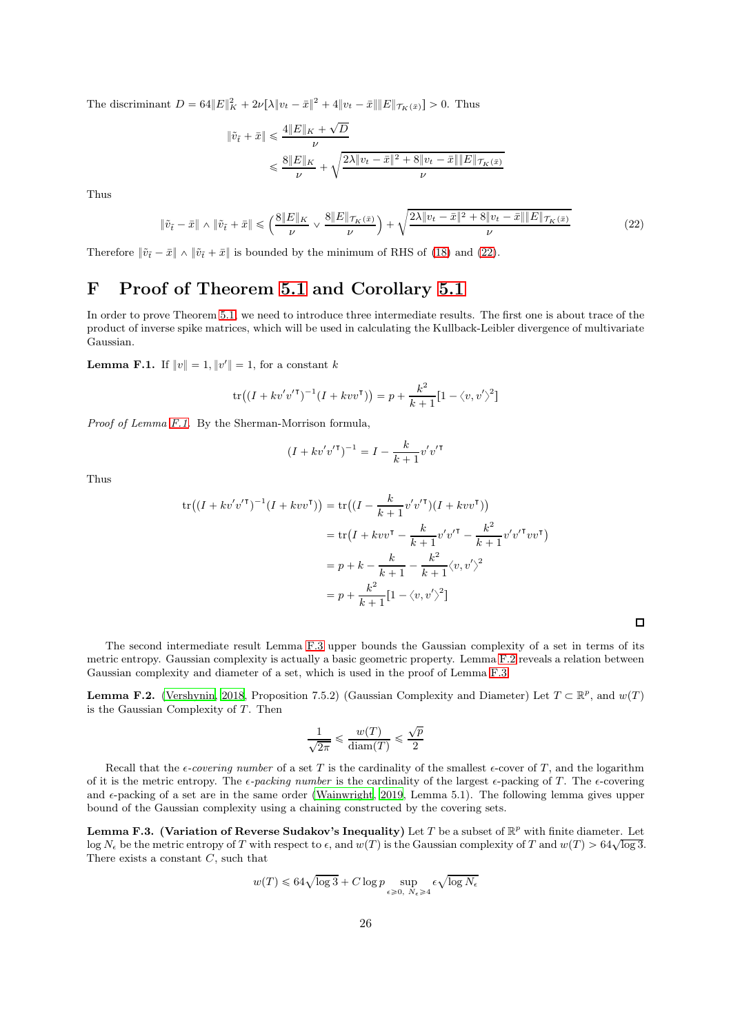The discriminant $D = 64\|E\|_K^2 + 2\nu[\lambda\|v_t - \bar{x}\|^2 + 4\|v_t - \bar{x}\|\|E\|_{\mathcal{T}_K(\bar{x})}] > 0$. Thus

$$
\begin{aligned}
\|\tilde{v}_{\tilde{t}} + \bar{x}\| &\leqslant \frac{4\|E\|_K + \sqrt{D}}{\nu} \\
&\leqslant \frac{8\|E\|_K}{\nu} + \sqrt{\frac{2\lambda\|v_t - \bar{x}\|^2 + 8\|v_t - \bar{x}\|\|E\|_{\mathcal{T}_K(\bar{x})}}{\nu}}
\end{aligned}
$$

Thus

$$
\|\tilde{v}_{\tilde{t}} - \bar{x}\| \wedge \|\tilde{v}_{\tilde{t}} + \bar{x}\| \leqslant \Big(\frac{8\|E\|_K}{\nu} \vee \frac{8\|E\|_{\mathcal{T}_K(\bar{x})}}{\nu}\Big) + \sqrt{\frac{2\lambda\|v_t - \bar{x}\|^2 + 8\|v_t - \bar{x}\|\|E\|_{\mathcal{T}_K(\bar{x})}}{\nu}} \tag{22}
$$

Therefore $\|\tilde{v}_{\tilde{t}} - \bar{x}\| \wedge \|\tilde{v}_{\tilde{t}} + \bar{x}\|$ is bounded by the minimum of RHS of (18) and (22).

# F Proof of Theorem 5.1 and Corollary 5.1

In order to prove Theorem 5.1, we need to introduce three intermediate results. The first one is about trace of the product of inverse spike matrices, which will be used in calculating the Kullback-Leibler divergence of multivariate Gaussian.

**Lemma F.1.** If $\|v\| = 1, \|v'\| = 1$, for a constant $k$

$$
\mathrm{tr}\big((I + kv'v'^{\intercal})^{-1}(I + kvv^{\intercal})\big) = p + \frac{k^2}{k+1}[1 - \langle v, v'\rangle^2]
$$

*Proof of Lemma F.1.* By the Sherman-Morrison formula,

$$
(I + kv'v'^{\intercal})^{-1} = I - \frac{k}{k+1}v'v'^{\intercal}
$$

Thus

$$
\begin{aligned}
\mathrm{tr}\big((I + kv'v'^{\intercal})^{-1}(I + kvv^{\intercal})\big) &= \mathrm{tr}\big((I - \frac{k}{k+1}v'v'^{\intercal})(I + kvv^{\intercal})\big) \\
&= \mathrm{tr}\big(I + kvv^{\intercal} - \frac{k}{k+1}v'v'^{\intercal} - \frac{k^2}{k+1}v'v'^{\intercal}vv^{\intercal}\big) \\
&= p + k - \frac{k}{k+1} - \frac{k^2}{k+1}\langle v, v'\rangle^2 \\
&= p + \frac{k^2}{k+1}[1 - \langle v, v'\rangle^2]
\end{aligned}
$$

□

The second intermediate result Lemma F.3 upper bounds the Gaussian complexity of a set in terms of its metric entropy. Gaussian complexity is actually a basic geometric property. Lemma F.2 reveals a relation between Gaussian complexity and diameter of a set, which is used in the proof of Lemma F.3.

**Lemma F.2.** (Vershynin, 2018, Proposition 7.5.2) (Gaussian Complexity and Diameter) Let $T \subset \mathbb{R}^p$, and $w(T)$ is the Gaussian Complexity of $T$. Then

$$
\frac{1}{\sqrt{2\pi}} \leqslant \frac{w(T)}{\mathrm{diam}(T)} \leqslant \frac{\sqrt{p}}{2}
$$

Recall that the *$\epsilon$-covering number* of a set $T$ is the cardinality of the smallest $\epsilon$-cover of $T$, and the logarithm of it is the metric entropy. The *$\epsilon$-packing number* is the cardinality of the largest $\epsilon$-packing of $T$. The $\epsilon$-covering and $\epsilon$-packing of a set are in the same order (Wainwright, 2019, Lemma 5.1). The following lemma gives upper bound of the Gaussian complexity using a chaining constructed by the covering sets.

**Lemma F.3. (Variation of Reverse Sudakov's Inequality)** Let $T$ be a subset of $\mathbb{R}^p$ with finite diameter. Let $\log N_\epsilon$ be the metric entropy of $T$ with respect to $\epsilon$, and $w(T)$ is the Gaussian complexity of $T$ and $w(T) > 64\sqrt{\log 3}$. There exists a constant $C$, such that

$$
w(T) \leqslant 64\sqrt{\log 3} + C\log p \sup_{\epsilon \geqslant 0,\ N_\epsilon \geqslant 4} \epsilon\sqrt{\log N_\epsilon}
$$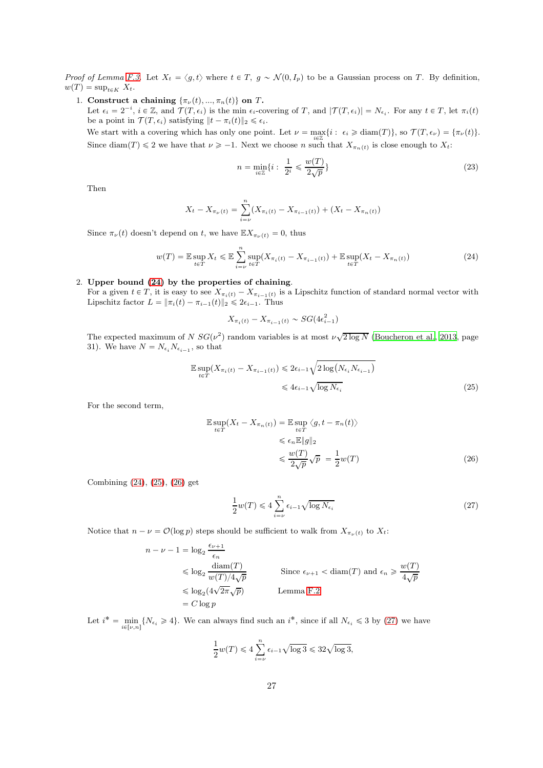*Proof of Lemma F.3.* Let $X_t = \langle g, t \rangle$ where $t \in T$, $g \sim \mathcal{N}(0, I_p)$ to be a Gaussian process on $T$. By definition, $w(T) = \sup_{t \in K} X_t$.

1. **Construct a chaining $\{\pi_\nu(t), ..., \pi_n(t)\}$ on $T$.**
   Let $\epsilon_i = 2^{-i}$, $i \in \mathbb{Z}$, and $\mathcal{T}(T, \epsilon_i)$ is the min $\epsilon_i$-covering of $T$, and $|\mathcal{T}(T, \epsilon_i)| = N_{\epsilon_i}$. For any $t \in T$, let $\pi_i(t)$ be a point in $\mathcal{T}(T, \epsilon_i)$ satisfying $\|t - \pi_i(t)\|_2 \leqslant \epsilon_i$.
   We start with a covering which has only one point. Let $\nu = \max_{i \in \mathbb{Z}}\{i : \ \epsilon_i \geqslant \mathrm{diam}(T)\}$, so $\mathcal{T}(T, \epsilon_\nu) = \{\pi_\nu(t)\}$. Since $\mathrm{diam}(T) \leqslant 2$ we have that $\nu \geqslant -1$. Next we choose $n$ such that $X_{\pi_n(t)}$ is close enough to $X_t$:
   $$n = \min_{i \in \mathbb{Z}}\{i : \ \frac{1}{2^i} \leqslant \frac{w(T)}{2\sqrt{p}}\} \tag{23}$$
   Then
   $$X_t - X_{\pi_\nu(t)} = \sum_{i=\nu}^{n}(X_{\pi_i(t)} - X_{\pi_{i-1}(t)}) + (X_t - X_{\pi_n(t)})$$
   Since $\pi_\nu(t)$ doesn't depend on $t$, we have $\mathbb{E}X_{\pi_\nu(t)} = 0$, thus
   $$w(T) = \mathbb{E}\sup_{t \in T} X_t \leqslant \mathbb{E}\sum_{i=\nu}^{n}\sup_{t \in T}(X_{\pi_i(t)} - X_{\pi_{i-1}(t)}) + \mathbb{E}\sup_{t \in T}(X_t - X_{\pi_n(t)}) \tag{24}$$

2. **Upper bound (24) by the properties of chaining.**
   For a given $t \in T$, it is easy to see $X_{\pi_i(t)} - X_{\pi_{i-1}(t)}$ is a Lipschitz function of standard normal vector with Lipschitz factor $L = \|\pi_i(t) - \pi_{i-1}(t)\|_2 \leqslant 2\epsilon_{i-1}$. Thus
   $$X_{\pi_i(t)} - X_{\pi_{i-1}(t)} \sim SG(4\epsilon_{i-1}^2)$$
   The expected maximum of $N$ $SG(\nu^2)$ random variables is at most $\nu\sqrt{2\log N}$ (Boucheron et al., 2013, page 31). We have $N = N_{\epsilon_i}N_{\epsilon_{i-1}}$, so that
   $$\begin{aligned}\mathbb{E}\sup_{t \in T}(X_{\pi_i(t)} - X_{\pi_{i-1}(t)}) &\leqslant 2\epsilon_{i-1}\sqrt{2\log\left(N_{\epsilon_i}N_{\epsilon_{i-1}}\right)} \\ &\leqslant 4\epsilon_{i-1}\sqrt{\log N_{\epsilon_i}}\end{aligned} \tag{25}$$
   For the second term,
   $$\begin{aligned}\mathbb{E}\sup_{t \in T}(X_t - X_{\pi_n(t)}) &= \mathbb{E}\sup_{t \in T}\langle g, t - \pi_n(t)\rangle \\ &\leqslant \epsilon_n \mathbb{E}\|g\|_2 \\ &\leqslant \frac{w(T)}{2\sqrt{p}}\sqrt{p} \ = \frac{1}{2}w(T)\end{aligned} \tag{26}$$
   Combining (24), (25), (26) get
   $$\frac{1}{2}w(T) \leqslant 4\sum_{i=\nu}^{n}\epsilon_{i-1}\sqrt{\log N_{\epsilon_i}} \tag{27}$$
   Notice that $n - \nu = \mathcal{O}(\log p)$ steps should be sufficient to walk from $X_{\pi_\nu(t)}$ to $X_t$:
   $$\begin{aligned}n - \nu - 1 &= \log_2\frac{\epsilon_{\nu+1}}{\epsilon_n} \\ &\leqslant \log_2\frac{\mathrm{diam}(T)}{w(T)/4\sqrt{p}} && \text{Since } \epsilon_{\nu+1} < \mathrm{diam}(T) \text{ and } \epsilon_n \geqslant \frac{w(T)}{4\sqrt{p}} \\ &\leqslant \log_2(4\sqrt{2\pi}\sqrt{p}) && \text{Lemma F.2} \\ &= C\log p\end{aligned}$$
   Let $i^* = \min_{i \in [\nu, n]}\{N_{\epsilon_i} \geqslant 4\}$. We can always find such an $i^*$, since if all $N_{\epsilon_i} \leqslant 3$ by (27) we have
   $$\frac{1}{2}w(T) \leqslant 4\sum_{i=\nu}^{n}\epsilon_{i-1}\sqrt{\log 3} \leqslant 32\sqrt{\log 3},$$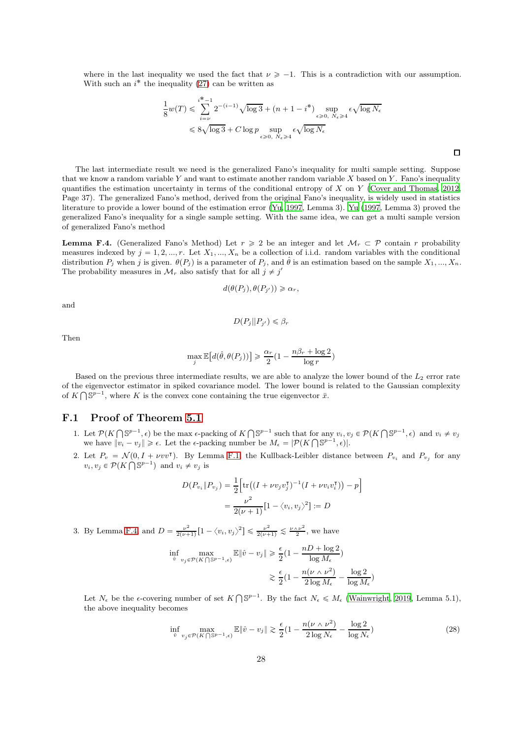where in the last inequality we used the fact that $\nu \geqslant -1$. This is a contradiction with our assumption. With such an $i^*$ the inequality (27) can be written as

$$
\begin{aligned}
\frac{1}{8}w(T) &\leqslant \sum_{i=\nu}^{i^*-1} 2^{-(i-1)}\sqrt{\log 3} + (n+1-i^*) \sup_{\epsilon \geqslant 0,\ N_\epsilon \geqslant 4} \epsilon\sqrt{\log N_\epsilon} \\
&\leqslant 8\sqrt{\log 3} + C\log p \sup_{\epsilon \geqslant 0,\ N_\epsilon \geqslant 4} \epsilon\sqrt{\log N_\epsilon}
\end{aligned}
$$

□

The last intermediate result we need is the generalized Fano's inequality for multi sample setting. Suppose that we know a random variable $Y$ and want to estimate another random variable $X$ based on $Y$. Fano's inequality quantifies the estimation uncertainty in terms of the conditional entropy of $X$ on $Y$ (Cover and Thomas, 2012, Page 37). The generalized Fano's method, derived from the original Fano's inequality, is widely used in statistics literature to provide a lower bound of the estimation error (Yu, 1997, Lemma 3). Yu (1997, Lemma 3) proved the generalized Fano's inequality for a single sample setting. With the same idea, we can get a multi sample version of generalized Fano's method

**Lemma F.4.** (Generalized Fano's Method) Let $r \geqslant 2$ be an integer and let $\mathcal{M}_r \subset \mathcal{P}$ contain $r$ probability measures indexed by $j = 1, 2, ..., r$. Let $X_1, ..., X_n$ be a collection of i.i.d. random variables with the conditional distribution $P_j$ when $j$ is given. $\theta(P_j)$ is a parameter of $P_j$, and $\hat{\theta}$ is an estimation based on the sample $X_1, ..., X_n$. The probability measures in $\mathcal{M}_r$ also satisfy that for all $j \neq j'$

$$
d(\theta(P_j), \theta(P_{j'})) \geqslant \alpha_r,
$$

and

$$
D(P_j || P_{j'}) \leqslant \beta_r
$$

Then

$$
\max_j \mathbb{E}\big[d(\hat{\theta}, \theta(P_j))\big] \geqslant \frac{\alpha_r}{2}\Big(1 - \frac{n\beta_r + \log 2}{\log r}\Big)
$$

Based on the previous three intermediate results, we are able to analyze the lower bound of the $L_2$ error rate of the eigenvector estimator in spiked covariance model. The lower bound is related to the Gaussian complexity of $K \bigcap \mathbb{S}^{p-1}$, where $K$ is the convex cone containing the true eigenvector $\bar{x}$.

## F.1 Proof of Theorem 5.1

1. Let $\mathcal{P}(K \bigcap \mathbb{S}^{p-1}, \epsilon)$ be the max $\epsilon$-packing of $K \bigcap \mathbb{S}^{p-1}$ such that for any $v_i, v_j \in \mathcal{P}(K \bigcap \mathbb{S}^{p-1}, \epsilon)$ and $v_i \neq v_j$ we have $\|v_i - v_j\| \geqslant \epsilon$. Let the $\epsilon$-packing number be $M_\epsilon = |\mathcal{P}(K \bigcap \mathbb{S}^{p-1}, \epsilon)|$.

2. Let $P_v = \mathcal{N}(0, I + \nu vv^\intercal)$. By Lemma F.1, the Kullback-Leibler distance between $P_{v_i}$ and $P_{v_j}$ for any $v_i, v_j \in \mathcal{P}(K \bigcap \mathbb{S}^{p-1})$ and $v_i \neq v_j$ is

$$
\begin{aligned}
D(P_{v_i} \| P_{v_j}) &= \frac{1}{2}\Big[\mathrm{tr}\big((I + \nu v_j v_j^\intercal)^{-1}(I + \nu v_i v_i^\intercal)\big) - p\Big] \\
&= \frac{\nu^2}{2(\nu+1)}[1 - \langle v_i, v_j \rangle^2] := D
\end{aligned}
$$

3. By Lemma F.4 and $D = \frac{\nu^2}{2(\nu+1)}[1 - \langle v_i, v_j \rangle^2] \leqslant \frac{\nu^2}{2(\nu+1)} \lesssim \frac{\nu \wedge \nu^2}{2}$, we have

$$
\begin{aligned}
\inf_{\hat{v}} \max_{v_j \in \mathcal{P}(K \bigcap \mathbb{S}^{p-1}, \epsilon)} \mathbb{E}\|\hat{v} - v_j\| &\geqslant \frac{\epsilon}{2}\Big(1 - \frac{nD + \log 2}{\log M_\epsilon}\Big) \\
&\gtrsim \frac{\epsilon}{2}\Big(1 - \frac{n(\nu \wedge \nu^2)}{2\log M_\epsilon} - \frac{\log 2}{\log M_\epsilon}\Big)
\end{aligned}
$$

Let $N_\epsilon$ be the $\epsilon$-covering number of set $K \bigcap \mathbb{S}^{p-1}$. By the fact $N_\epsilon \leqslant M_\epsilon$ (Wainwright, 2019, Lemma 5.1), the above inequality becomes

$$
\inf_{\hat{v}} \max_{v_j \in \mathcal{P}(K \bigcap \mathbb{S}^{p-1}, \epsilon)} \mathbb{E}\|\hat{v} - v_j\| \gtrsim \frac{\epsilon}{2}\Big(1 - \frac{n(\nu \wedge \nu^2)}{2\log N_\epsilon} - \frac{\log 2}{\log N_\epsilon}\Big) \tag{28}
$$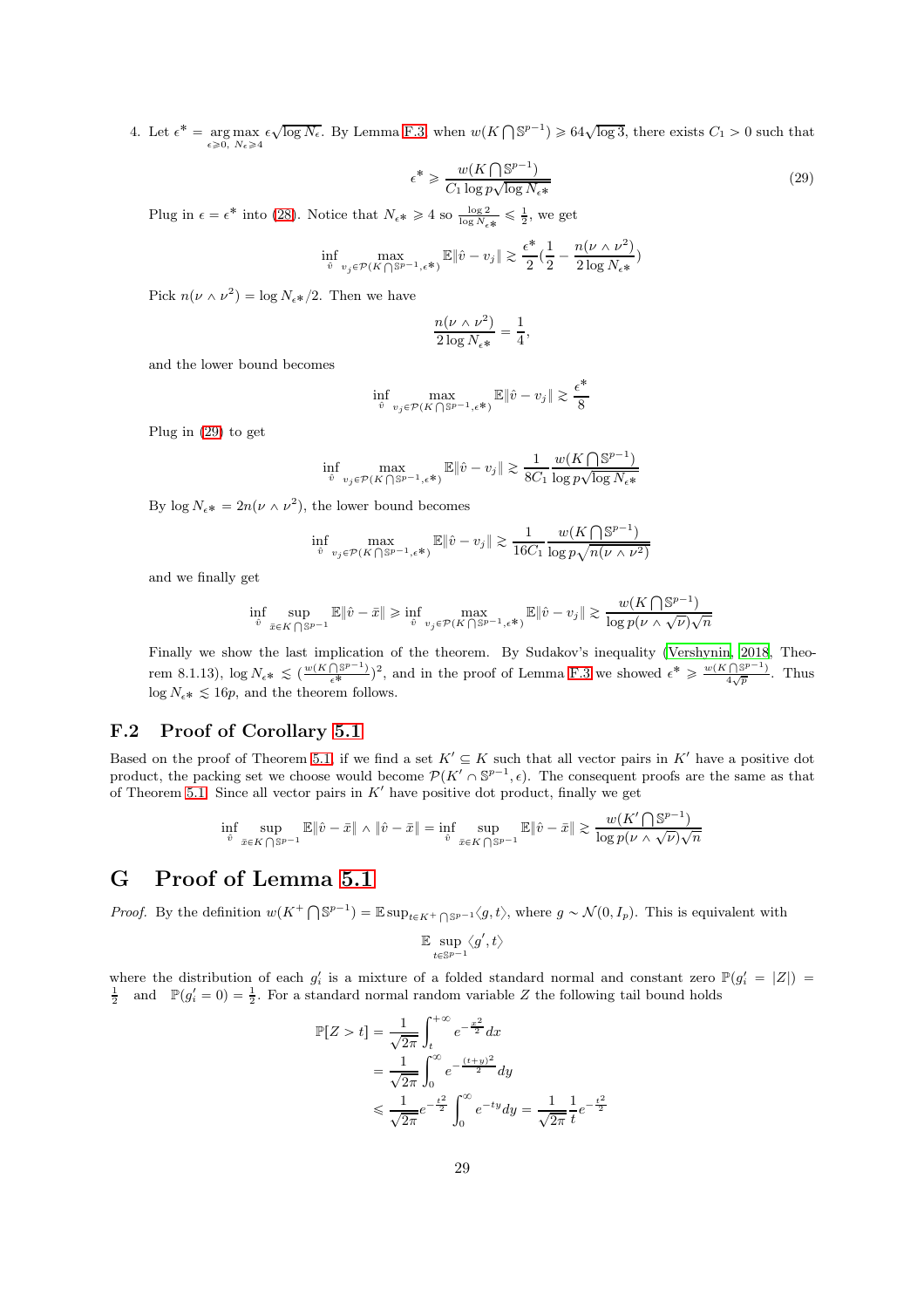4. Let $\epsilon^* = \underset{\epsilon \geqslant 0,\ N_\epsilon \geqslant 4}{\arg\max}\ \epsilon\sqrt{\log N_\epsilon}$. By Lemma F.3, when $w(K \bigcap \mathbb{S}^{p-1}) \geqslant 64\sqrt{\log 3}$, there exists $C_1 > 0$ such that

$$\epsilon^* \geqslant \frac{w(K \bigcap \mathbb{S}^{p-1})}{C_1 \log p \sqrt{\log N_{\epsilon^*}}} \tag{29}$$

Plug in $\epsilon = \epsilon^*$ into (28). Notice that $N_{\epsilon^*} \geqslant 4$ so $\frac{\log 2}{\log N_{\epsilon^*}} \leqslant \frac{1}{2}$, we get

$$\inf_{\hat{v}} \max_{v_j \in \mathcal{P}(K \bigcap \mathbb{S}^{p-1}, \epsilon^*)} \mathbb{E}\|\hat{v} - v_j\| \gtrsim \frac{\epsilon^*}{2}\left(\frac{1}{2} - \frac{n(\nu \wedge \nu^2)}{2\log N_{\epsilon^*}}\right)$$

Pick $n(\nu \wedge \nu^2) = \log N_{\epsilon^*}/2$. Then we have

$$\frac{n(\nu \wedge \nu^2)}{2\log N_{\epsilon^*}} = \frac{1}{4},$$

and the lower bound becomes

$$\inf_{\hat{v}} \max_{v_j \in \mathcal{P}(K \bigcap \mathbb{S}^{p-1}, \epsilon^*)} \mathbb{E}\|\hat{v} - v_j\| \gtrsim \frac{\epsilon^*}{8}$$

Plug in (29) to get

$$\inf_{\hat{v}} \max_{v_j \in \mathcal{P}(K \bigcap \mathbb{S}^{p-1}, \epsilon^*)} \mathbb{E}\|\hat{v} - v_j\| \gtrsim \frac{1}{8C_1} \frac{w(K \bigcap \mathbb{S}^{p-1})}{\log p \sqrt{\log N_{\epsilon^*}}}$$

By $\log N_{\epsilon^*} = 2n(\nu \wedge \nu^2)$, the lower bound becomes

$$\inf_{\hat{v}} \max_{v_j \in \mathcal{P}(K \bigcap \mathbb{S}^{p-1}, \epsilon^*)} \mathbb{E}\|\hat{v} - v_j\| \gtrsim \frac{1}{16C_1} \frac{w(K \bigcap \mathbb{S}^{p-1})}{\log p \sqrt{n(\nu \wedge \nu^2)}}$$

and we finally get

$$\inf_{\hat{v}} \sup_{\bar{x} \in K \bigcap \mathbb{S}^{p-1}} \mathbb{E}\|\hat{v} - \bar{x}\| \geqslant \inf_{\hat{v}} \max_{v_j \in \mathcal{P}(K \bigcap \mathbb{S}^{p-1}, \epsilon^*)} \mathbb{E}\|\hat{v} - v_j\| \gtrsim \frac{w(K \bigcap \mathbb{S}^{p-1})}{\log p (\nu \wedge \sqrt{\nu})\sqrt{n}}$$

Finally we show the last implication of the theorem. By Sudakov's inequality (Vershynin, 2018, Theorem 8.1.13), $\log N_{\epsilon^*} \lesssim (\frac{w(K \bigcap \mathbb{S}^{p-1})}{\epsilon^*})^2$, and in the proof of Lemma F.3 we showed $\epsilon^* \geqslant \frac{w(K \bigcap \mathbb{S}^{p-1})}{4\sqrt{p}}$. Thus $\log N_{\epsilon^*} \lesssim 16p$, and the theorem follows.

## F.2 Proof of Corollary 5.1

Based on the proof of Theorem 5.1, if we find a set $K' \subseteq K$ such that all vector pairs in $K'$ have a positive dot product, the packing set we choose would become $\mathcal{P}(K' \cap \mathbb{S}^{p-1}, \epsilon)$. The consequent proofs are the same as that of Theorem 5.1. Since all vector pairs in $K'$ have positive dot product, finally we get

$$\inf_{\hat{v}} \sup_{\bar{x} \in K \bigcap \mathbb{S}^{p-1}} \mathbb{E}\|\hat{v} - \bar{x}\| \wedge \|\hat{v} - \bar{x}\| = \inf_{\hat{v}} \sup_{\bar{x} \in K \bigcap \mathbb{S}^{p-1}} \mathbb{E}\|\hat{v} - \bar{x}\| \gtrsim \frac{w(K' \bigcap \mathbb{S}^{p-1})}{\log p (\nu \wedge \sqrt{\nu})\sqrt{n}}$$

# G Proof of Lemma 5.1

*Proof.* By the definition $w(K^+ \bigcap \mathbb{S}^{p-1}) = \mathbb{E}\sup_{t \in K^+ \bigcap \mathbb{S}^{p-1}} \langle g, t \rangle$, where $g \sim \mathcal{N}(0, I_p)$. This is equivalent with

$$\mathbb{E} \sup_{t \in \mathbb{S}^{p-1}} \langle g', t \rangle$$

where the distribution of each $g_i'$ is a mixture of a folded standard normal and constant zero $\mathbb{P}(g_i' = |Z|) = \frac{1}{2}$ and $\mathbb{P}(g_i' = 0) = \frac{1}{2}$. For a standard normal random variable $Z$ the following tail bound holds

$$\begin{aligned}
\mathbb{P}[Z > t] &= \frac{1}{\sqrt{2\pi}} \int_t^{+\infty} e^{-\frac{x^2}{2}} dx \\
&= \frac{1}{\sqrt{2\pi}} \int_0^{\infty} e^{-\frac{(t+y)^2}{2}} dy \\
&\leqslant \frac{1}{\sqrt{2\pi}} e^{-\frac{t^2}{2}} \int_0^{\infty} e^{-ty} dy = \frac{1}{\sqrt{2\pi}} \frac{1}{t} e^{-\frac{t^2}{2}}
\end{aligned}$$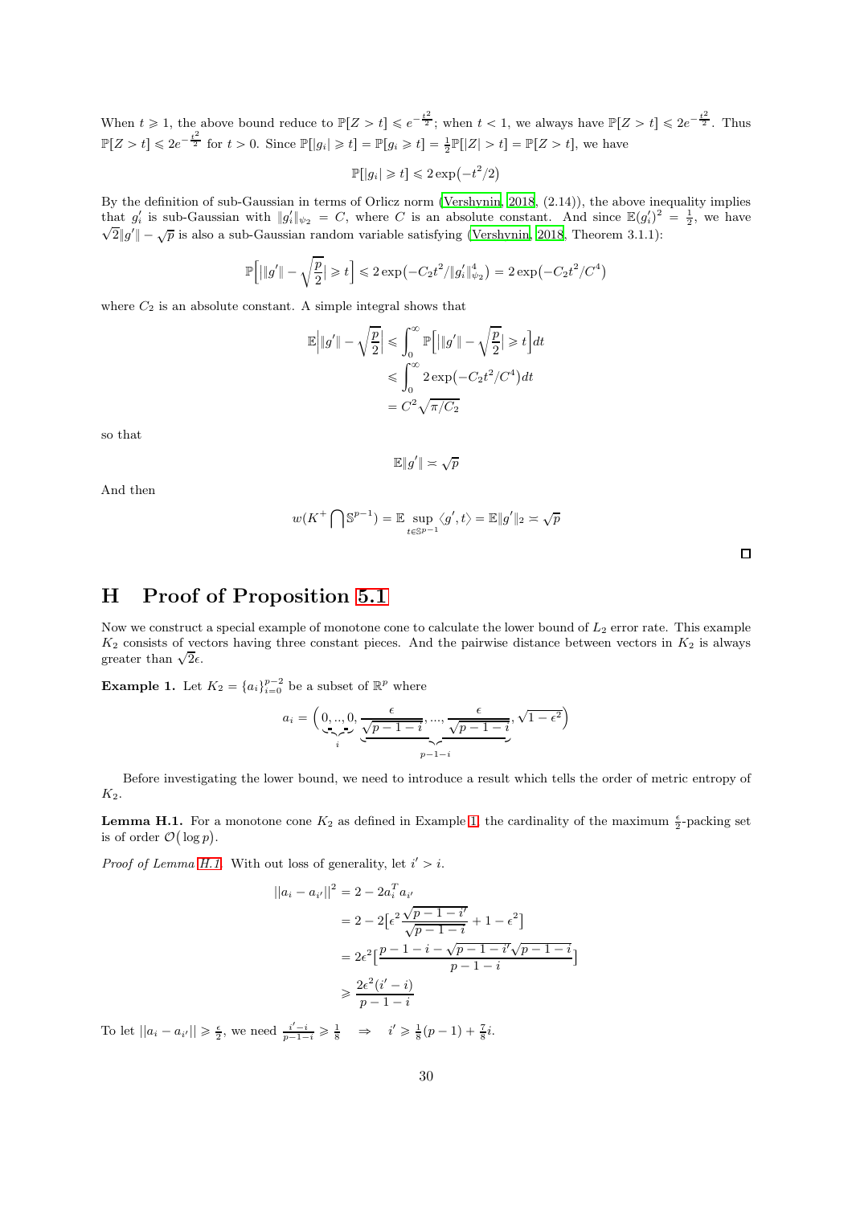When $t \geqslant 1$, the above bound reduce to $\mathbb{P}[Z > t] \leqslant e^{-\frac{t^2}{2}}$; when $t < 1$, we always have $\mathbb{P}[Z > t] \leqslant 2e^{-\frac{t^2}{2}}$. Thus $\mathbb{P}[Z > t] \leqslant 2e^{-\frac{t^2}{2}}$ for $t > 0$. Since $\mathbb{P}[|g_i| \geqslant t] = \mathbb{P}[g_i \geqslant t] = \frac{1}{2}\mathbb{P}[|Z| > t] = \mathbb{P}[Z > t]$, we have

$$\mathbb{P}[|g_i| \geqslant t] \leqslant 2\exp\bigl(-t^2/2\bigr)$$

By the definition of sub-Gaussian in terms of Orlicz norm (Vershynin, 2018, (2.14)), the above inequality implies that $g_i'$ is sub-Gaussian with $\|g_i'\|_{\psi_2} = C$, where $C$ is an absolute constant. And since $\mathbb{E}(g_i')^2 = \frac{1}{2}$, we have $\sqrt{2}\|g'\| - \sqrt{p}$ is also a sub-Gaussian random variable satisfying (Vershynin, 2018, Theorem 3.1.1):

$$\mathbb{P}\Bigl[\bigl|\|g'\| - \sqrt{\frac{p}{2}}\bigr| \geqslant t\Bigr] \leqslant 2\exp\bigl(-C_2 t^2/\|g_i'\|_{\psi_2}^4\bigr) = 2\exp\bigl(-C_2 t^2/C^4\bigr)$$

where $C_2$ is an absolute constant. A simple integral shows that

$$\begin{aligned}
\mathbb{E}\Bigl|\|g'\| - \sqrt{\frac{p}{2}}\Bigr| &\leqslant \int_0^\infty \mathbb{P}\Bigl[\bigl|\|g'\| - \sqrt{\frac{p}{2}}\bigr| \geqslant t\Bigr]dt \\
&\leqslant \int_0^\infty 2\exp\bigl(-C_2 t^2/C^4\bigr)dt \\
&= C^2\sqrt{\pi/C_2}
\end{aligned}$$

so that

$$\mathbb{E}\|g'\| \asymp \sqrt{p}$$

And then

$$w(K^+ \bigcap \mathbb{S}^{p-1}) = \mathbb{E}\sup_{t \in \mathbb{S}^{p-1}} \langle g', t\rangle = \mathbb{E}\|g'\|_2 \asymp \sqrt{p}$$

□

# H Proof of Proposition 5.1

Now we construct a special example of monotone cone to calculate the lower bound of $L_2$ error rate. This example $K_2$ consists of vectors having three constant pieces. And the pairwise distance between vectors in $K_2$ is always greater than $\sqrt{2}\epsilon$.

**Example 1.** Let $K_2 = \{a_i\}_{i=0}^{p-2}$ be a subset of $\mathbb{R}^p$ where

$$a_i = \Bigl(\underbrace{0, .., 0}_{i}, \underbrace{\frac{\epsilon}{\sqrt{p-1-i}}, ..., \frac{\epsilon}{\sqrt{p-1-i}}}_{p-1-i}, \sqrt{1-\epsilon^2}\Bigr)$$

Before investigating the lower bound, we need to introduce a result which tells the order of metric entropy of $K_2$.

**Lemma H.1.** For a monotone cone $K_2$ as defined in Example 1, the cardinality of the maximum $\frac{\epsilon}{2}$-packing set is of order $\mathcal{O}\bigl(\log p\bigr)$.

*Proof of Lemma H.1.* With out loss of generality, let $i' > i$.

$$\begin{aligned}
||a_i - a_{i'}||^2 &= 2 - 2a_i^T a_{i'} \\
&= 2 - 2\bigl[\epsilon^2 \frac{\sqrt{p-1-i'}}{\sqrt{p-1-i}} + 1 - \epsilon^2\bigr] \\
&= 2\epsilon^2\bigl[\frac{p-1-i-\sqrt{p-1-i'}\sqrt{p-1-i}}{p-1-i}\bigr] \\
&\geqslant \frac{2\epsilon^2(i'-i)}{p-1-i}
\end{aligned}$$

To let $||a_i - a_{i'}|| \geqslant \frac{\epsilon}{2}$, we need $\frac{i'-i}{p-1-i} \geqslant \frac{1}{8} \quad \Rightarrow \quad i' \geqslant \frac{1}{8}(p-1) + \frac{7}{8}i$.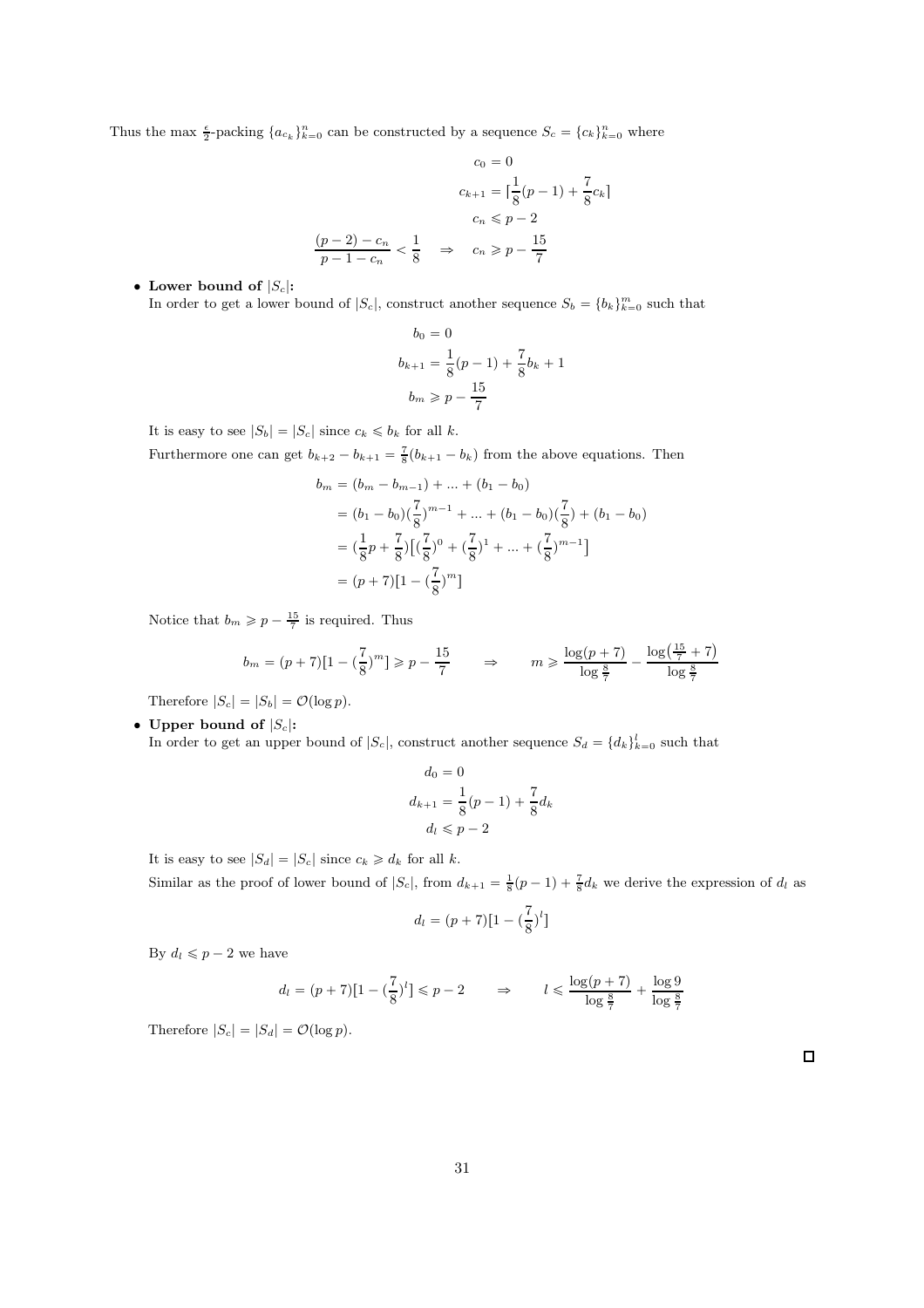Thus the max $\frac{\epsilon}{2}$-packing $\{a_{c_k}\}_{k=0}^{n}$ can be constructed by a sequence $S_c = \{c_k\}_{k=0}^{n}$ where

$$
\begin{aligned}
c_0 &= 0 \\
c_{k+1} &= \lceil \frac{1}{8}(p-1) + \frac{7}{8}c_k \rceil \\
c_n &\leqslant p-2 \\
\frac{(p-2)-c_n}{p-1-c_n} < \frac{1}{8} \quad &\Rightarrow \quad c_n \geqslant p - \frac{15}{7}
\end{aligned}
$$

- **Lower bound of $|S_c|$:**
  In order to get a lower bound of $|S_c|$, construct another sequence $S_b = \{b_k\}_{k=0}^{m}$ such that

$$
\begin{aligned}
b_0 &= 0 \\
b_{k+1} &= \frac{1}{8}(p-1) + \frac{7}{8}b_k + 1 \\
b_m &\geqslant p - \frac{15}{7}
\end{aligned}
$$

  It is easy to see $|S_b| = |S_c|$ since $c_k \leqslant b_k$ for all $k$.

  Furthermore one can get $b_{k+2} - b_{k+1} = \frac{7}{8}(b_{k+1} - b_k)$ from the above equations. Then

$$
\begin{aligned}
b_m &= (b_m - b_{m-1}) + \dots + (b_1 - b_0) \\
&= (b_1 - b_0)(\frac{7}{8})^{m-1} + \dots + (b_1 - b_0)(\frac{7}{8}) + (b_1 - b_0) \\
&= (\frac{1}{8}p + \frac{7}{8})\big[(\frac{7}{8})^0 + (\frac{7}{8})^1 + \dots + (\frac{7}{8})^{m-1}\big] \\
&= (p+7)[1 - (\frac{7}{8})^m]
\end{aligned}
$$

  Notice that $b_m \geqslant p - \frac{15}{7}$ is required. Thus

$$
b_m = (p+7)[1 - (\frac{7}{8})^m] \geqslant p - \frac{15}{7} \qquad \Rightarrow \qquad m \geqslant \frac{\log(p+7)}{\log\frac{8}{7}} - \frac{\log\big(\frac{15}{7}+7\big)}{\log\frac{8}{7}}
$$

  Therefore $|S_c| = |S_b| = \mathcal{O}(\log p)$.

- **Upper bound of $|S_c|$:**
  In order to get an upper bound of $|S_c|$, construct another sequence $S_d = \{d_k\}_{k=0}^{l}$ such that

$$
\begin{aligned}
d_0 &= 0 \\
d_{k+1} &= \frac{1}{8}(p-1) + \frac{7}{8}d_k \\
d_l &\leqslant p-2
\end{aligned}
$$

  It is easy to see $|S_d| = |S_c|$ since $c_k \geqslant d_k$ for all $k$.

  Similar as the proof of lower bound of $|S_c|$, from $d_{k+1} = \frac{1}{8}(p-1) + \frac{7}{8}d_k$ we derive the expression of $d_l$ as

$$
d_l = (p+7)[1 - (\frac{7}{8})^l]
$$

  By $d_l \leqslant p-2$ we have

$$
d_l = (p+7)[1 - (\frac{7}{8})^l] \leqslant p-2 \qquad \Rightarrow \qquad l \leqslant \frac{\log(p+7)}{\log\frac{8}{7}} + \frac{\log 9}{\log\frac{8}{7}}
$$

  Therefore $|S_c| = |S_d| = \mathcal{O}(\log p)$.

□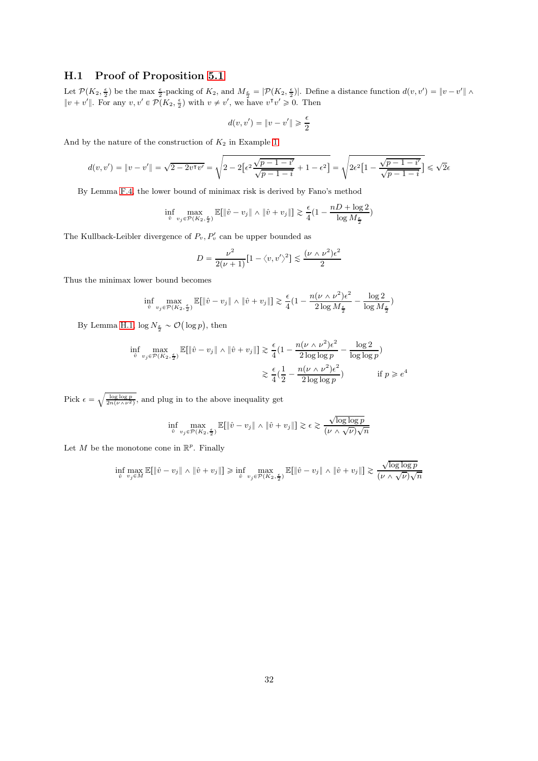## H.1 Proof of Proposition 5.1

Let $\mathcal{P}(K_2, \frac{\epsilon}{2})$ be the max $\frac{\epsilon}{2}$-packing of $K_2$, and $M_{\frac{\epsilon}{2}} = |\mathcal{P}(K_2, \frac{\epsilon}{2})|$. Define a distance function $d(v, v') = \|v - v'\| \wedge \|v + v'\|$. For any $v, v' \in \mathcal{P}(K_2, \frac{\epsilon}{2})$ with $v \neq v'$, we have $v^\intercal v' \geqslant 0$. Then

$$d(v, v') = \|v - v'\| \geqslant \frac{\epsilon}{2}$$

And by the nature of the construction of $K_2$ in Example 1

$$d(v, v') = \|v - v'\| = \sqrt{2 - 2v^\intercal v'} = \sqrt{2 - 2\big[\epsilon^2 \frac{\sqrt{p-1-i'}}{\sqrt{p-1-i}} + 1 - \epsilon^2\big]} = \sqrt{2\epsilon^2\big[1 - \frac{\sqrt{p-1-i'}}{\sqrt{p-1-i}}\big]} \leqslant \sqrt{2}\epsilon$$

By Lemma F.4, the lower bound of minimax risk is derived by Fano's method

$$\inf_{\hat{v}} \max_{v_j \in \mathcal{P}(K_2, \frac{\epsilon}{2})} \mathbb{E}[\|\hat{v} - v_j\| \wedge \|\hat{v} + v_j\|] \gtrsim \frac{\epsilon}{4}(1 - \frac{nD + \log 2}{\log M_{\frac{\epsilon}{2}}})$$

The Kullback-Leibler divergence of $P_v, P_v'$ can be upper bounded as

$$D = \frac{\nu^2}{2(\nu+1)}[1 - \langle v, v' \rangle^2] \lesssim \frac{(\nu \wedge \nu^2)\epsilon^2}{2}$$

Thus the minimax lower bound becomes

$$\inf_{\hat{v}} \max_{v_j \in \mathcal{P}(K_2, \frac{\epsilon}{2})} \mathbb{E}[\|\hat{v} - v_j\| \wedge \|\hat{v} + v_j\|] \gtrsim \frac{\epsilon}{4}(1 - \frac{n(\nu \wedge \nu^2)\epsilon^2}{2\log M_{\frac{\epsilon}{2}}} - \frac{\log 2}{\log M_{\frac{\epsilon}{2}}})$$

By Lemma H.1, $\log N_{\frac{\epsilon}{2}} \sim \mathcal{O}(\log p)$, then

$$\begin{aligned}
\inf_{\hat{v}} \max_{v_j \in \mathcal{P}(K_2, \frac{\epsilon}{2})} \mathbb{E}[\|\hat{v} - v_j\| \wedge \|\hat{v} + v_j\|] &\gtrsim \frac{\epsilon}{4}(1 - \frac{n(\nu \wedge \nu^2)\epsilon^2}{2\log\log p} - \frac{\log 2}{\log\log p}) \\
&\gtrsim \frac{\epsilon}{4}(\frac{1}{2} - \frac{n(\nu \wedge \nu^2)\epsilon^2}{2\log\log p}) \qquad \text{if } p \geqslant e^4
\end{aligned}$$

Pick $\epsilon = \sqrt{\frac{\log\log p}{2n(\nu \wedge \nu^2)}}$, and plug in to the above inequality get

$$\inf_{\hat{v}} \max_{v_j \in \mathcal{P}(K_2, \frac{\epsilon}{2})} \mathbb{E}[\|\hat{v} - v_j\| \wedge \|\hat{v} + v_j\|] \gtrsim \epsilon \gtrsim \frac{\sqrt{\log\log p}}{(\nu \wedge \sqrt{\nu})\sqrt{n}}$$

Let $M$ be the monotone cone in $\mathbb{R}^p$. Finally

$$\inf_{\hat{v}} \max_{v_j \in M} \mathbb{E}[\|\hat{v} - v_j\| \wedge \|\hat{v} + v_j\|] \geqslant \inf_{\hat{v}} \max_{v_j \in \mathcal{P}(K_2, \frac{\epsilon}{2})} \mathbb{E}[\|\hat{v} - v_j\| \wedge \|\hat{v} + v_j\|] \gtrsim \frac{\sqrt{\log\log p}}{(\nu \wedge \sqrt{\nu})\sqrt{n}}$$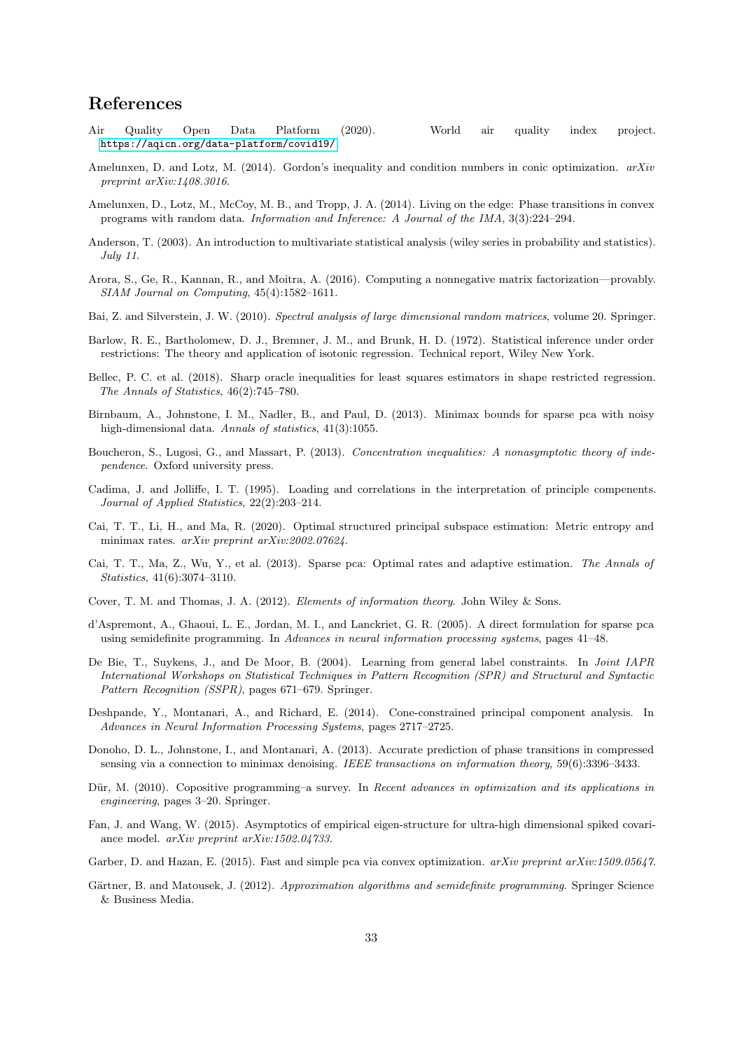## References

Air Quality Open Data Platform (2020). World air quality index project. https://aqicn.org/data-platform/covid19/

Amelunxen, D. and Lotz, M. (2014). Gordon's inequality and condition numbers in conic optimization. *arXiv preprint arXiv:1408.3016*.

Amelunxen, D., Lotz, M., McCoy, M. B., and Tropp, J. A. (2014). Living on the edge: Phase transitions in convex programs with random data. *Information and Inference: A Journal of the IMA*, 3(3):224–294.

Anderson, T. (2003). An introduction to multivariate statistical analysis (wiley series in probability and statistics). *July 11*.

Arora, S., Ge, R., Kannan, R., and Moitra, A. (2016). Computing a nonnegative matrix factorization—provably. *SIAM Journal on Computing*, 45(4):1582–1611.

Bai, Z. and Silverstein, J. W. (2010). *Spectral analysis of large dimensional random matrices*, volume 20. Springer.

Barlow, R. E., Bartholomew, D. J., Bremner, J. M., and Brunk, H. D. (1972). Statistical inference under order restrictions: The theory and application of isotonic regression. Technical report, Wiley New York.

Bellec, P. C. et al. (2018). Sharp oracle inequalities for least squares estimators in shape restricted regression. *The Annals of Statistics*, 46(2):745–780.

Birnbaum, A., Johnstone, I. M., Nadler, B., and Paul, D. (2013). Minimax bounds for sparse pca with noisy high-dimensional data. *Annals of statistics*, 41(3):1055.

Boucheron, S., Lugosi, G., and Massart, P. (2013). *Concentration inequalities: A nonasymptotic theory of independence*. Oxford university press.

Cadima, J. and Jolliffe, I. T. (1995). Loading and correlations in the interpretation of principle compenents. *Journal of Applied Statistics*, 22(2):203–214.

Cai, T. T., Li, H., and Ma, R. (2020). Optimal structured principal subspace estimation: Metric entropy and minimax rates. *arXiv preprint arXiv:2002.07624*.

Cai, T. T., Ma, Z., Wu, Y., et al. (2013). Sparse pca: Optimal rates and adaptive estimation. *The Annals of Statistics*, 41(6):3074–3110.

Cover, T. M. and Thomas, J. A. (2012). *Elements of information theory*. John Wiley & Sons.

d'Aspremont, A., Ghaoui, L. E., Jordan, M. I., and Lanckriet, G. R. (2005). A direct formulation for sparse pca using semidefinite programming. In *Advances in neural information processing systems*, pages 41–48.

De Bie, T., Suykens, J., and De Moor, B. (2004). Learning from general label constraints. In *Joint IAPR International Workshops on Statistical Techniques in Pattern Recognition (SPR) and Structural and Syntactic Pattern Recognition (SSPR)*, pages 671–679. Springer.

Deshpande, Y., Montanari, A., and Richard, E. (2014). Cone-constrained principal component analysis. In *Advances in Neural Information Processing Systems*, pages 2717–2725.

Donoho, D. L., Johnstone, I., and Montanari, A. (2013). Accurate prediction of phase transitions in compressed sensing via a connection to minimax denoising. *IEEE transactions on information theory*, 59(6):3396–3433.

Dür, M. (2010). Copositive programming–a survey. In *Recent advances in optimization and its applications in engineering*, pages 3–20. Springer.

Fan, J. and Wang, W. (2015). Asymptotics of empirical eigen-structure for ultra-high dimensional spiked covariance model. *arXiv preprint arXiv:1502.04733*.

Garber, D. and Hazan, E. (2015). Fast and simple pca via convex optimization. *arXiv preprint arXiv:1509.05647*.

Gärtner, B. and Matousek, J. (2012). *Approximation algorithms and semidefinite programming*. Springer Science & Business Media.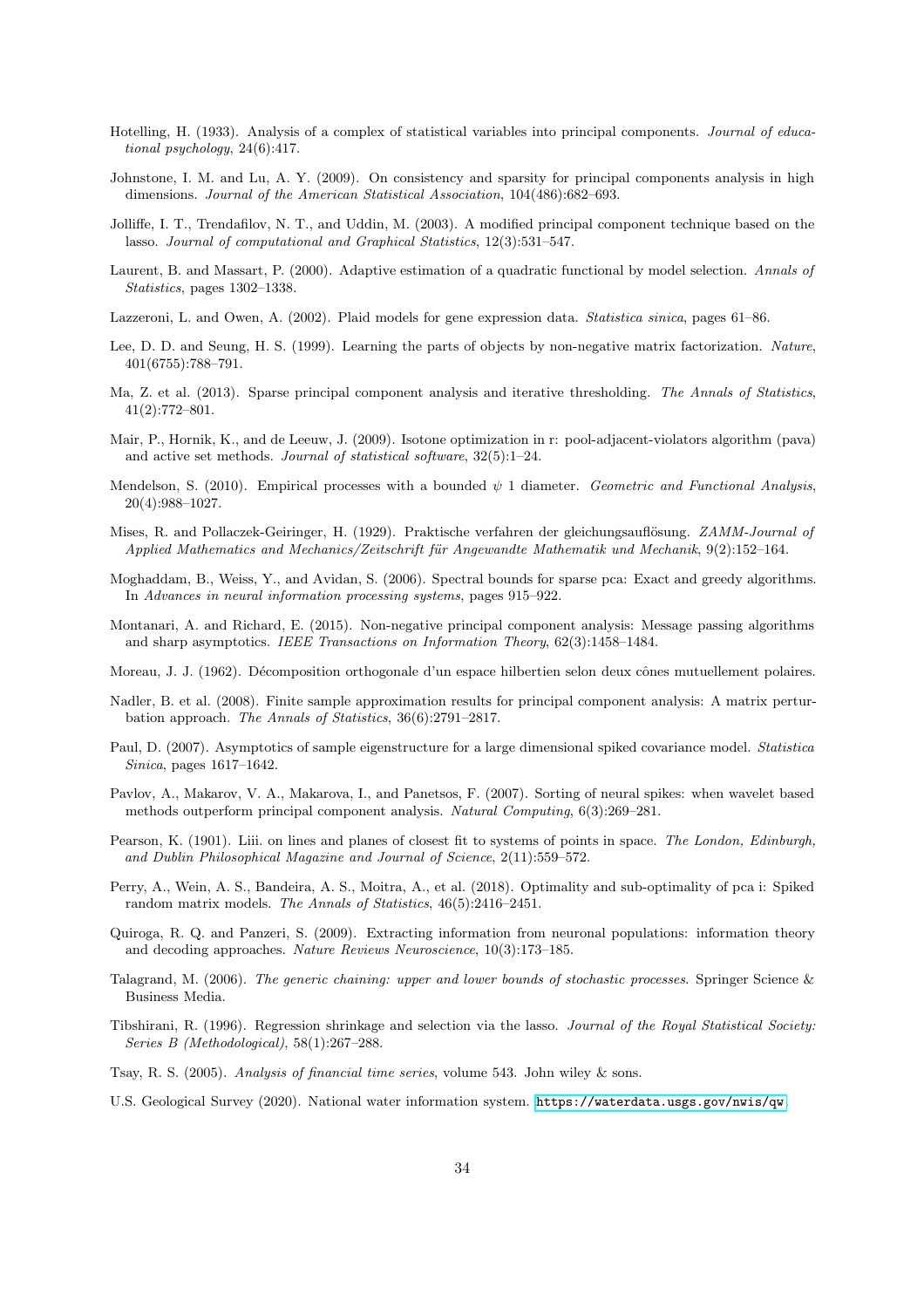Hotelling, H. (1933). Analysis of a complex of statistical variables into principal components. *Journal of educational psychology*, 24(6):417.

Johnstone, I. M. and Lu, A. Y. (2009). On consistency and sparsity for principal components analysis in high dimensions. *Journal of the American Statistical Association*, 104(486):682–693.

Jolliffe, I. T., Trendafilov, N. T., and Uddin, M. (2003). A modified principal component technique based on the lasso. *Journal of computational and Graphical Statistics*, 12(3):531–547.

Laurent, B. and Massart, P. (2000). Adaptive estimation of a quadratic functional by model selection. *Annals of Statistics*, pages 1302–1338.

Lazzeroni, L. and Owen, A. (2002). Plaid models for gene expression data. *Statistica sinica*, pages 61–86.

Lee, D. D. and Seung, H. S. (1999). Learning the parts of objects by non-negative matrix factorization. *Nature*, 401(6755):788–791.

Ma, Z. et al. (2013). Sparse principal component analysis and iterative thresholding. *The Annals of Statistics*, 41(2):772–801.

Mair, P., Hornik, K., and de Leeuw, J. (2009). Isotone optimization in r: pool-adjacent-violators algorithm (pava) and active set methods. *Journal of statistical software*, 32(5):1–24.

Mendelson, S. (2010). Empirical processes with a bounded $\psi$ 1 diameter. *Geometric and Functional Analysis*, 20(4):988–1027.

Mises, R. and Pollaczek-Geiringer, H. (1929). Praktische verfahren der gleichungsauflösung. *ZAMM-Journal of Applied Mathematics and Mechanics/Zeitschrift für Angewandte Mathematik und Mechanik*, 9(2):152–164.

Moghaddam, B., Weiss, Y., and Avidan, S. (2006). Spectral bounds for sparse pca: Exact and greedy algorithms. In *Advances in neural information processing systems*, pages 915–922.

Montanari, A. and Richard, E. (2015). Non-negative principal component analysis: Message passing algorithms and sharp asymptotics. *IEEE Transactions on Information Theory*, 62(3):1458–1484.

Moreau, J. J. (1962). Décomposition orthogonale d'un espace hilbertien selon deux cônes mutuellement polaires.

Nadler, B. et al. (2008). Finite sample approximation results for principal component analysis: A matrix perturbation approach. *The Annals of Statistics*, 36(6):2791–2817.

Paul, D. (2007). Asymptotics of sample eigenstructure for a large dimensional spiked covariance model. *Statistica Sinica*, pages 1617–1642.

Pavlov, A., Makarov, V. A., Makarova, I., and Panetsos, F. (2007). Sorting of neural spikes: when wavelet based methods outperform principal component analysis. *Natural Computing*, 6(3):269–281.

Pearson, K. (1901). Liii. on lines and planes of closest fit to systems of points in space. *The London, Edinburgh, and Dublin Philosophical Magazine and Journal of Science*, 2(11):559–572.

Perry, A., Wein, A. S., Bandeira, A. S., Moitra, A., et al. (2018). Optimality and sub-optimality of pca i: Spiked random matrix models. *The Annals of Statistics*, 46(5):2416–2451.

Quiroga, R. Q. and Panzeri, S. (2009). Extracting information from neuronal populations: information theory and decoding approaches. *Nature Reviews Neuroscience*, 10(3):173–185.

Talagrand, M. (2006). *The generic chaining: upper and lower bounds of stochastic processes*. Springer Science & Business Media.

Tibshirani, R. (1996). Regression shrinkage and selection via the lasso. *Journal of the Royal Statistical Society: Series B (Methodological)*, 58(1):267–288.

Tsay, R. S. (2005). *Analysis of financial time series*, volume 543. John wiley & sons.

U.S. Geological Survey (2020). National water information system. https://waterdata.usgs.gov/nwis/qw.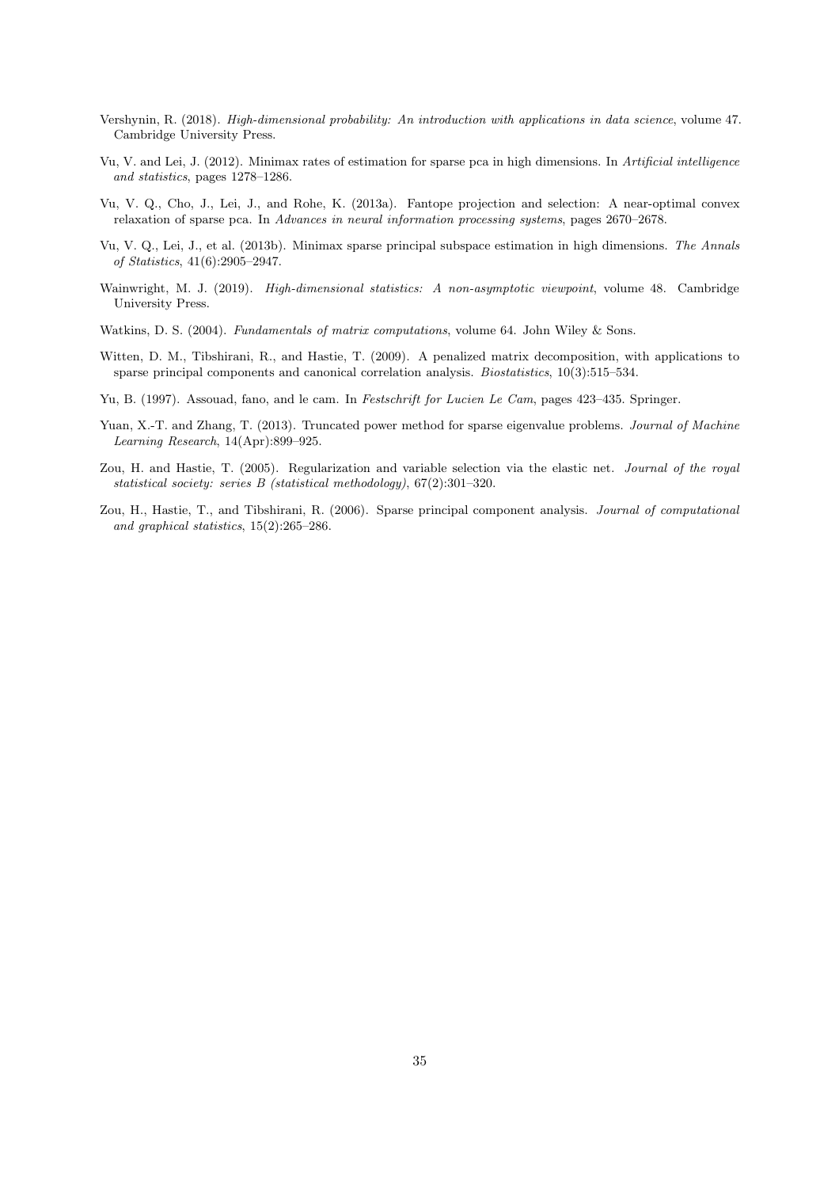Vershynin, R. (2018). *High-dimensional probability: An introduction with applications in data science*, volume 47. Cambridge University Press.

Vu, V. and Lei, J. (2012). Minimax rates of estimation for sparse pca in high dimensions. In *Artificial intelligence and statistics*, pages 1278–1286.

Vu, V. Q., Cho, J., Lei, J., and Rohe, K. (2013a). Fantope projection and selection: A near-optimal convex relaxation of sparse pca. In *Advances in neural information processing systems*, pages 2670–2678.

Vu, V. Q., Lei, J., et al. (2013b). Minimax sparse principal subspace estimation in high dimensions. *The Annals of Statistics*, 41(6):2905–2947.

Wainwright, M. J. (2019). *High-dimensional statistics: A non-asymptotic viewpoint*, volume 48. Cambridge University Press.

Watkins, D. S. (2004). *Fundamentals of matrix computations*, volume 64. John Wiley & Sons.

Witten, D. M., Tibshirani, R., and Hastie, T. (2009). A penalized matrix decomposition, with applications to sparse principal components and canonical correlation analysis. *Biostatistics*, 10(3):515–534.

Yu, B. (1997). Assouad, fano, and le cam. In *Festschrift for Lucien Le Cam*, pages 423–435. Springer.

Yuan, X.-T. and Zhang, T. (2013). Truncated power method for sparse eigenvalue problems. *Journal of Machine Learning Research*, 14(Apr):899–925.

Zou, H. and Hastie, T. (2005). Regularization and variable selection via the elastic net. *Journal of the royal statistical society: series B (statistical methodology)*, 67(2):301–320.

Zou, H., Hastie, T., and Tibshirani, R. (2006). Sparse principal component analysis. *Journal of computational and graphical statistics*, 15(2):265–286.